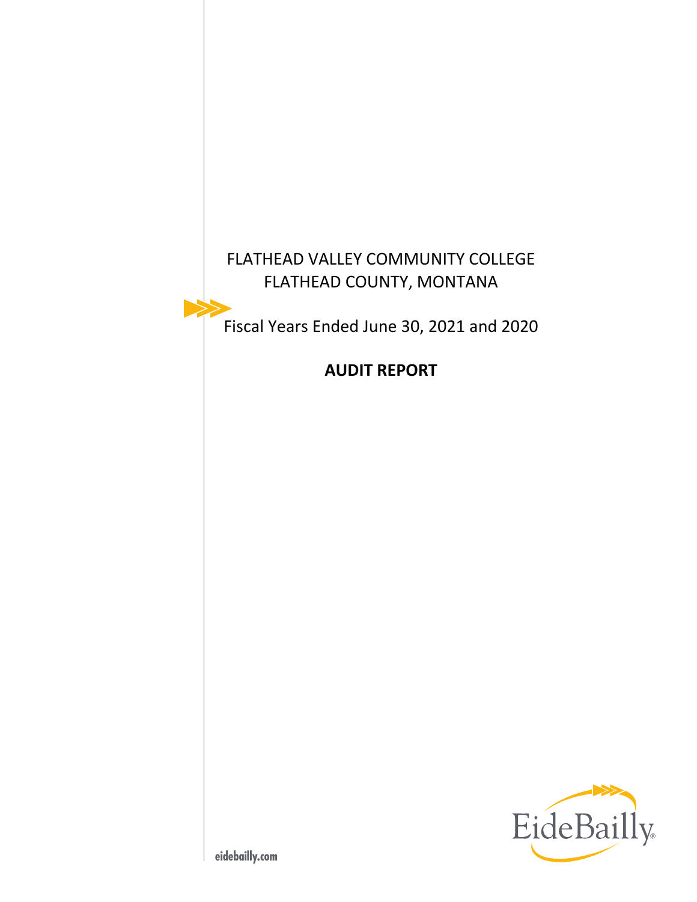# FLATHEAD VALLEY COMMUNITY COLLEGE
# FLATHEAD COUNTY, MONTANA

Fiscal Years Ended June 30, 2021 and 2020

**AUDIT REPORT**

EideBailly

eidebailly.com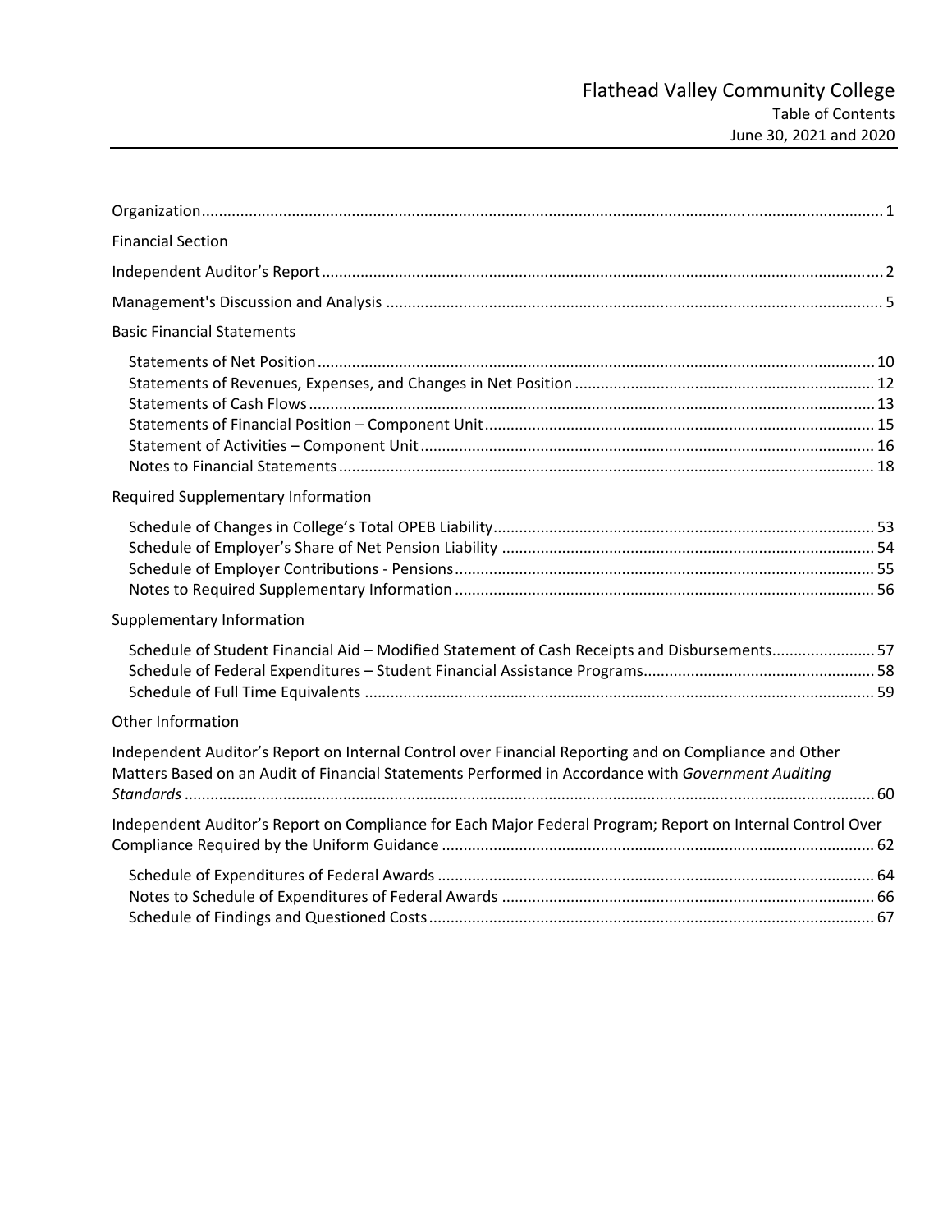# Flathead Valley Community College

Table of Contents
June 30, 2021 and 2020

| | |
|---|---|
| Organization | 1 |
| **Financial Section** | |
| Independent Auditor's Report | 2 |
| Management's Discussion and Analysis | 5 |
| **Basic Financial Statements** | |
| Statements of Net Position | 10 |
| Statements of Revenues, Expenses, and Changes in Net Position | 12 |
| Statements of Cash Flows | 13 |
| Statements of Financial Position – Component Unit | 15 |
| Statement of Activities – Component Unit | 16 |
| Notes to Financial Statements | 18 |
| **Required Supplementary Information** | |
| Schedule of Changes in College's Total OPEB Liability | 53 |
| Schedule of Employer's Share of Net Pension Liability | 54 |
| Schedule of Employer Contributions - Pensions | 55 |
| Notes to Required Supplementary Information | 56 |
| **Supplementary Information** | |
| Schedule of Student Financial Aid – Modified Statement of Cash Receipts and Disbursements | 57 |
| Schedule of Federal Expenditures – Student Financial Assistance Programs | 58 |
| Schedule of Full Time Equivalents | 59 |
| **Other Information** | |
| Independent Auditor's Report on Internal Control over Financial Reporting and on Compliance and Other Matters Based on an Audit of Financial Statements Performed in Accordance with *Government Auditing Standards* | 60 |
| Independent Auditor's Report on Compliance for Each Major Federal Program; Report on Internal Control Over Compliance Required by the Uniform Guidance | 62 |
| Schedule of Expenditures of Federal Awards | 64 |
| Notes to Schedule of Expenditures of Federal Awards | 66 |
| Schedule of Findings and Questioned Costs | 67 |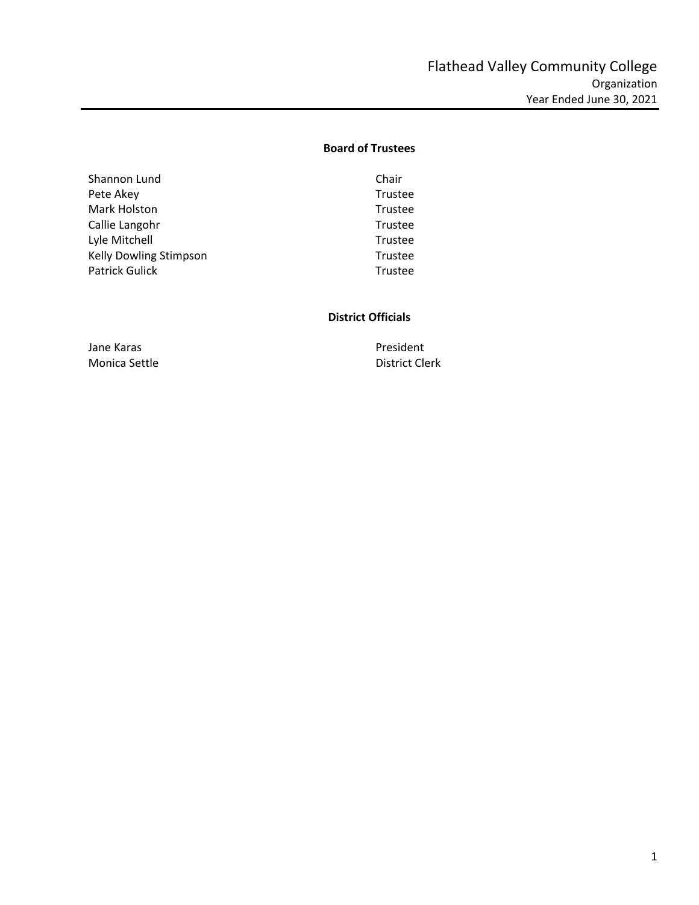# Flathead Valley Community College
## Organization
### Year Ended June 30, 2021

**Board of Trustees**

| Name | Title |
|---|---|
| Shannon Lund | Chair |
| Pete Akey | Trustee |
| Mark Holston | Trustee |
| Callie Langohr | Trustee |
| Lyle Mitchell | Trustee |
| Kelly Dowling Stimpson | Trustee |
| Patrick Gulick | Trustee |

**District Officials**

| Name | Title |
|---|---|
| Jane Karas | President |
| Monica Settle | District Clerk |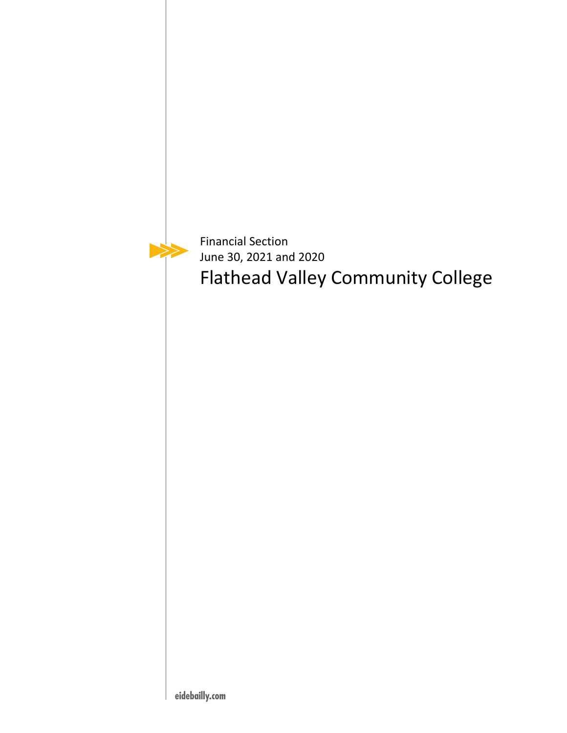Financial Section
June 30, 2021 and 2020

# Flathead Valley Community College

eidebailly.com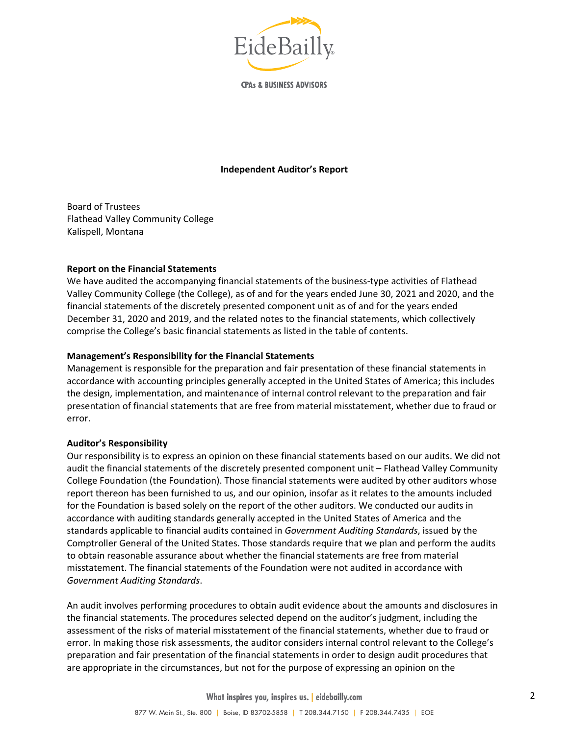**Independent Auditor's Report**

Board of Trustees
Flathead Valley Community College
Kalispell, Montana

**Report on the Financial Statements**

We have audited the accompanying financial statements of the business-type activities of Flathead Valley Community College (the College), as of and for the years ended June 30, 2021 and 2020, and the financial statements of the discretely presented component unit as of and for the years ended December 31, 2020 and 2019, and the related notes to the financial statements, which collectively comprise the College's basic financial statements as listed in the table of contents.

**Management's Responsibility for the Financial Statements**

Management is responsible for the preparation and fair presentation of these financial statements in accordance with accounting principles generally accepted in the United States of America; this includes the design, implementation, and maintenance of internal control relevant to the preparation and fair presentation of financial statements that are free from material misstatement, whether due to fraud or error.

**Auditor's Responsibility**

Our responsibility is to express an opinion on these financial statements based on our audits. We did not audit the financial statements of the discretely presented component unit – Flathead Valley Community College Foundation (the Foundation). Those financial statements were audited by other auditors whose report thereon has been furnished to us, and our opinion, insofar as it relates to the amounts included for the Foundation is based solely on the report of the other auditors. We conducted our audits in accordance with auditing standards generally accepted in the United States of America and the standards applicable to financial audits contained in *Government Auditing Standards*, issued by the Comptroller General of the United States. Those standards require that we plan and perform the audits to obtain reasonable assurance about whether the financial statements are free from material misstatement. The financial statements of the Foundation were not audited in accordance with *Government Auditing Standards*.

An audit involves performing procedures to obtain audit evidence about the amounts and disclosures in the financial statements. The procedures selected depend on the auditor's judgment, including the assessment of the risks of material misstatement of the financial statements, whether due to fraud or error. In making those risk assessments, the auditor considers internal control relevant to the College's preparation and fair presentation of the financial statements in order to design audit procedures that are appropriate in the circumstances, but not for the purpose of expressing an opinion on the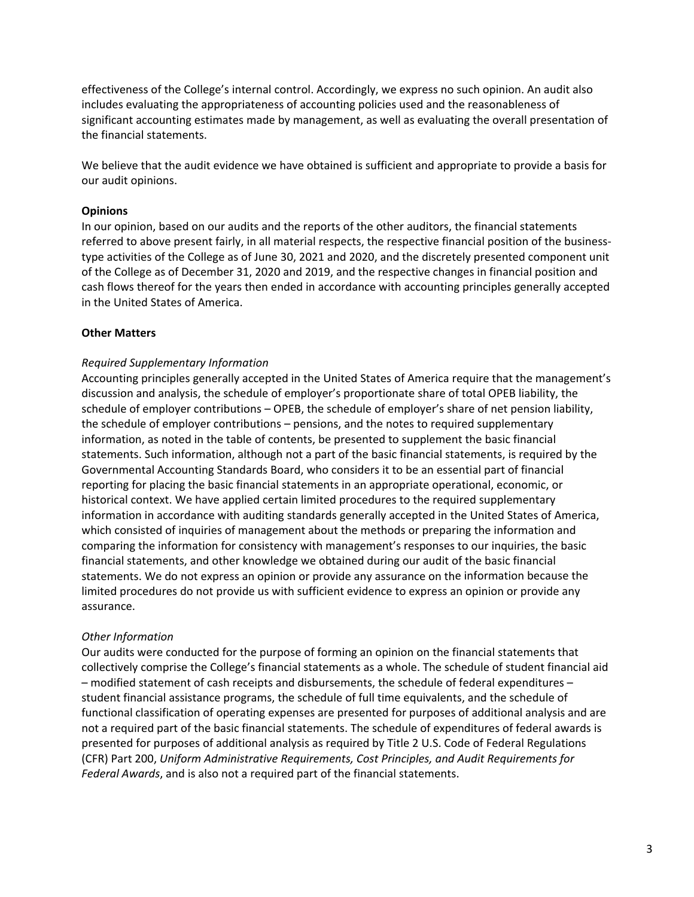effectiveness of the College's internal control. Accordingly, we express no such opinion. An audit also includes evaluating the appropriateness of accounting policies used and the reasonableness of significant accounting estimates made by management, as well as evaluating the overall presentation of the financial statements.

We believe that the audit evidence we have obtained is sufficient and appropriate to provide a basis for our audit opinions.

**Opinions**

In our opinion, based on our audits and the reports of the other auditors, the financial statements referred to above present fairly, in all material respects, the respective financial position of the business-type activities of the College as of June 30, 2021 and 2020, and the discretely presented component unit of the College as of December 31, 2020 and 2019, and the respective changes in financial position and cash flows thereof for the years then ended in accordance with accounting principles generally accepted in the United States of America.

**Other Matters**

*Required Supplementary Information*

Accounting principles generally accepted in the United States of America require that the management's discussion and analysis, the schedule of employer's proportionate share of total OPEB liability, the schedule of employer contributions – OPEB, the schedule of employer's share of net pension liability, the schedule of employer contributions – pensions, and the notes to required supplementary information, as noted in the table of contents, be presented to supplement the basic financial statements. Such information, although not a part of the basic financial statements, is required by the Governmental Accounting Standards Board, who considers it to be an essential part of financial reporting for placing the basic financial statements in an appropriate operational, economic, or historical context. We have applied certain limited procedures to the required supplementary information in accordance with auditing standards generally accepted in the United States of America, which consisted of inquiries of management about the methods or preparing the information and comparing the information for consistency with management's responses to our inquiries, the basic financial statements, and other knowledge we obtained during our audit of the basic financial statements. We do not express an opinion or provide any assurance on the information because the limited procedures do not provide us with sufficient evidence to express an opinion or provide any assurance.

*Other Information*

Our audits were conducted for the purpose of forming an opinion on the financial statements that collectively comprise the College's financial statements as a whole. The schedule of student financial aid – modified statement of cash receipts and disbursements, the schedule of federal expenditures – student financial assistance programs, the schedule of full time equivalents, and the schedule of functional classification of operating expenses are presented for purposes of additional analysis and are not a required part of the basic financial statements. The schedule of expenditures of federal awards is presented for purposes of additional analysis as required by Title 2 U.S. Code of Federal Regulations (CFR) Part 200, *Uniform Administrative Requirements, Cost Principles, and Audit Requirements for Federal Awards*, and is also not a required part of the financial statements.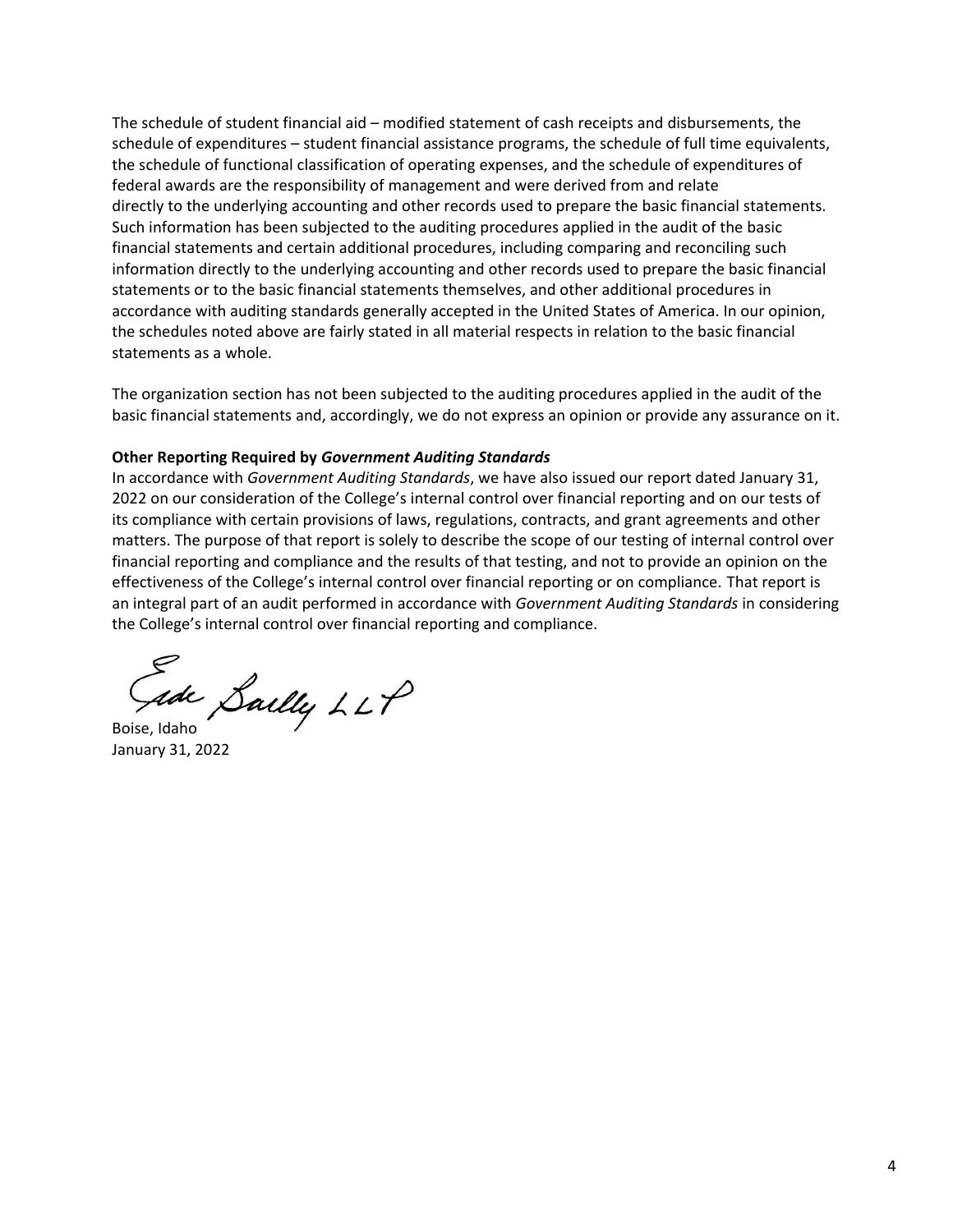The schedule of student financial aid – modified statement of cash receipts and disbursements, the schedule of expenditures – student financial assistance programs, the schedule of full time equivalents, the schedule of functional classification of operating expenses, and the schedule of expenditures of federal awards are the responsibility of management and were derived from and relate directly to the underlying accounting and other records used to prepare the basic financial statements. Such information has been subjected to the auditing procedures applied in the audit of the basic financial statements and certain additional procedures, including comparing and reconciling such information directly to the underlying accounting and other records used to prepare the basic financial statements or to the basic financial statements themselves, and other additional procedures in accordance with auditing standards generally accepted in the United States of America. In our opinion, the schedules noted above are fairly stated in all material respects in relation to the basic financial statements as a whole.

The organization section has not been subjected to the auditing procedures applied in the audit of the basic financial statements and, accordingly, we do not express an opinion or provide any assurance on it.

**Other Reporting Required by *Government Auditing Standards***

In accordance with *Government Auditing Standards*, we have also issued our report dated January 31, 2022 on our consideration of the College's internal control over financial reporting and on our tests of its compliance with certain provisions of laws, regulations, contracts, and grant agreements and other matters. The purpose of that report is solely to describe the scope of our testing of internal control over financial reporting and compliance and the results of that testing, and not to provide an opinion on the effectiveness of the College's internal control over financial reporting or on compliance. That report is an integral part of an audit performed in accordance with *Government Auditing Standards* in considering the College's internal control over financial reporting and compliance.

Eide Bailly LLP

Boise, Idaho
January 31, 2022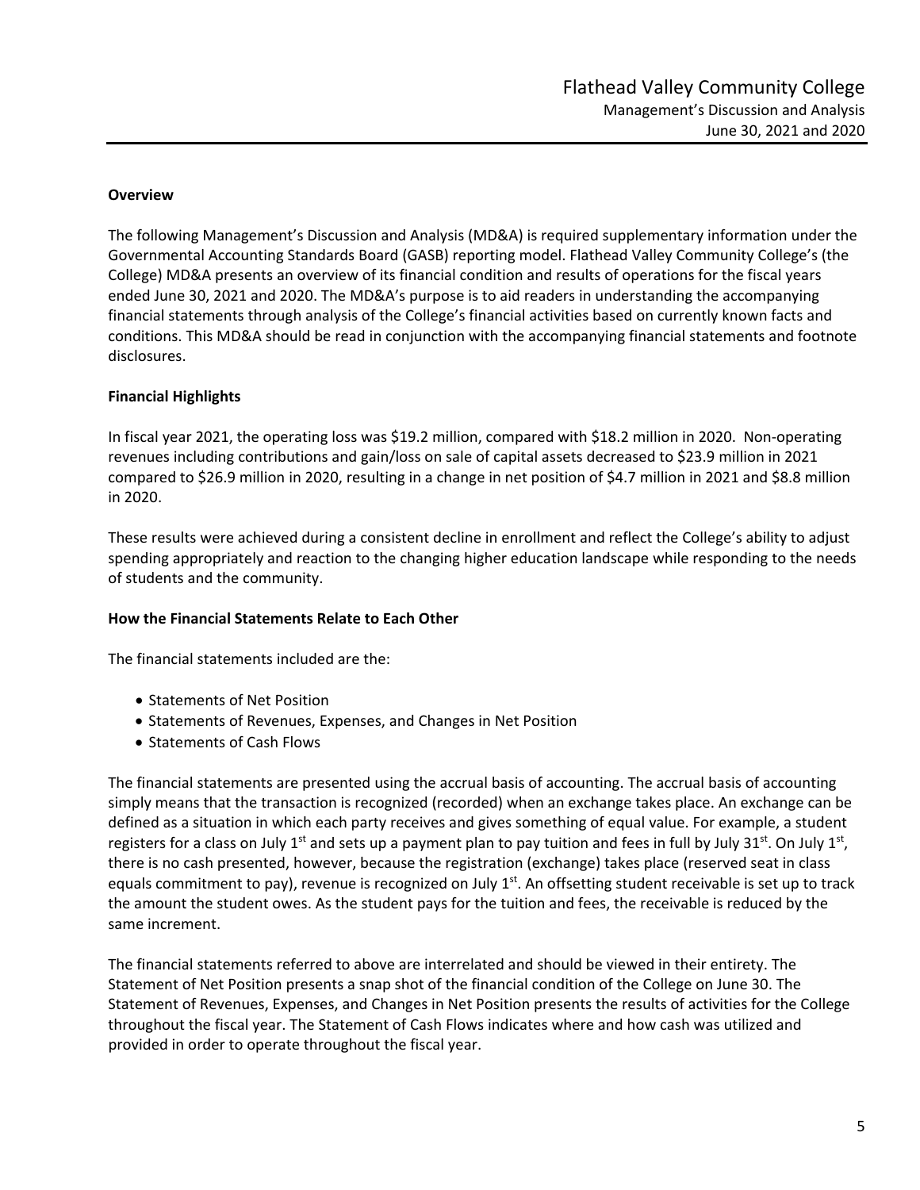## Overview

The following Management's Discussion and Analysis (MD&A) is required supplementary information under the Governmental Accounting Standards Board (GASB) reporting model. Flathead Valley Community College's (the College) MD&A presents an overview of its financial condition and results of operations for the fiscal years ended June 30, 2021 and 2020. The MD&A's purpose is to aid readers in understanding the accompanying financial statements through analysis of the College's financial activities based on currently known facts and conditions. This MD&A should be read in conjunction with the accompanying financial statements and footnote disclosures.

## Financial Highlights

In fiscal year 2021, the operating loss was $19.2 million, compared with $18.2 million in 2020. Non-operating revenues including contributions and gain/loss on sale of capital assets decreased to $23.9 million in 2021 compared to $26.9 million in 2020, resulting in a change in net position of $4.7 million in 2021 and $8.8 million in 2020.

These results were achieved during a consistent decline in enrollment and reflect the College's ability to adjust spending appropriately and reaction to the changing higher education landscape while responding to the needs of students and the community.

## How the Financial Statements Relate to Each Other

The financial statements included are the:

- Statements of Net Position
- Statements of Revenues, Expenses, and Changes in Net Position
- Statements of Cash Flows

The financial statements are presented using the accrual basis of accounting. The accrual basis of accounting simply means that the transaction is recognized (recorded) when an exchange takes place. An exchange can be defined as a situation in which each party receives and gives something of equal value. For example, a student registers for a class on July 1st and sets up a payment plan to pay tuition and fees in full by July 31st. On July 1st, there is no cash presented, however, because the registration (exchange) takes place (reserved seat in class equals commitment to pay), revenue is recognized on July 1st. An offsetting student receivable is set up to track the amount the student owes. As the student pays for the tuition and fees, the receivable is reduced by the same increment.

The financial statements referred to above are interrelated and should be viewed in their entirety. The Statement of Net Position presents a snap shot of the financial condition of the College on June 30. The Statement of Revenues, Expenses, and Changes in Net Position presents the results of activities for the College throughout the fiscal year. The Statement of Cash Flows indicates where and how cash was utilized and provided in order to operate throughout the fiscal year.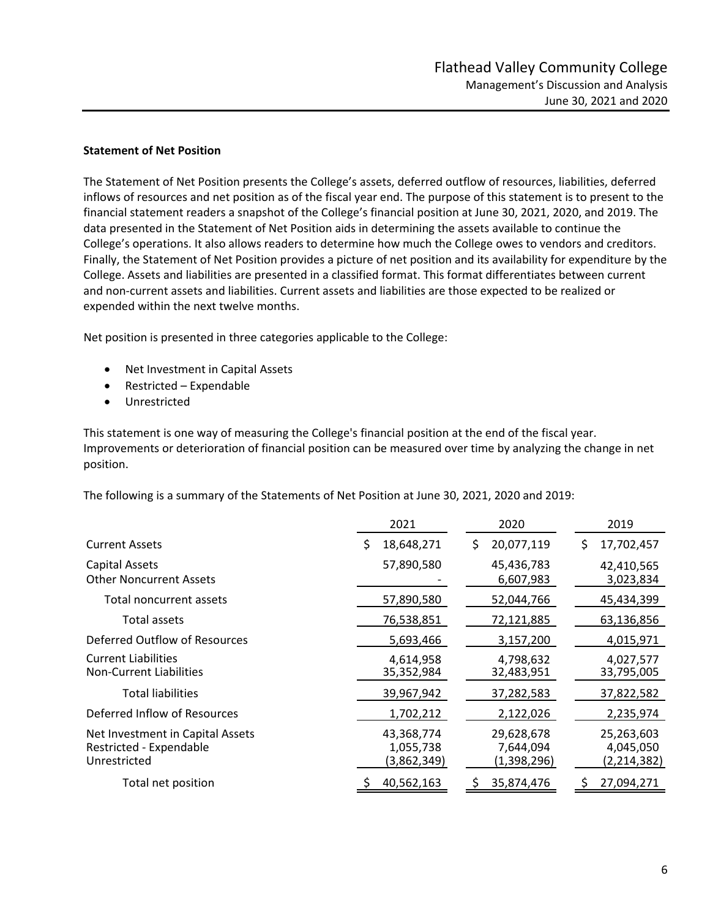## Statement of Net Position

The Statement of Net Position presents the College's assets, deferred outflow of resources, liabilities, deferred inflows of resources and net position as of the fiscal year end. The purpose of this statement is to present to the financial statement readers a snapshot of the College's financial position at June 30, 2021, 2020, and 2019. The data presented in the Statement of Net Position aids in determining the assets available to continue the College's operations. It also allows readers to determine how much the College owes to vendors and creditors. Finally, the Statement of Net Position provides a picture of net position and its availability for expenditure by the College. Assets and liabilities are presented in a classified format. This format differentiates between current and non-current assets and liabilities. Current assets and liabilities are those expected to be realized or expended within the next twelve months.

Net position is presented in three categories applicable to the College:

- Net Investment in Capital Assets
- Restricted – Expendable
- Unrestricted

This statement is one way of measuring the College's financial position at the end of the fiscal year. Improvements or deterioration of financial position can be measured over time by analyzing the change in net position.

The following is a summary of the Statements of Net Position at June 30, 2021, 2020 and 2019:

| | 2021 | 2020 | 2019 |
|---|---|---|---|
| Current Assets | $ 18,648,271 | $ 20,077,119 | $ 17,702,457 |
| Capital Assets | 57,890,580 | 45,436,783 | 42,410,565 |
| Other Noncurrent Assets | - | 6,607,983 | 3,023,834 |
| Total noncurrent assets | 57,890,580 | 52,044,766 | 45,434,399 |
| Total assets | 76,538,851 | 72,121,885 | 63,136,856 |
| Deferred Outflow of Resources | 5,693,466 | 3,157,200 | 4,015,971 |
| Current Liabilities | 4,614,958 | 4,798,632 | 4,027,577 |
| Non-Current Liabilities | 35,352,984 | 32,483,951 | 33,795,005 |
| Total liabilities | 39,967,942 | 37,282,583 | 37,822,582 |
| Deferred Inflow of Resources | 1,702,212 | 2,122,026 | 2,235,974 |
| Net Investment in Capital Assets | 43,368,774 | 29,628,678 | 25,263,603 |
| Restricted - Expendable | 1,055,738 | 7,644,094 | 4,045,050 |
| Unrestricted | (3,862,349) | (1,398,296) | (2,214,382) |
| Total net position | $ 40,562,163 | $ 35,874,476 | $ 27,094,271 |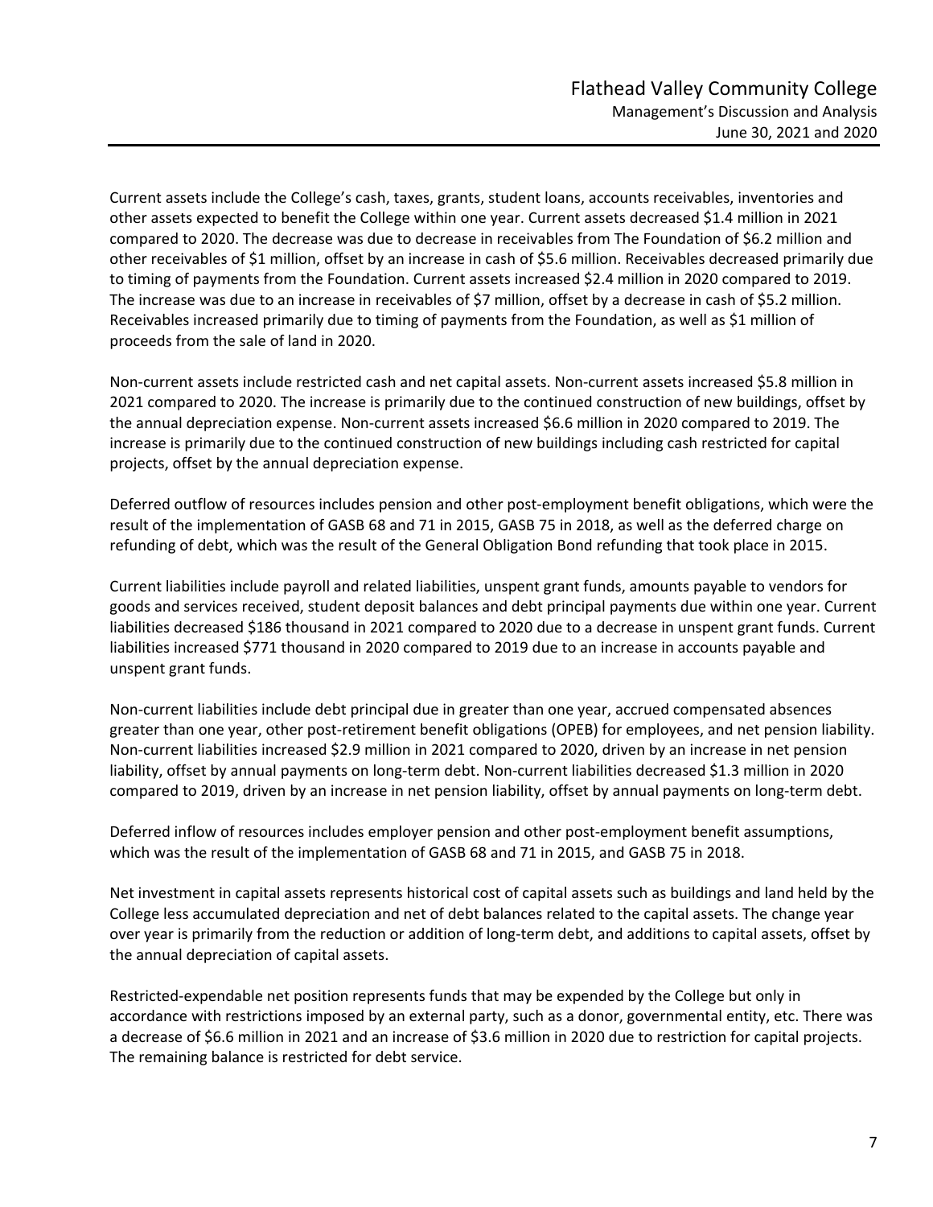Current assets include the College's cash, taxes, grants, student loans, accounts receivables, inventories and other assets expected to benefit the College within one year. Current assets decreased $1.4 million in 2021 compared to 2020. The decrease was due to decrease in receivables from The Foundation of $6.2 million and other receivables of $1 million, offset by an increase in cash of $5.6 million. Receivables decreased primarily due to timing of payments from the Foundation. Current assets increased $2.4 million in 2020 compared to 2019. The increase was due to an increase in receivables of $7 million, offset by a decrease in cash of $5.2 million. Receivables increased primarily due to timing of payments from the Foundation, as well as $1 million of proceeds from the sale of land in 2020.

Non-current assets include restricted cash and net capital assets. Non-current assets increased $5.8 million in 2021 compared to 2020. The increase is primarily due to the continued construction of new buildings, offset by the annual depreciation expense. Non-current assets increased $6.6 million in 2020 compared to 2019. The increase is primarily due to the continued construction of new buildings including cash restricted for capital projects, offset by the annual depreciation expense.

Deferred outflow of resources includes pension and other post-employment benefit obligations, which were the result of the implementation of GASB 68 and 71 in 2015, GASB 75 in 2018, as well as the deferred charge on refunding of debt, which was the result of the General Obligation Bond refunding that took place in 2015.

Current liabilities include payroll and related liabilities, unspent grant funds, amounts payable to vendors for goods and services received, student deposit balances and debt principal payments due within one year. Current liabilities decreased $186 thousand in 2021 compared to 2020 due to a decrease in unspent grant funds. Current liabilities increased $771 thousand in 2020 compared to 2019 due to an increase in accounts payable and unspent grant funds.

Non-current liabilities include debt principal due in greater than one year, accrued compensated absences greater than one year, other post-retirement benefit obligations (OPEB) for employees, and net pension liability. Non-current liabilities increased $2.9 million in 2021 compared to 2020, driven by an increase in net pension liability, offset by annual payments on long-term debt. Non-current liabilities decreased $1.3 million in 2020 compared to 2019, driven by an increase in net pension liability, offset by annual payments on long-term debt.

Deferred inflow of resources includes employer pension and other post-employment benefit assumptions, which was the result of the implementation of GASB 68 and 71 in 2015, and GASB 75 in 2018.

Net investment in capital assets represents historical cost of capital assets such as buildings and land held by the College less accumulated depreciation and net of debt balances related to the capital assets. The change year over year is primarily from the reduction or addition of long-term debt, and additions to capital assets, offset by the annual depreciation of capital assets.

Restricted-expendable net position represents funds that may be expended by the College but only in accordance with restrictions imposed by an external party, such as a donor, governmental entity, etc. There was a decrease of $6.6 million in 2021 and an increase of $3.6 million in 2020 due to restriction for capital projects. The remaining balance is restricted for debt service.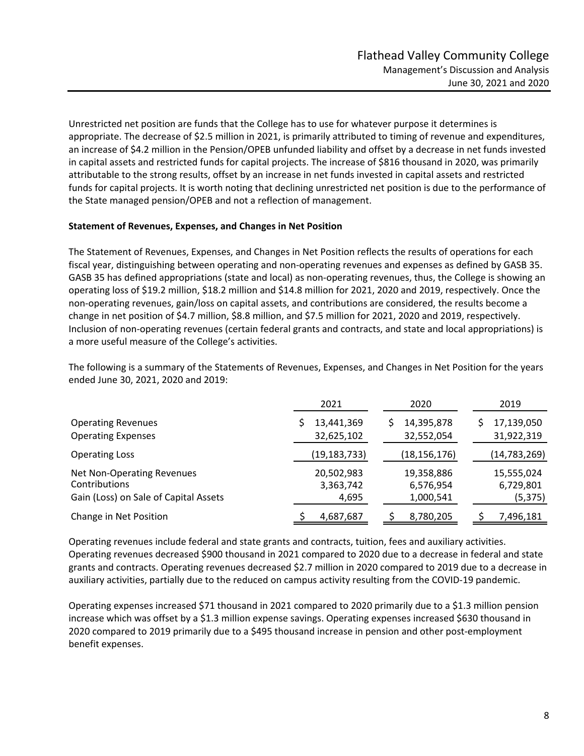Unrestricted net position are funds that the College has to use for whatever purpose it determines is appropriate. The decrease of $2.5 million in 2021, is primarily attributed to timing of revenue and expenditures, an increase of $4.2 million in the Pension/OPEB unfunded liability and offset by a decrease in net funds invested in capital assets and restricted funds for capital projects. The increase of $816 thousand in 2020, was primarily attributable to the strong results, offset by an increase in net funds invested in capital assets and restricted funds for capital projects. It is worth noting that declining unrestricted net position is due to the performance of the State managed pension/OPEB and not a reflection of management.

**Statement of Revenues, Expenses, and Changes in Net Position**

The Statement of Revenues, Expenses, and Changes in Net Position reflects the results of operations for each fiscal year, distinguishing between operating and non-operating revenues and expenses as defined by GASB 35. GASB 35 has defined appropriations (state and local) as non-operating revenues, thus, the College is showing an operating loss of $19.2 million, $18.2 million and $14.8 million for 2021, 2020 and 2019, respectively. Once the non-operating revenues, gain/loss on capital assets, and contributions are considered, the results become a change in net position of $4.7 million, $8.8 million, and $7.5 million for 2021, 2020 and 2019, respectively. Inclusion of non-operating revenues (certain federal grants and contracts, and state and local appropriations) is a more useful measure of the College's activities.

The following is a summary of the Statements of Revenues, Expenses, and Changes in Net Position for the years ended June 30, 2021, 2020 and 2019:

| | 2021 | 2020 | 2019 |
|---|---|---|---|
| Operating Revenues | $ 13,441,369 | $ 14,395,878 | $ 17,139,050 |
| Operating Expenses | 32,625,102 | 32,552,054 | 31,922,319 |
| Operating Loss | (19,183,733) | (18,156,176) | (14,783,269) |
| Net Non-Operating Revenues | 20,502,983 | 19,358,886 | 15,555,024 |
| Contributions | 3,363,742 | 6,576,954 | 6,729,801 |
| Gain (Loss) on Sale of Capital Assets | 4,695 | 1,000,541 | (5,375) |
| Change in Net Position | $ 4,687,687 | $ 8,780,205 | $ 7,496,181 |

Operating revenues include federal and state grants and contracts, tuition, fees and auxiliary activities. Operating revenues decreased $900 thousand in 2021 compared to 2020 due to a decrease in federal and state grants and contracts. Operating revenues decreased $2.7 million in 2020 compared to 2019 due to a decrease in auxiliary activities, partially due to the reduced on campus activity resulting from the COVID-19 pandemic.

Operating expenses increased $71 thousand in 2021 compared to 2020 primarily due to a $1.3 million pension increase which was offset by a $1.3 million expense savings. Operating expenses increased $630 thousand in 2020 compared to 2019 primarily due to a $495 thousand increase in pension and other post-employment benefit expenses.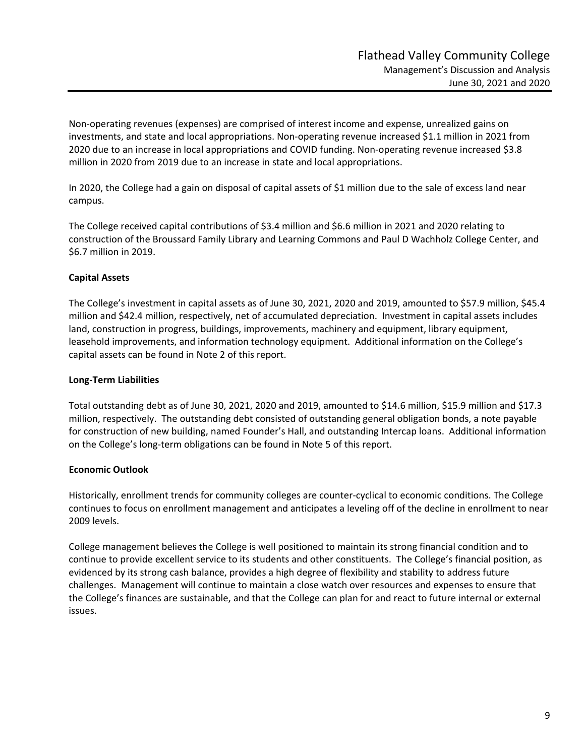Non-operating revenues (expenses) are comprised of interest income and expense, unrealized gains on investments, and state and local appropriations. Non-operating revenue increased $1.1 million in 2021 from 2020 due to an increase in local appropriations and COVID funding. Non-operating revenue increased $3.8 million in 2020 from 2019 due to an increase in state and local appropriations.

In 2020, the College had a gain on disposal of capital assets of $1 million due to the sale of excess land near campus.

The College received capital contributions of $3.4 million and $6.6 million in 2021 and 2020 relating to construction of the Broussard Family Library and Learning Commons and Paul D Wachholz College Center, and $6.7 million in 2019.

**Capital Assets**

The College's investment in capital assets as of June 30, 2021, 2020 and 2019, amounted to $57.9 million, $45.4 million and $42.4 million, respectively, net of accumulated depreciation. Investment in capital assets includes land, construction in progress, buildings, improvements, machinery and equipment, library equipment, leasehold improvements, and information technology equipment. Additional information on the College's capital assets can be found in Note 2 of this report.

**Long-Term Liabilities**

Total outstanding debt as of June 30, 2021, 2020 and 2019, amounted to $14.6 million, $15.9 million and $17.3 million, respectively. The outstanding debt consisted of outstanding general obligation bonds, a note payable for construction of new building, named Founder's Hall, and outstanding Intercap loans. Additional information on the College's long-term obligations can be found in Note 5 of this report.

**Economic Outlook**

Historically, enrollment trends for community colleges are counter-cyclical to economic conditions. The College continues to focus on enrollment management and anticipates a leveling off of the decline in enrollment to near 2009 levels.

College management believes the College is well positioned to maintain its strong financial condition and to continue to provide excellent service to its students and other constituents. The College's financial position, as evidenced by its strong cash balance, provides a high degree of flexibility and stability to address future challenges. Management will continue to maintain a close watch over resources and expenses to ensure that the College's finances are sustainable, and that the College can plan for and react to future internal or external issues.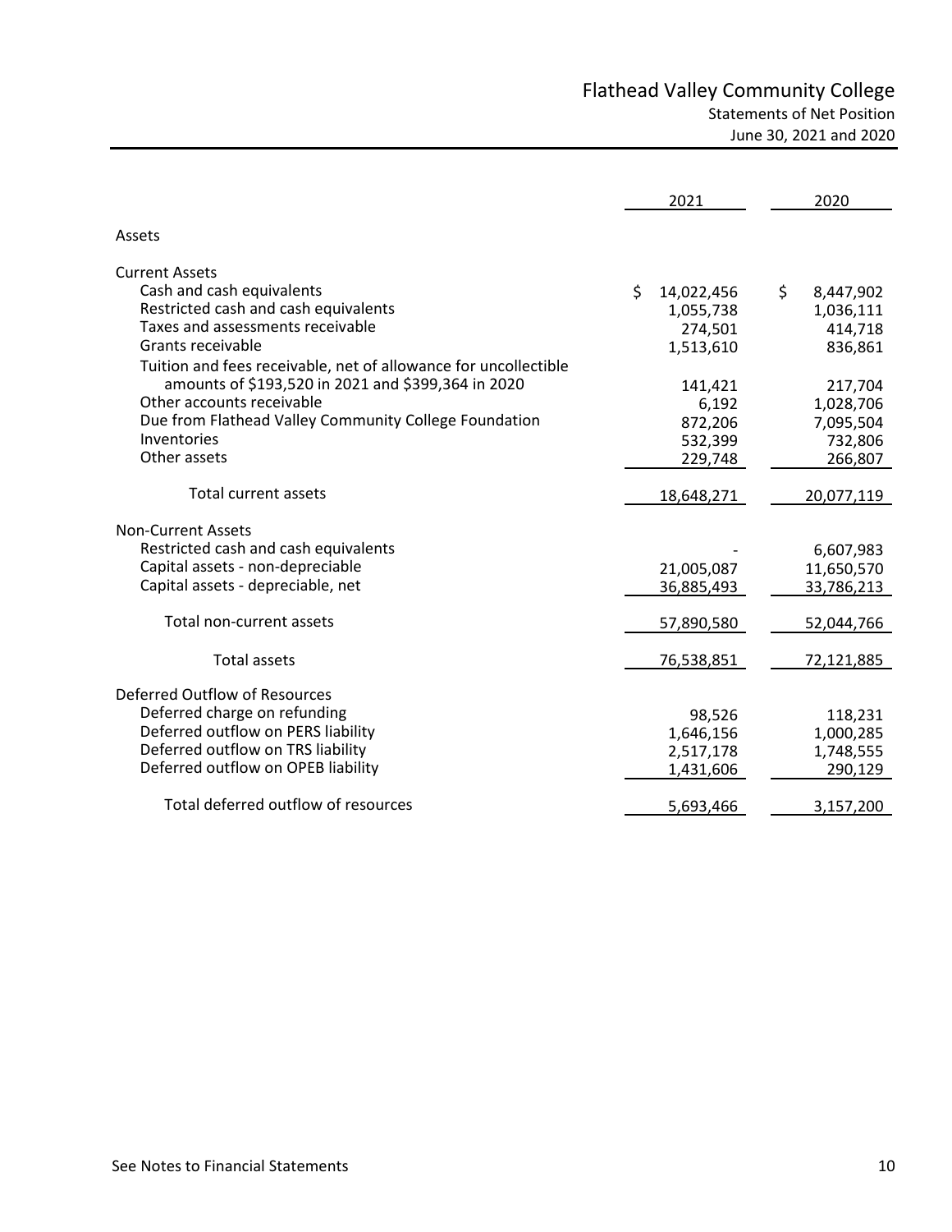# Flathead Valley Community College

## Statements of Net Position

June 30, 2021 and 2020

| | 2021 | 2020 |
|---|---|---|
| **Assets** | | |
| **Current Assets** | | |
| Cash and cash equivalents | $ 14,022,456 | $ 8,447,902 |
| Restricted cash and cash equivalents | 1,055,738 | 1,036,111 |
| Taxes and assessments receivable | 274,501 | 414,718 |
| Grants receivable | 1,513,610 | 836,861 |
| Tuition and fees receivable, net of allowance for uncollectible amounts of $193,520 in 2021 and $399,364 in 2020 | 141,421 | 217,704 |
| Other accounts receivable | 6,192 | 1,028,706 |
| Due from Flathead Valley Community College Foundation | 872,206 | 7,095,504 |
| Inventories | 532,399 | 732,806 |
| Other assets | 229,748 | 266,807 |
| Total current assets | 18,648,271 | 20,077,119 |
| **Non-Current Assets** | | |
| Restricted cash and cash equivalents | - | 6,607,983 |
| Capital assets - non-depreciable | 21,005,087 | 11,650,570 |
| Capital assets - depreciable, net | 36,885,493 | 33,786,213 |
| Total non-current assets | 57,890,580 | 52,044,766 |
| Total assets | 76,538,851 | 72,121,885 |
| **Deferred Outflow of Resources** | | |
| Deferred charge on refunding | 98,526 | 118,231 |
| Deferred outflow on PERS liability | 1,646,156 | 1,000,285 |
| Deferred outflow on TRS liability | 2,517,178 | 1,748,555 |
| Deferred outflow on OPEB liability | 1,431,606 | 290,129 |
| Total deferred outflow of resources | 5,693,466 | 3,157,200 |

See Notes to Financial Statements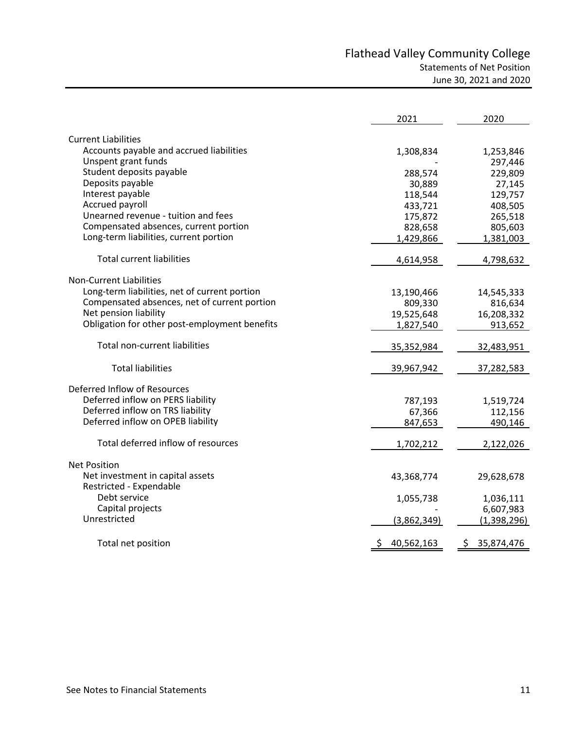# Flathead Valley Community College

## Statements of Net Position

June 30, 2021 and 2020

| | 2021 | 2020 |
|---|---|---|
| **Current Liabilities** | | |
| Accounts payable and accrued liabilities | 1,308,834 | 1,253,846 |
| Unspent grant funds | - | 297,446 |
| Student deposits payable | 288,574 | 229,809 |
| Deposits payable | 30,889 | 27,145 |
| Interest payable | 118,544 | 129,757 |
| Accrued payroll | 433,721 | 408,505 |
| Unearned revenue - tuition and fees | 175,872 | 265,518 |
| Compensated absences, current portion | 828,658 | 805,603 |
| Long-term liabilities, current portion | 1,429,866 | 1,381,003 |
| Total current liabilities | 4,614,958 | 4,798,632 |
| **Non-Current Liabilities** | | |
| Long-term liabilities, net of current portion | 13,190,466 | 14,545,333 |
| Compensated absences, net of current portion | 809,330 | 816,634 |
| Net pension liability | 19,525,648 | 16,208,332 |
| Obligation for other post-employment benefits | 1,827,540 | 913,652 |
| Total non-current liabilities | 35,352,984 | 32,483,951 |
| Total liabilities | 39,967,942 | 37,282,583 |
| **Deferred Inflow of Resources** | | |
| Deferred inflow on PERS liability | 787,193 | 1,519,724 |
| Deferred inflow on TRS liability | 67,366 | 112,156 |
| Deferred inflow on OPEB liability | 847,653 | 490,146 |
| Total deferred inflow of resources | 1,702,212 | 2,122,026 |
| **Net Position** | | |
| Net investment in capital assets | 43,368,774 | 29,628,678 |
| Restricted - Expendable | | |
| Debt service | 1,055,738 | 1,036,111 |
| Capital projects | - | 6,607,983 |
| Unrestricted | (3,862,349) | (1,398,296) |
| Total net position | $ 40,562,163 | $ 35,874,476 |

See Notes to Financial Statements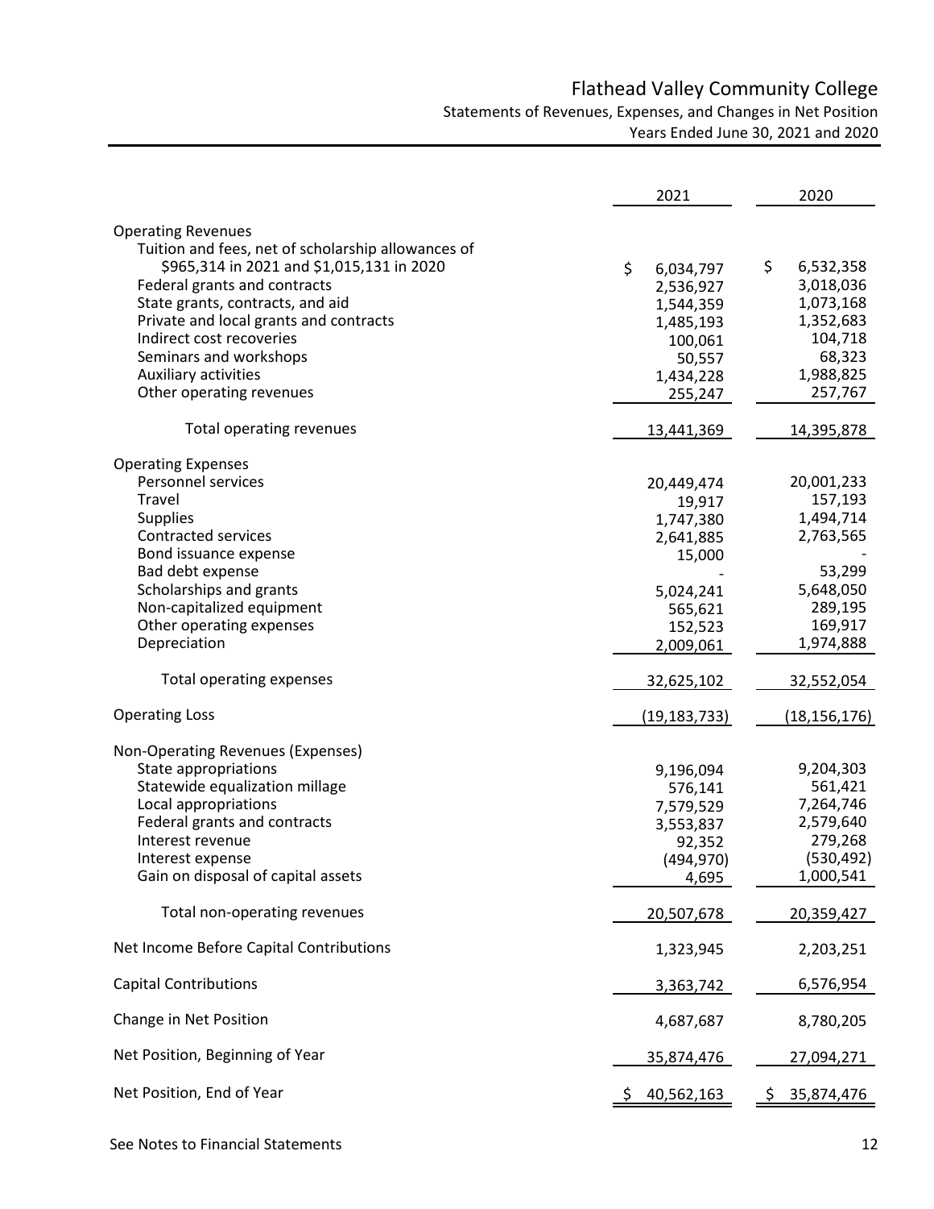# Flathead Valley Community College

## Statements of Revenues, Expenses, and Changes in Net Position

### Years Ended June 30, 2021 and 2020

| | 2021 | 2020 |
|---|---|---|
| **Operating Revenues** | | |
| Tuition and fees, net of scholarship allowances of $965,314 in 2021 and $1,015,131 in 2020 | $ 6,034,797 | $ 6,532,358 |
| Federal grants and contracts | 2,536,927 | 3,018,036 |
| State grants, contracts, and aid | 1,544,359 | 1,073,168 |
| Private and local grants and contracts | 1,485,193 | 1,352,683 |
| Indirect cost recoveries | 100,061 | 104,718 |
| Seminars and workshops | 50,557 | 68,323 |
| Auxiliary activities | 1,434,228 | 1,988,825 |
| Other operating revenues | 255,247 | 257,767 |
| Total operating revenues | 13,441,369 | 14,395,878 |
| **Operating Expenses** | | |
| Personnel services | 20,449,474 | 20,001,233 |
| Travel | 19,917 | 157,193 |
| Supplies | 1,747,380 | 1,494,714 |
| Contracted services | 2,641,885 | 2,763,565 |
| Bond issuance expense | 15,000 | - |
| Bad debt expense | - | 53,299 |
| Scholarships and grants | 5,024,241 | 5,648,050 |
| Non-capitalized equipment | 565,621 | 289,195 |
| Other operating expenses | 152,523 | 169,917 |
| Depreciation | 2,009,061 | 1,974,888 |
| Total operating expenses | 32,625,102 | 32,552,054 |
| **Operating Loss** | (19,183,733) | (18,156,176) |
| **Non-Operating Revenues (Expenses)** | | |
| State appropriations | 9,196,094 | 9,204,303 |
| Statewide equalization millage | 576,141 | 561,421 |
| Local appropriations | 7,579,529 | 7,264,746 |
| Federal grants and contracts | 3,553,837 | 2,579,640 |
| Interest revenue | 92,352 | 279,268 |
| Interest expense | (494,970) | (530,492) |
| Gain on disposal of capital assets | 4,695 | 1,000,541 |
| Total non-operating revenues | 20,507,678 | 20,359,427 |
| **Net Income Before Capital Contributions** | 1,323,945 | 2,203,251 |
| **Capital Contributions** | 3,363,742 | 6,576,954 |
| **Change in Net Position** | 4,687,687 | 8,780,205 |
| **Net Position, Beginning of Year** | 35,874,476 | 27,094,271 |
| **Net Position, End of Year** | $ 40,562,163 | $ 35,874,476 |

See Notes to Financial Statements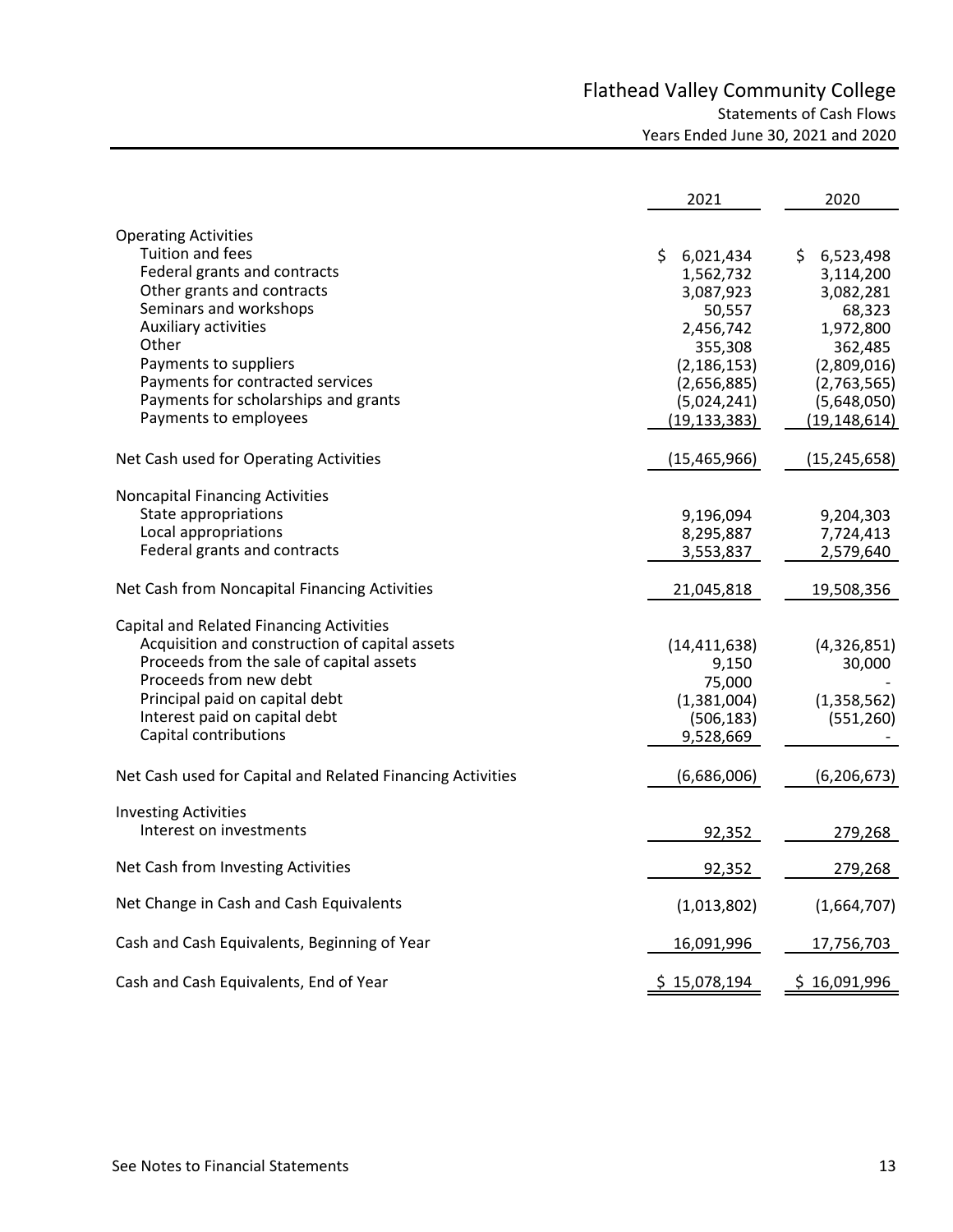# Flathead Valley Community College

## Statements of Cash Flows

### Years Ended June 30, 2021 and 2020

| | 2021 | 2020 |
|---|---|---|
| **Operating Activities** | | |
| Tuition and fees | $ 6,021,434 | $ 6,523,498 |
| Federal grants and contracts | 1,562,732 | 3,114,200 |
| Other grants and contracts | 3,087,923 | 3,082,281 |
| Seminars and workshops | 50,557 | 68,323 |
| Auxiliary activities | 2,456,742 | 1,972,800 |
| Other | 355,308 | 362,485 |
| Payments to suppliers | (2,186,153) | (2,809,016) |
| Payments for contracted services | (2,656,885) | (2,763,565) |
| Payments for scholarships and grants | (5,024,241) | (5,648,050) |
| Payments to employees | (19,133,383) | (19,148,614) |
| Net Cash used for Operating Activities | (15,465,966) | (15,245,658) |
| **Noncapital Financing Activities** | | |
| State appropriations | 9,196,094 | 9,204,303 |
| Local appropriations | 8,295,887 | 7,724,413 |
| Federal grants and contracts | 3,553,837 | 2,579,640 |
| Net Cash from Noncapital Financing Activities | 21,045,818 | 19,508,356 |
| **Capital and Related Financing Activities** | | |
| Acquisition and construction of capital assets | (14,411,638) | (4,326,851) |
| Proceeds from the sale of capital assets | 9,150 | 30,000 |
| Proceeds from new debt | 75,000 | - |
| Principal paid on capital debt | (1,381,004) | (1,358,562) |
| Interest paid on capital debt | (506,183) | (551,260) |
| Capital contributions | 9,528,669 | - |
| Net Cash used for Capital and Related Financing Activities | (6,686,006) | (6,206,673) |
| **Investing Activities** | | |
| Interest on investments | 92,352 | 279,268 |
| Net Cash from Investing Activities | 92,352 | 279,268 |
| Net Change in Cash and Cash Equivalents | (1,013,802) | (1,664,707) |
| Cash and Cash Equivalents, Beginning of Year | 16,091,996 | 17,756,703 |
| Cash and Cash Equivalents, End of Year | $ 15,078,194 | $ 16,091,996 |

See Notes to Financial Statements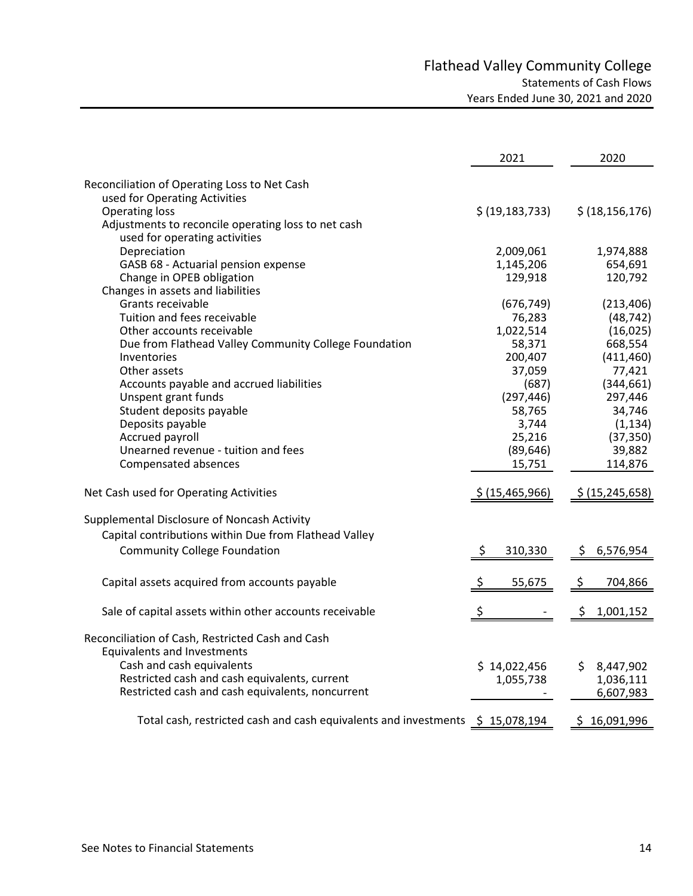# Flathead Valley Community College

## Statements of Cash Flows

### Years Ended June 30, 2021 and 2020

| | 2021 | 2020 |
|---|---|---|
| **Reconciliation of Operating Loss to Net Cash used for Operating Activities** | | |
| Operating loss | $ (19,183,733) | $ (18,156,176) |
| Adjustments to reconcile operating loss to net cash used for operating activities | | |
| Depreciation | 2,009,061 | 1,974,888 |
| GASB 68 - Actuarial pension expense | 1,145,206 | 654,691 |
| Change in OPEB obligation | 129,918 | 120,792 |
| Changes in assets and liabilities | | |
| Grants receivable | (676,749) | (213,406) |
| Tuition and fees receivable | 76,283 | (48,742) |
| Other accounts receivable | 1,022,514 | (16,025) |
| Due from Flathead Valley Community College Foundation | 58,371 | 668,554 |
| Inventories | 200,407 | (411,460) |
| Other assets | 37,059 | 77,421 |
| Accounts payable and accrued liabilities | (687) | (344,661) |
| Unspent grant funds | (297,446) | 297,446 |
| Student deposits payable | 58,765 | 34,746 |
| Deposits payable | 3,744 | (1,134) |
| Accrued payroll | 25,216 | (37,350) |
| Unearned revenue - tuition and fees | (89,646) | 39,882 |
| Compensated absences | 15,751 | 114,876 |
| **Net Cash used for Operating Activities** | $ (15,465,966) | $ (15,245,658) |
| **Supplemental Disclosure of Noncash Activity** | | |
| Capital contributions within Due from Flathead Valley Community College Foundation | $ 310,330 | $ 6,576,954 |
| Capital assets acquired from accounts payable | $ 55,675 | $ 704,866 |
| Sale of capital assets within other accounts receivable | $ - | $ 1,001,152 |
| **Reconciliation of Cash, Restricted Cash and Cash Equivalents and Investments** | | |
| Cash and cash equivalents | $ 14,022,456 | $ 8,447,902 |
| Restricted cash and cash equivalents, current | 1,055,738 | 1,036,111 |
| Restricted cash and cash equivalents, noncurrent | - | 6,607,983 |
| Total cash, restricted cash and cash equivalents and investments | $ 15,078,194 | $ 16,091,996 |

See Notes to Financial Statements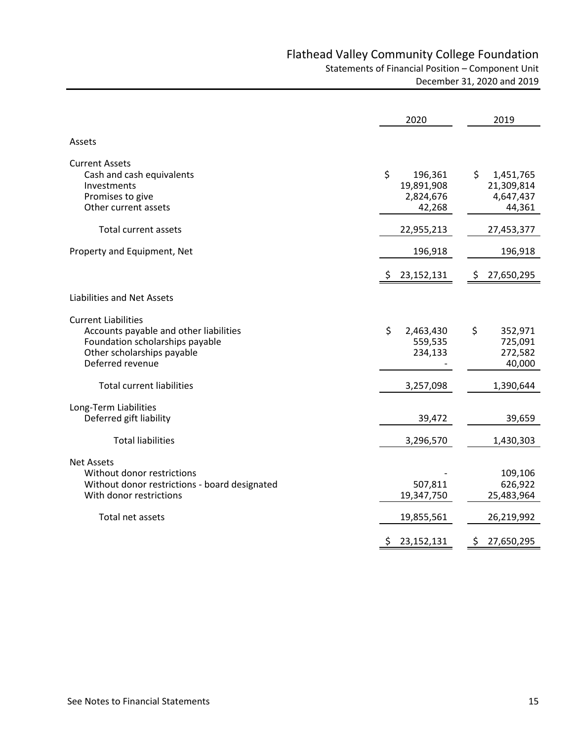# Flathead Valley Community College Foundation

## Statements of Financial Position – Component Unit

December 31, 2020 and 2019

| | 2020 | 2019 |
|---|---|---|
| **Assets** | | |
| **Current Assets** | | |
| Cash and cash equivalents | $ 196,361 | $ 1,451,765 |
| Investments | 19,891,908 | 21,309,814 |
| Promises to give | 2,824,676 | 4,647,437 |
| Other current assets | 42,268 | 44,361 |
| Total current assets | 22,955,213 | 27,453,377 |
| Property and Equipment, Net | 196,918 | 196,918 |
| | $ 23,152,131 | $ 27,650,295 |
| **Liabilities and Net Assets** | | |
| **Current Liabilities** | | |
| Accounts payable and other liabilities | $ 2,463,430 | $ 352,971 |
| Foundation scholarships payable | 559,535 | 725,091 |
| Other scholarships payable | 234,133 | 272,582 |
| Deferred revenue | - | 40,000 |
| Total current liabilities | 3,257,098 | 1,390,644 |
| **Long-Term Liabilities** | | |
| Deferred gift liability | 39,472 | 39,659 |
| Total liabilities | 3,296,570 | 1,430,303 |
| **Net Assets** | | |
| Without donor restrictions | - | 109,106 |
| Without donor restrictions - board designated | 507,811 | 626,922 |
| With donor restrictions | 19,347,750 | 25,483,964 |
| Total net assets | 19,855,561 | 26,219,992 |
| | $ 23,152,131 | $ 27,650,295 |

See Notes to Financial Statements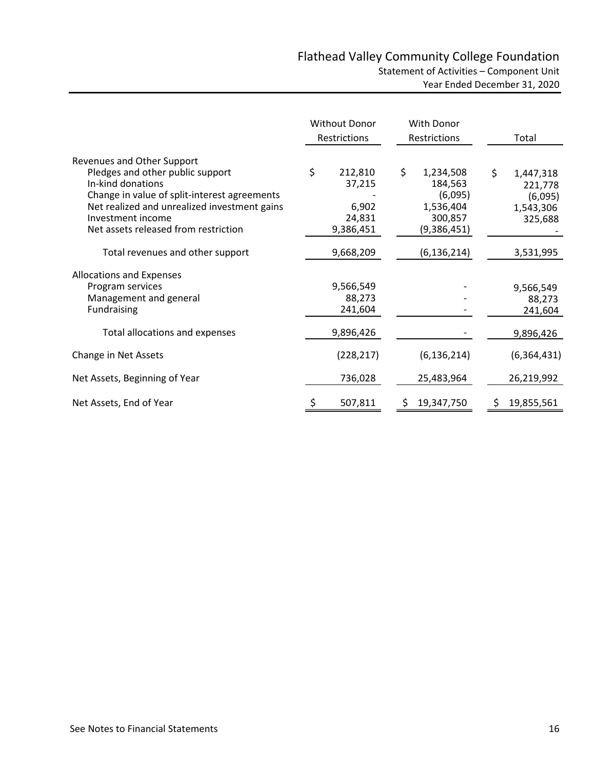# Flathead Valley Community College Foundation

Statement of Activities – Component Unit
Year Ended December 31, 2020

| | Without Donor Restrictions | With Donor Restrictions | Total |
|---|---|---|---|
| Revenues and Other Support | | | |
| Pledges and other public support | $ 212,810 | $ 1,234,508 | $ 1,447,318 |
| In-kind donations | 37,215 | 184,563 | 221,778 |
| Change in value of split-interest agreements | - | (6,095) | (6,095) |
| Net realized and unrealized investment gains | 6,902 | 1,536,404 | 1,543,306 |
| Investment income | 24,831 | 300,857 | 325,688 |
| Net assets released from restriction | 9,386,451 | (9,386,451) | - |
| Total revenues and other support | 9,668,209 | (6,136,214) | 3,531,995 |
| Allocations and Expenses | | | |
| Program services | 9,566,549 | - | 9,566,549 |
| Management and general | 88,273 | - | 88,273 |
| Fundraising | 241,604 | - | 241,604 |
| Total allocations and expenses | 9,896,426 | - | 9,896,426 |
| Change in Net Assets | (228,217) | (6,136,214) | (6,364,431) |
| Net Assets, Beginning of Year | 736,028 | 25,483,964 | 26,219,992 |
| Net Assets, End of Year | $ 507,811 | $ 19,347,750 | $ 19,855,561 |

See Notes to Financial Statements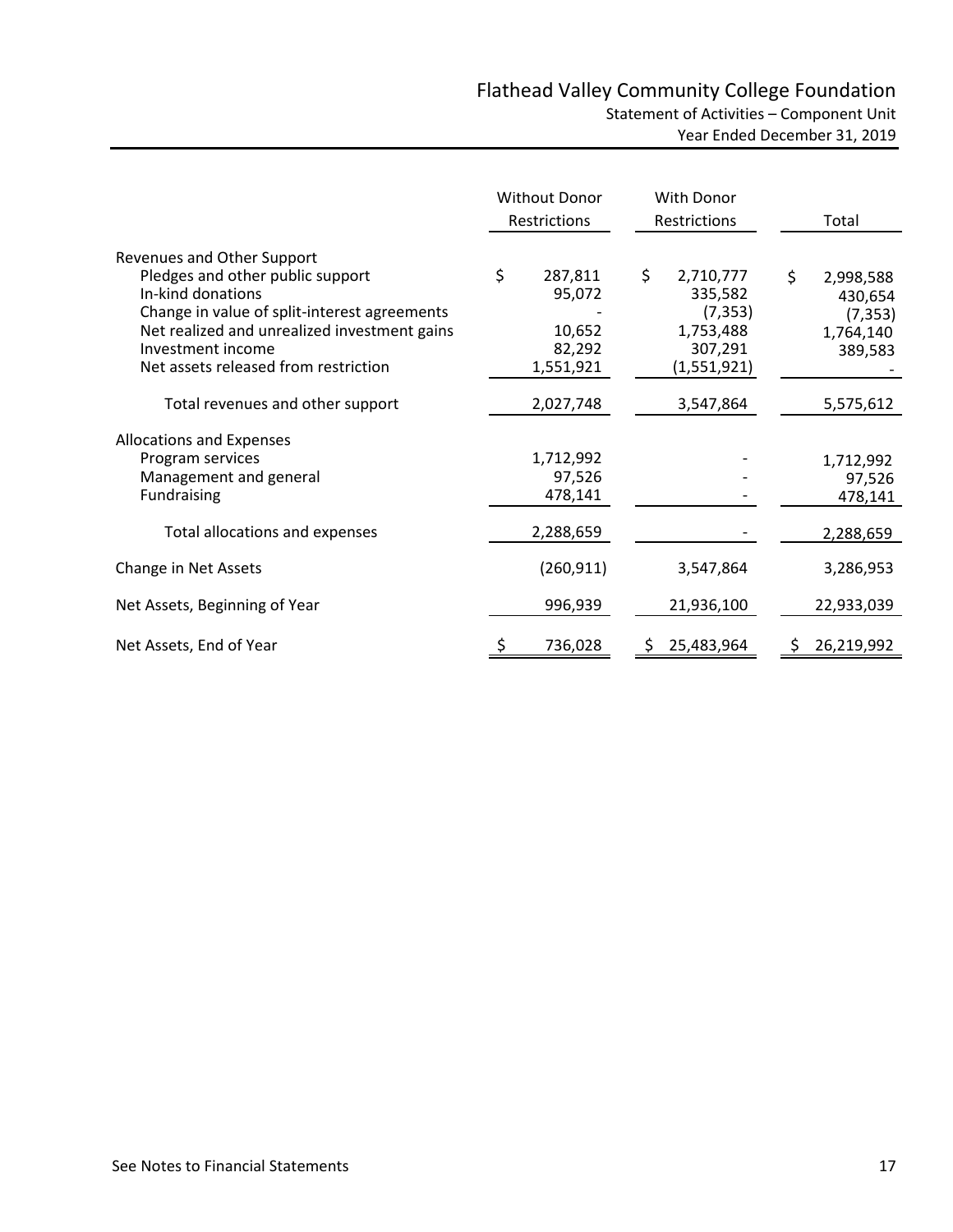# Flathead Valley Community College Foundation

## Statement of Activities – Component Unit

### Year Ended December 31, 2019

| | Without Donor Restrictions | With Donor Restrictions | Total |
|---|---|---|---|
| **Revenues and Other Support** | | | |
| Pledges and other public support | $ 287,811 | $ 2,710,777 | $ 2,998,588 |
| In-kind donations | 95,072 | 335,582 | 430,654 |
| Change in value of split-interest agreements | - | (7,353) | (7,353) |
| Net realized and unrealized investment gains | 10,652 | 1,753,488 | 1,764,140 |
| Investment income | 82,292 | 307,291 | 389,583 |
| Net assets released from restriction | 1,551,921 | (1,551,921) | - |
| Total revenues and other support | 2,027,748 | 3,547,864 | 5,575,612 |
| **Allocations and Expenses** | | | |
| Program services | 1,712,992 | - | 1,712,992 |
| Management and general | 97,526 | - | 97,526 |
| Fundraising | 478,141 | - | 478,141 |
| Total allocations and expenses | 2,288,659 | - | 2,288,659 |
| Change in Net Assets | (260,911) | 3,547,864 | 3,286,953 |
| Net Assets, Beginning of Year | 996,939 | 21,936,100 | 22,933,039 |
| Net Assets, End of Year | $ 736,028 | $ 25,483,964 | $ 26,219,992 |

See Notes to Financial Statements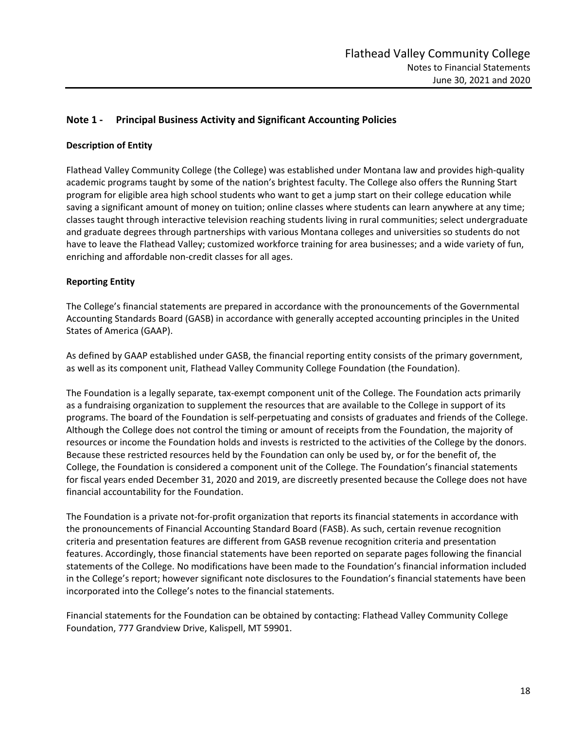## Note 1 - Principal Business Activity and Significant Accounting Policies

### Description of Entity

Flathead Valley Community College (the College) was established under Montana law and provides high-quality academic programs taught by some of the nation's brightest faculty. The College also offers the Running Start program for eligible area high school students who want to get a jump start on their college education while saving a significant amount of money on tuition; online classes where students can learn anywhere at any time; classes taught through interactive television reaching students living in rural communities; select undergraduate and graduate degrees through partnerships with various Montana colleges and universities so students do not have to leave the Flathead Valley; customized workforce training for area businesses; and a wide variety of fun, enriching and affordable non-credit classes for all ages.

### Reporting Entity

The College's financial statements are prepared in accordance with the pronouncements of the Governmental Accounting Standards Board (GASB) in accordance with generally accepted accounting principles in the United States of America (GAAP).

As defined by GAAP established under GASB, the financial reporting entity consists of the primary government, as well as its component unit, Flathead Valley Community College Foundation (the Foundation).

The Foundation is a legally separate, tax-exempt component unit of the College. The Foundation acts primarily as a fundraising organization to supplement the resources that are available to the College in support of its programs. The board of the Foundation is self-perpetuating and consists of graduates and friends of the College. Although the College does not control the timing or amount of receipts from the Foundation, the majority of resources or income the Foundation holds and invests is restricted to the activities of the College by the donors. Because these restricted resources held by the Foundation can only be used by, or for the benefit of, the College, the Foundation is considered a component unit of the College. The Foundation's financial statements for fiscal years ended December 31, 2020 and 2019, are discreetly presented because the College does not have financial accountability for the Foundation.

The Foundation is a private not-for-profit organization that reports its financial statements in accordance with the pronouncements of Financial Accounting Standard Board (FASB). As such, certain revenue recognition criteria and presentation features are different from GASB revenue recognition criteria and presentation features. Accordingly, those financial statements have been reported on separate pages following the financial statements of the College. No modifications have been made to the Foundation's financial information included in the College's report; however significant note disclosures to the Foundation's financial statements have been incorporated into the College's notes to the financial statements.

Financial statements for the Foundation can be obtained by contacting: Flathead Valley Community College Foundation, 777 Grandview Drive, Kalispell, MT 59901.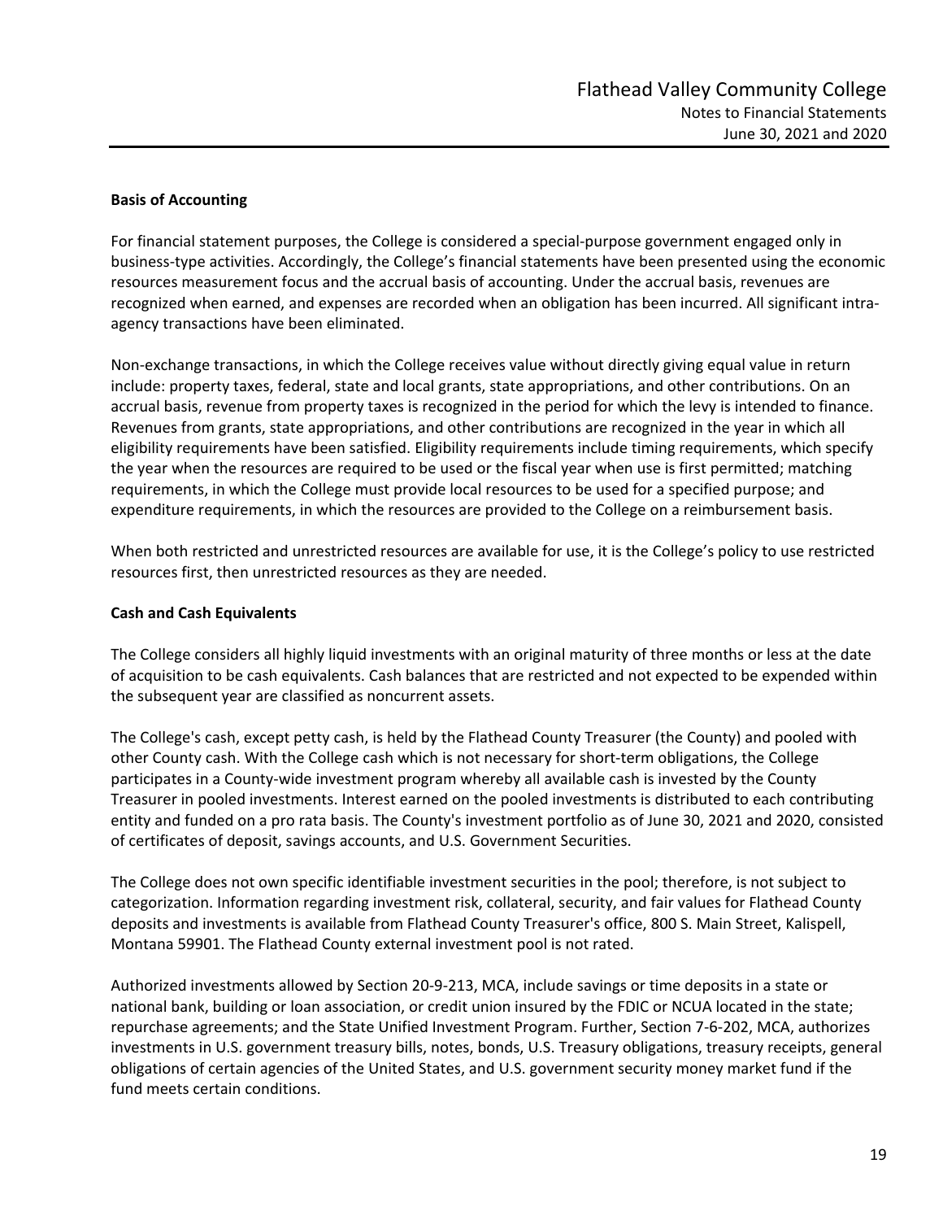**Basis of Accounting**

For financial statement purposes, the College is considered a special-purpose government engaged only in business-type activities. Accordingly, the College's financial statements have been presented using the economic resources measurement focus and the accrual basis of accounting. Under the accrual basis, revenues are recognized when earned, and expenses are recorded when an obligation has been incurred. All significant intra-agency transactions have been eliminated.

Non-exchange transactions, in which the College receives value without directly giving equal value in return include: property taxes, federal, state and local grants, state appropriations, and other contributions. On an accrual basis, revenue from property taxes is recognized in the period for which the levy is intended to finance. Revenues from grants, state appropriations, and other contributions are recognized in the year in which all eligibility requirements have been satisfied. Eligibility requirements include timing requirements, which specify the year when the resources are required to be used or the fiscal year when use is first permitted; matching requirements, in which the College must provide local resources to be used for a specified purpose; and expenditure requirements, in which the resources are provided to the College on a reimbursement basis.

When both restricted and unrestricted resources are available for use, it is the College's policy to use restricted resources first, then unrestricted resources as they are needed.

**Cash and Cash Equivalents**

The College considers all highly liquid investments with an original maturity of three months or less at the date of acquisition to be cash equivalents. Cash balances that are restricted and not expected to be expended within the subsequent year are classified as noncurrent assets.

The College's cash, except petty cash, is held by the Flathead County Treasurer (the County) and pooled with other County cash. With the College cash which is not necessary for short-term obligations, the College participates in a County-wide investment program whereby all available cash is invested by the County Treasurer in pooled investments. Interest earned on the pooled investments is distributed to each contributing entity and funded on a pro rata basis. The County's investment portfolio as of June 30, 2021 and 2020, consisted of certificates of deposit, savings accounts, and U.S. Government Securities.

The College does not own specific identifiable investment securities in the pool; therefore, is not subject to categorization. Information regarding investment risk, collateral, security, and fair values for Flathead County deposits and investments is available from Flathead County Treasurer's office, 800 S. Main Street, Kalispell, Montana 59901. The Flathead County external investment pool is not rated.

Authorized investments allowed by Section 20-9-213, MCA, include savings or time deposits in a state or national bank, building or loan association, or credit union insured by the FDIC or NCUA located in the state; repurchase agreements; and the State Unified Investment Program. Further, Section 7-6-202, MCA, authorizes investments in U.S. government treasury bills, notes, bonds, U.S. Treasury obligations, treasury receipts, general obligations of certain agencies of the United States, and U.S. government security money market fund if the fund meets certain conditions.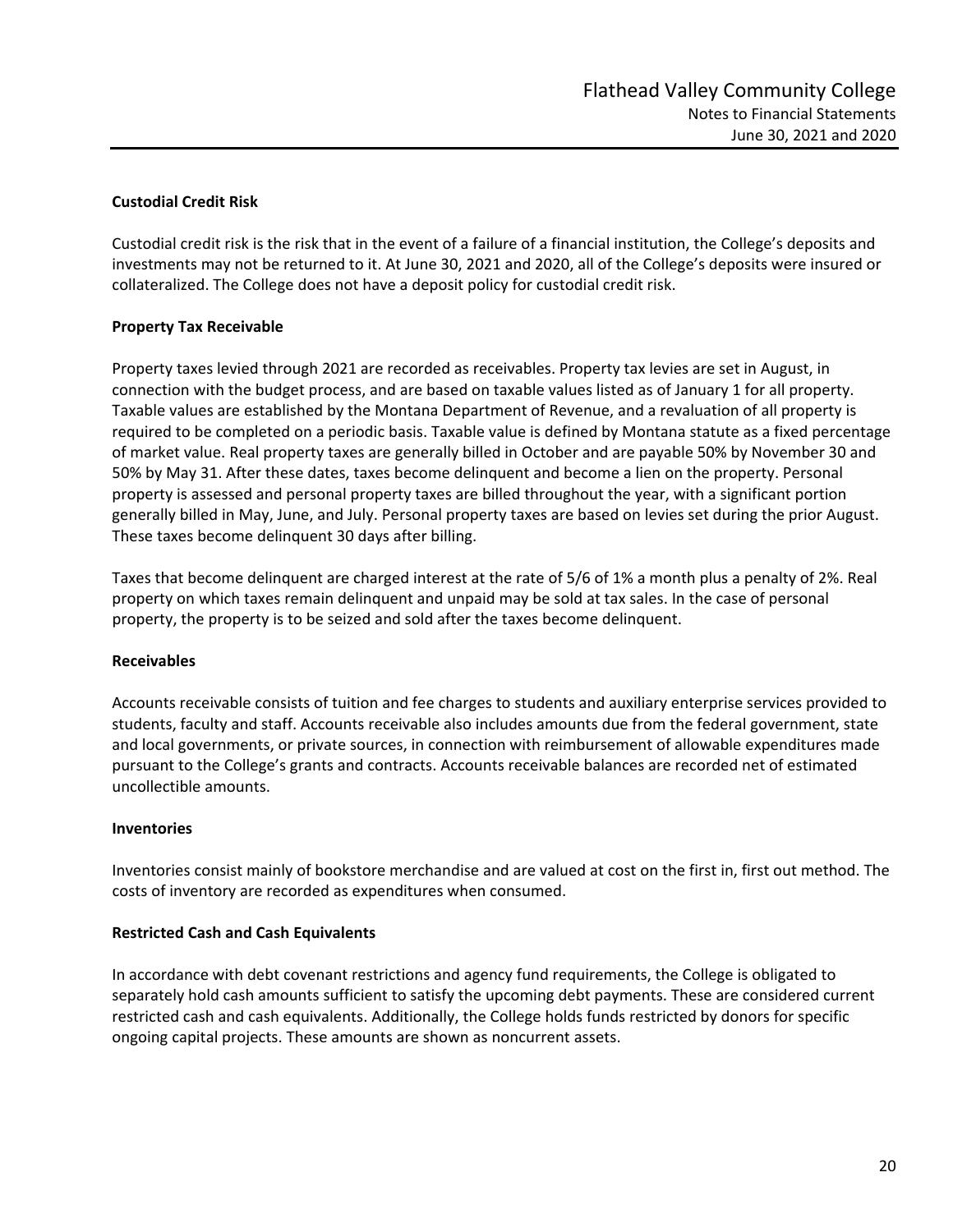### Custodial Credit Risk

Custodial credit risk is the risk that in the event of a failure of a financial institution, the College's deposits and investments may not be returned to it. At June 30, 2021 and 2020, all of the College's deposits were insured or collateralized. The College does not have a deposit policy for custodial credit risk.

### Property Tax Receivable

Property taxes levied through 2021 are recorded as receivables. Property tax levies are set in August, in connection with the budget process, and are based on taxable values listed as of January 1 for all property. Taxable values are established by the Montana Department of Revenue, and a revaluation of all property is required to be completed on a periodic basis. Taxable value is defined by Montana statute as a fixed percentage of market value. Real property taxes are generally billed in October and are payable 50% by November 30 and 50% by May 31. After these dates, taxes become delinquent and become a lien on the property. Personal property is assessed and personal property taxes are billed throughout the year, with a significant portion generally billed in May, June, and July. Personal property taxes are based on levies set during the prior August. These taxes become delinquent 30 days after billing.

Taxes that become delinquent are charged interest at the rate of 5/6 of 1% a month plus a penalty of 2%. Real property on which taxes remain delinquent and unpaid may be sold at tax sales. In the case of personal property, the property is to be seized and sold after the taxes become delinquent.

### Receivables

Accounts receivable consists of tuition and fee charges to students and auxiliary enterprise services provided to students, faculty and staff. Accounts receivable also includes amounts due from the federal government, state and local governments, or private sources, in connection with reimbursement of allowable expenditures made pursuant to the College's grants and contracts. Accounts receivable balances are recorded net of estimated uncollectible amounts.

### Inventories

Inventories consist mainly of bookstore merchandise and are valued at cost on the first in, first out method. The costs of inventory are recorded as expenditures when consumed.

### Restricted Cash and Cash Equivalents

In accordance with debt covenant restrictions and agency fund requirements, the College is obligated to separately hold cash amounts sufficient to satisfy the upcoming debt payments. These are considered current restricted cash and cash equivalents. Additionally, the College holds funds restricted by donors for specific ongoing capital projects. These amounts are shown as noncurrent assets.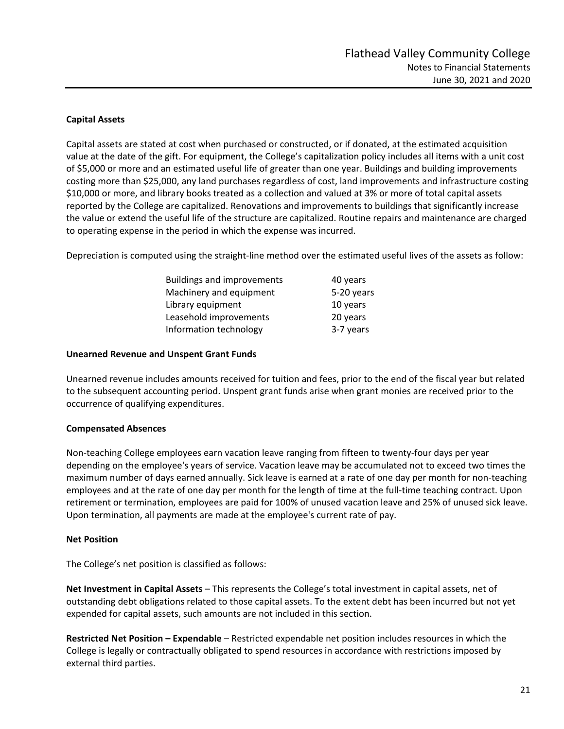**Capital Assets**

Capital assets are stated at cost when purchased or constructed, or if donated, at the estimated acquisition value at the date of the gift. For equipment, the College's capitalization policy includes all items with a unit cost of $5,000 or more and an estimated useful life of greater than one year. Buildings and building improvements costing more than $25,000, any land purchases regardless of cost, land improvements and infrastructure costing $10,000 or more, and library books treated as a collection and valued at 3% or more of total capital assets reported by the College are capitalized. Renovations and improvements to buildings that significantly increase the value or extend the useful life of the structure are capitalized. Routine repairs and maintenance are charged to operating expense in the period in which the expense was incurred.

Depreciation is computed using the straight-line method over the estimated useful lives of the assets as follow:

| | |
|---|---|
| Buildings and improvements | 40 years |
| Machinery and equipment | 5-20 years |
| Library equipment | 10 years |
| Leasehold improvements | 20 years |
| Information technology | 3-7 years |

**Unearned Revenue and Unspent Grant Funds**

Unearned revenue includes amounts received for tuition and fees, prior to the end of the fiscal year but related to the subsequent accounting period. Unspent grant funds arise when grant monies are received prior to the occurrence of qualifying expenditures.

**Compensated Absences**

Non-teaching College employees earn vacation leave ranging from fifteen to twenty-four days per year depending on the employee's years of service. Vacation leave may be accumulated not to exceed two times the maximum number of days earned annually. Sick leave is earned at a rate of one day per month for non-teaching employees and at the rate of one day per month for the length of time at the full-time teaching contract. Upon retirement or termination, employees are paid for 100% of unused vacation leave and 25% of unused sick leave. Upon termination, all payments are made at the employee's current rate of pay.

**Net Position**

The College's net position is classified as follows:

**Net Investment in Capital Assets** – This represents the College's total investment in capital assets, net of outstanding debt obligations related to those capital assets. To the extent debt has been incurred but not yet expended for capital assets, such amounts are not included in this section.

**Restricted Net Position – Expendable** – Restricted expendable net position includes resources in which the College is legally or contractually obligated to spend resources in accordance with restrictions imposed by external third parties.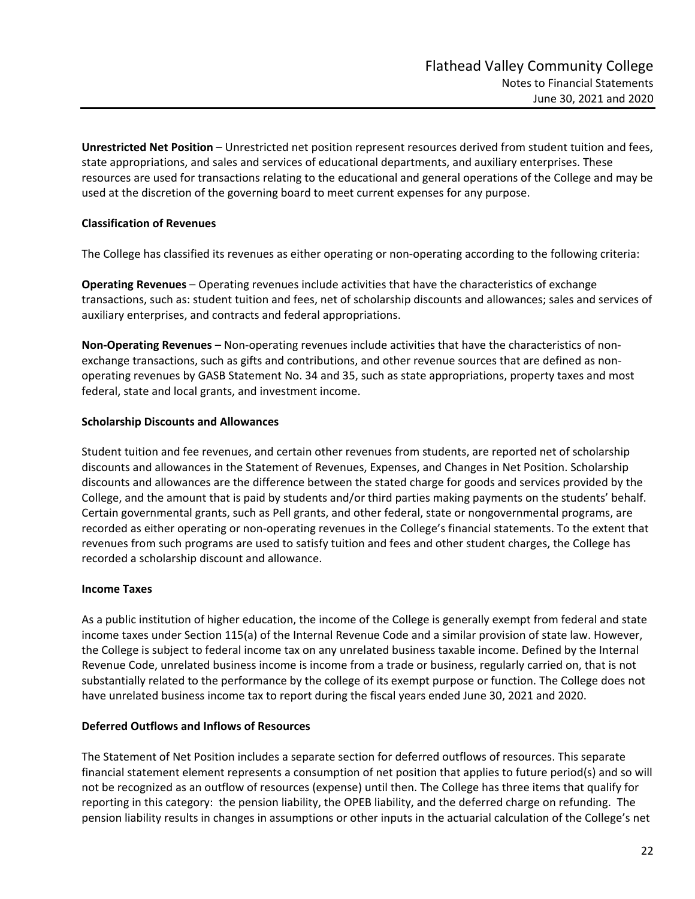**Unrestricted Net Position** – Unrestricted net position represent resources derived from student tuition and fees, state appropriations, and sales and services of educational departments, and auxiliary enterprises. These resources are used for transactions relating to the educational and general operations of the College and may be used at the discretion of the governing board to meet current expenses for any purpose.

**Classification of Revenues**

The College has classified its revenues as either operating or non-operating according to the following criteria:

**Operating Revenues** – Operating revenues include activities that have the characteristics of exchange transactions, such as: student tuition and fees, net of scholarship discounts and allowances; sales and services of auxiliary enterprises, and contracts and federal appropriations.

**Non-Operating Revenues** – Non-operating revenues include activities that have the characteristics of non-exchange transactions, such as gifts and contributions, and other revenue sources that are defined as non-operating revenues by GASB Statement No. 34 and 35, such as state appropriations, property taxes and most federal, state and local grants, and investment income.

**Scholarship Discounts and Allowances**

Student tuition and fee revenues, and certain other revenues from students, are reported net of scholarship discounts and allowances in the Statement of Revenues, Expenses, and Changes in Net Position. Scholarship discounts and allowances are the difference between the stated charge for goods and services provided by the College, and the amount that is paid by students and/or third parties making payments on the students' behalf. Certain governmental grants, such as Pell grants, and other federal, state or nongovernmental programs, are recorded as either operating or non-operating revenues in the College's financial statements. To the extent that revenues from such programs are used to satisfy tuition and fees and other student charges, the College has recorded a scholarship discount and allowance.

**Income Taxes**

As a public institution of higher education, the income of the College is generally exempt from federal and state income taxes under Section 115(a) of the Internal Revenue Code and a similar provision of state law. However, the College is subject to federal income tax on any unrelated business taxable income. Defined by the Internal Revenue Code, unrelated business income is income from a trade or business, regularly carried on, that is not substantially related to the performance by the college of its exempt purpose or function. The College does not have unrelated business income tax to report during the fiscal years ended June 30, 2021 and 2020.

**Deferred Outflows and Inflows of Resources**

The Statement of Net Position includes a separate section for deferred outflows of resources. This separate financial statement element represents a consumption of net position that applies to future period(s) and so will not be recognized as an outflow of resources (expense) until then. The College has three items that qualify for reporting in this category: the pension liability, the OPEB liability, and the deferred charge on refunding. The pension liability results in changes in assumptions or other inputs in the actuarial calculation of the College's net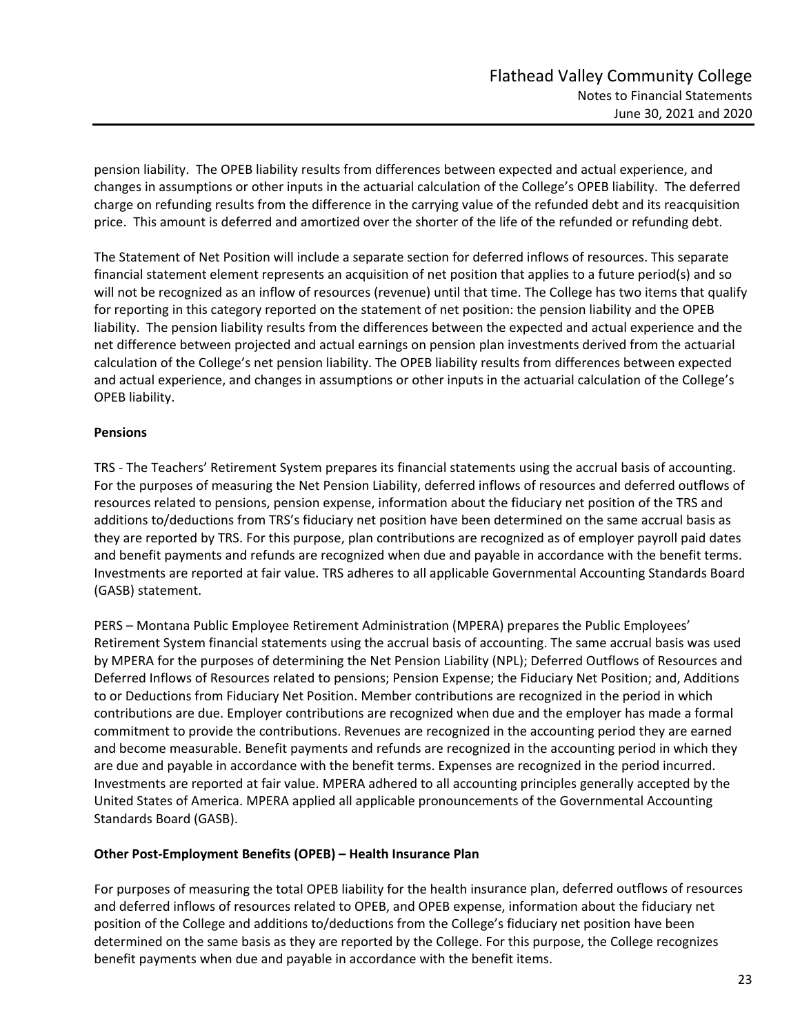pension liability. The OPEB liability results from differences between expected and actual experience, and changes in assumptions or other inputs in the actuarial calculation of the College's OPEB liability. The deferred charge on refunding results from the difference in the carrying value of the refunded debt and its reacquisition price. This amount is deferred and amortized over the shorter of the life of the refunded or refunding debt.

The Statement of Net Position will include a separate section for deferred inflows of resources. This separate financial statement element represents an acquisition of net position that applies to a future period(s) and so will not be recognized as an inflow of resources (revenue) until that time. The College has two items that qualify for reporting in this category reported on the statement of net position: the pension liability and the OPEB liability. The pension liability results from the differences between the expected and actual experience and the net difference between projected and actual earnings on pension plan investments derived from the actuarial calculation of the College's net pension liability. The OPEB liability results from differences between expected and actual experience, and changes in assumptions or other inputs in the actuarial calculation of the College's OPEB liability.

**Pensions**

TRS - The Teachers' Retirement System prepares its financial statements using the accrual basis of accounting. For the purposes of measuring the Net Pension Liability, deferred inflows of resources and deferred outflows of resources related to pensions, pension expense, information about the fiduciary net position of the TRS and additions to/deductions from TRS's fiduciary net position have been determined on the same accrual basis as they are reported by TRS. For this purpose, plan contributions are recognized as of employer payroll paid dates and benefit payments and refunds are recognized when due and payable in accordance with the benefit terms. Investments are reported at fair value. TRS adheres to all applicable Governmental Accounting Standards Board (GASB) statement.

PERS – Montana Public Employee Retirement Administration (MPERA) prepares the Public Employees' Retirement System financial statements using the accrual basis of accounting. The same accrual basis was used by MPERA for the purposes of determining the Net Pension Liability (NPL); Deferred Outflows of Resources and Deferred Inflows of Resources related to pensions; Pension Expense; the Fiduciary Net Position; and, Additions to or Deductions from Fiduciary Net Position. Member contributions are recognized in the period in which contributions are due. Employer contributions are recognized when due and the employer has made a formal commitment to provide the contributions. Revenues are recognized in the accounting period they are earned and become measurable. Benefit payments and refunds are recognized in the accounting period in which they are due and payable in accordance with the benefit terms. Expenses are recognized in the period incurred. Investments are reported at fair value. MPERA adhered to all accounting principles generally accepted by the United States of America. MPERA applied all applicable pronouncements of the Governmental Accounting Standards Board (GASB).

**Other Post-Employment Benefits (OPEB) – Health Insurance Plan**

For purposes of measuring the total OPEB liability for the health insurance plan, deferred outflows of resources and deferred inflows of resources related to OPEB, and OPEB expense, information about the fiduciary net position of the College and additions to/deductions from the College's fiduciary net position have been determined on the same basis as they are reported by the College. For this purpose, the College recognizes benefit payments when due and payable in accordance with the benefit items.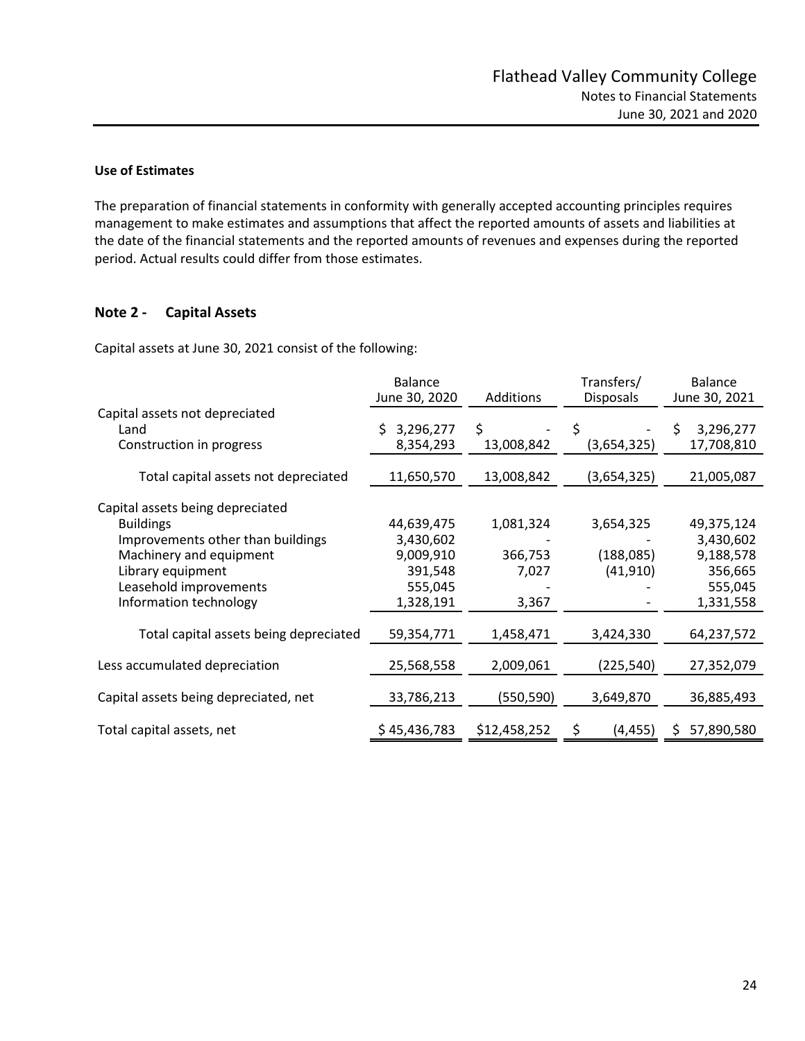### Use of Estimates

The preparation of financial statements in conformity with generally accepted accounting principles requires management to make estimates and assumptions that affect the reported amounts of assets and liabilities at the date of the financial statements and the reported amounts of revenues and expenses during the reported period. Actual results could differ from those estimates.

## Note 2 - Capital Assets

Capital assets at June 30, 2021 consist of the following:

| | Balance June 30, 2020 | Additions | Transfers/ Disposals | Balance June 30, 2021 |
|---|---|---|---|---|
| Capital assets not depreciated | | | | |
| Land | $ 3,296,277 | $ - | $ - | $ 3,296,277 |
| Construction in progress | 8,354,293 | 13,008,842 | (3,654,325) | 17,708,810 |
| Total capital assets not depreciated | 11,650,570 | 13,008,842 | (3,654,325) | 21,005,087 |
| Capital assets being depreciated | | | | |
| Buildings | 44,639,475 | 1,081,324 | 3,654,325 | 49,375,124 |
| Improvements other than buildings | 3,430,602 | - | - | 3,430,602 |
| Machinery and equipment | 9,009,910 | 366,753 | (188,085) | 9,188,578 |
| Library equipment | 391,548 | 7,027 | (41,910) | 356,665 |
| Leasehold improvements | 555,045 | - | - | 555,045 |
| Information technology | 1,328,191 | 3,367 | - | 1,331,558 |
| Total capital assets being depreciated | 59,354,771 | 1,458,471 | 3,424,330 | 64,237,572 |
| Less accumulated depreciation | 25,568,558 | 2,009,061 | (225,540) | 27,352,079 |
| Capital assets being depreciated, net | 33,786,213 | (550,590) | 3,649,870 | 36,885,493 |
| Total capital assets, net | $ 45,436,783 | $12,458,252 | $ (4,455) | $ 57,890,580 |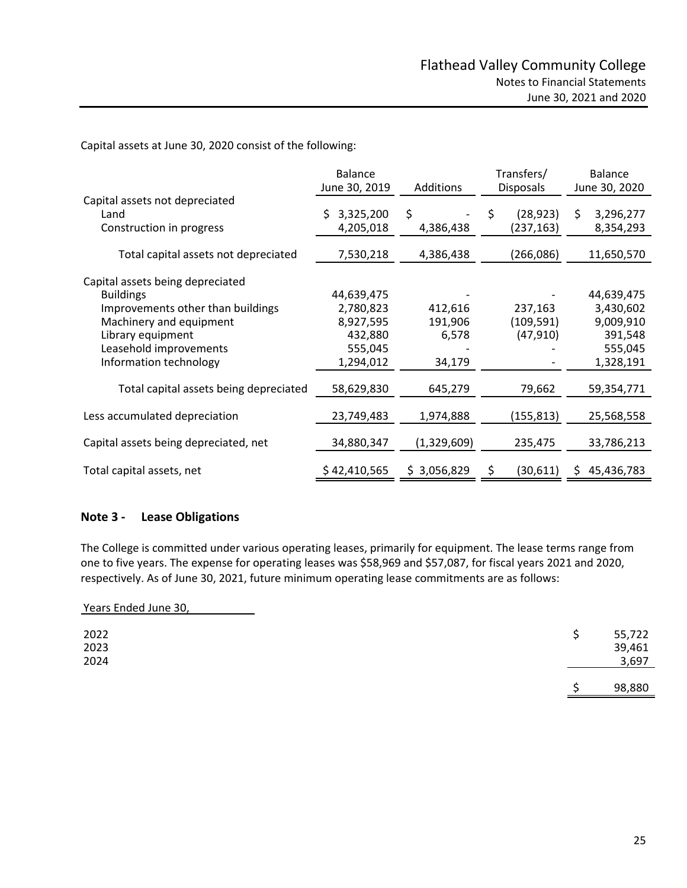Capital assets at June 30, 2020 consist of the following:

| | Balance June 30, 2019 | Additions | Transfers/ Disposals | Balance June 30, 2020 |
|---|---|---|---|---|
| Capital assets not depreciated | | | | |
| Land | $ 3,325,200 | $ - | $ (28,923) | $ 3,296,277 |
| Construction in progress | 4,205,018 | 4,386,438 | (237,163) | 8,354,293 |
| Total capital assets not depreciated | 7,530,218 | 4,386,438 | (266,086) | 11,650,570 |
| Capital assets being depreciated | | | | |
| Buildings | 44,639,475 | - | - | 44,639,475 |
| Improvements other than buildings | 2,780,823 | 412,616 | 237,163 | 3,430,602 |
| Machinery and equipment | 8,927,595 | 191,906 | (109,591) | 9,009,910 |
| Library equipment | 432,880 | 6,578 | (47,910) | 391,548 |
| Leasehold improvements | 555,045 | - | - | 555,045 |
| Information technology | 1,294,012 | 34,179 | - | 1,328,191 |
| Total capital assets being depreciated | 58,629,830 | 645,279 | 79,662 | 59,354,771 |
| Less accumulated depreciation | 23,749,483 | 1,974,888 | (155,813) | 25,568,558 |
| Capital assets being depreciated, net | 34,880,347 | (1,329,609) | 235,475 | 33,786,213 |
| Total capital assets, net | $ 42,410,565 | $ 3,056,829 | $ (30,611) | $ 45,436,783 |

## Note 3 - Lease Obligations

The College is committed under various operating leases, primarily for equipment. The lease terms range from one to five years. The expense for operating leases was $58,969 and $57,087, for fiscal years 2021 and 2020, respectively. As of June 30, 2021, future minimum operating lease commitments are as follows:

| Years Ended June 30, | |
|---|---|
| 2022 | $ 55,722 |
| 2023 | 39,461 |
| 2024 | 3,697 |
| | $ 98,880 |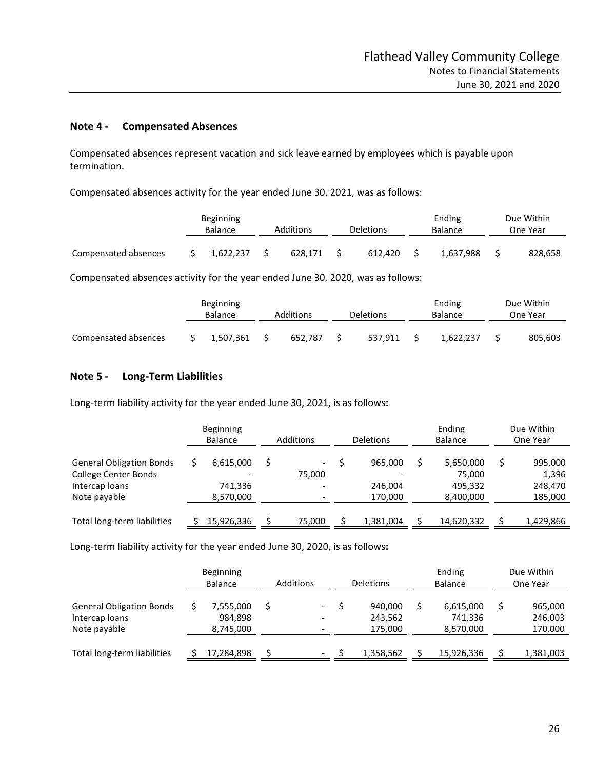## Note 4 - Compensated Absences

Compensated absences represent vacation and sick leave earned by employees which is payable upon termination.

Compensated absences activity for the year ended June 30, 2021, was as follows:

| | Beginning Balance | Additions | Deletions | Ending Balance | Due Within One Year |
|---|---|---|---|---|---|
| Compensated absences | $ 1,622,237 | $ 628,171 | $ 612,420 | $ 1,637,988 | $ 828,658 |

Compensated absences activity for the year ended June 30, 2020, was as follows:

| | Beginning Balance | Additions | Deletions | Ending Balance | Due Within One Year |
|---|---|---|---|---|---|
| Compensated absences | $ 1,507,361 | $ 652,787 | $ 537,911 | $ 1,622,237 | $ 805,603 |

## Note 5 - Long-Term Liabilities

Long-term liability activity for the year ended June 30, 2021, is as follows:

| | Beginning Balance | Additions | Deletions | Ending Balance | Due Within One Year |
|---|---|---|---|---|---|
| General Obligation Bonds | $ 6,615,000 | $ - | $ 965,000 | $ 5,650,000 | $ 995,000 |
| College Center Bonds | - | 75,000 | - | 75,000 | 1,396 |
| Intercap loans | 741,336 | - | 246,004 | 495,332 | 248,470 |
| Note payable | 8,570,000 | - | 170,000 | 8,400,000 | 185,000 |
| Total long-term liabilities | $ 15,926,336 | $ 75,000 | $ 1,381,004 | $ 14,620,332 | $ 1,429,866 |

Long-term liability activity for the year ended June 30, 2020, is as follows:

| | Beginning Balance | Additions | Deletions | Ending Balance | Due Within One Year |
|---|---|---|---|---|---|
| General Obligation Bonds | $ 7,555,000 | $ - | $ 940,000 | $ 6,615,000 | $ 965,000 |
| Intercap loans | 984,898 | - | 243,562 | 741,336 | 246,003 |
| Note payable | 8,745,000 | - | 175,000 | 8,570,000 | 170,000 |
| Total long-term liabilities | $ 17,284,898 | $ - | $ 1,358,562 | $ 15,926,336 | $ 1,381,003 |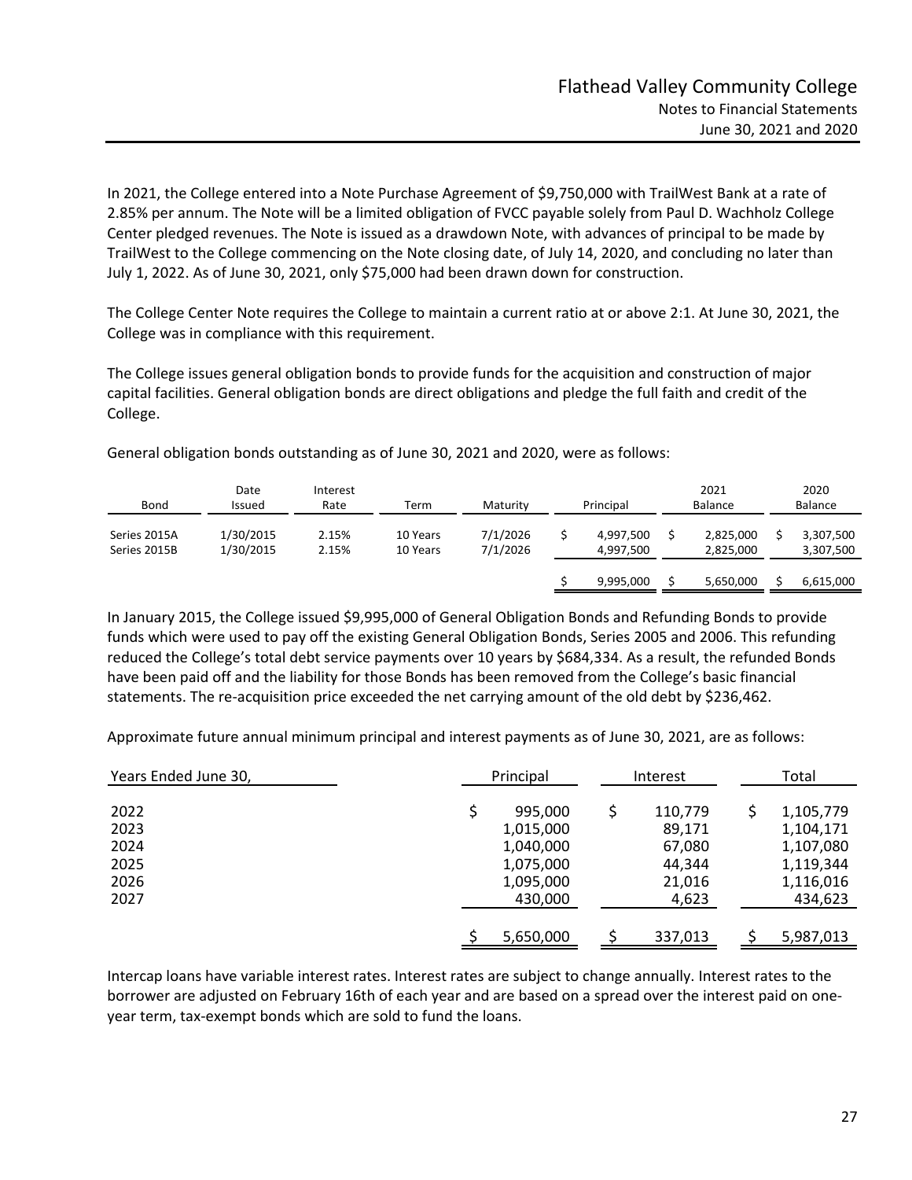In 2021, the College entered into a Note Purchase Agreement of $9,750,000 with TrailWest Bank at a rate of 2.85% per annum. The Note will be a limited obligation of FVCC payable solely from Paul D. Wachholz College Center pledged revenues. The Note is issued as a drawdown Note, with advances of principal to be made by TrailWest to the College commencing on the Note closing date, of July 14, 2020, and concluding no later than July 1, 2022. As of June 30, 2021, only $75,000 had been drawn down for construction.

The College Center Note requires the College to maintain a current ratio at or above 2:1. At June 30, 2021, the College was in compliance with this requirement.

The College issues general obligation bonds to provide funds for the acquisition and construction of major capital facilities. General obligation bonds are direct obligations and pledge the full faith and credit of the College.

General obligation bonds outstanding as of June 30, 2021 and 2020, were as follows:

| Bond | Date Issued | Interest Rate | Term | Maturity | Principal | 2021 Balance | 2020 Balance |
|---|---|---|---|---|---|---|---|
| Series 2015A | 1/30/2015 | 2.15% | 10 Years | 7/1/2026 | $ 4,997,500 | $ 2,825,000 | $ 3,307,500 |
| Series 2015B | 1/30/2015 | 2.15% | 10 Years | 7/1/2026 | 4,997,500 | 2,825,000 | 3,307,500 |
| | | | | | $ 9,995,000 | $ 5,650,000 | $ 6,615,000 |

In January 2015, the College issued $9,995,000 of General Obligation Bonds and Refunding Bonds to provide funds which were used to pay off the existing General Obligation Bonds, Series 2005 and 2006. This refunding reduced the College's total debt service payments over 10 years by $684,334. As a result, the refunded Bonds have been paid off and the liability for those Bonds has been removed from the College's basic financial statements. The re-acquisition price exceeded the net carrying amount of the old debt by $236,462.

Approximate future annual minimum principal and interest payments as of June 30, 2021, are as follows:

| Years Ended June 30, | Principal | Interest | Total |
|---|---|---|---|
| 2022 | $ 995,000 | $ 110,779 | $ 1,105,779 |
| 2023 | 1,015,000 | 89,171 | 1,104,171 |
| 2024 | 1,040,000 | 67,080 | 1,107,080 |
| 2025 | 1,075,000 | 44,344 | 1,119,344 |
| 2026 | 1,095,000 | 21,016 | 1,116,016 |
| 2027 | 430,000 | 4,623 | 434,623 |
| | $ 5,650,000 | $ 337,013 | $ 5,987,013 |

Intercap loans have variable interest rates. Interest rates are subject to change annually. Interest rates to the borrower are adjusted on February 16th of each year and are based on a spread over the interest paid on one-year term, tax-exempt bonds which are sold to fund the loans.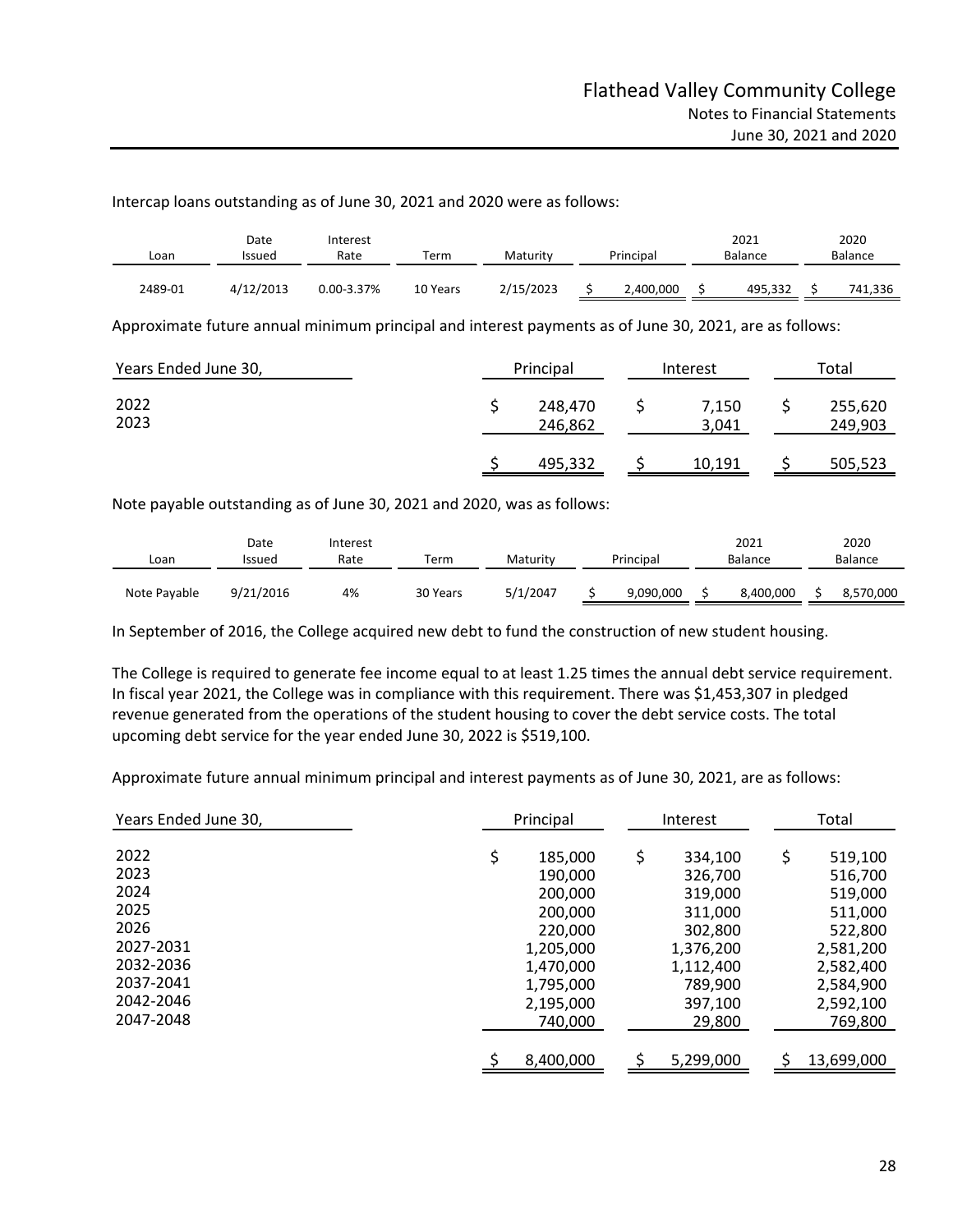Intercap loans outstanding as of June 30, 2021 and 2020 were as follows:

| Loan | Date Issued | Interest Rate | Term | Maturity | Principal | 2021 Balance | 2020 Balance |
|---|---|---|---|---|---|---|---|
| 2489-01 | 4/12/2013 | 0.00-3.37% | 10 Years | 2/15/2023 | $ 2,400,000 | $ 495,332 | $ 741,336 |

Approximate future annual minimum principal and interest payments as of June 30, 2021, are as follows:

| Years Ended June 30, | Principal | Interest | Total |
|---|---|---|---|
| 2022 | $ 248,470 | $ 7,150 | $ 255,620 |
| 2023 | 246,862 | 3,041 | 249,903 |
| | $ 495,332 | $ 10,191 | $ 505,523 |

Note payable outstanding as of June 30, 2021 and 2020, was as follows:

| Loan | Date Issued | Interest Rate | Term | Maturity | Principal | 2021 Balance | 2020 Balance |
|---|---|---|---|---|---|---|---|
| Note Payable | 9/21/2016 | 4% | 30 Years | 5/1/2047 | $ 9,090,000 | $ 8,400,000 | $ 8,570,000 |

In September of 2016, the College acquired new debt to fund the construction of new student housing.

The College is required to generate fee income equal to at least 1.25 times the annual debt service requirement. In fiscal year 2021, the College was in compliance with this requirement. There was $1,453,307 in pledged revenue generated from the operations of the student housing to cover the debt service costs. The total upcoming debt service for the year ended June 30, 2022 is $519,100.

Approximate future annual minimum principal and interest payments as of June 30, 2021, are as follows:

| Years Ended June 30, | Principal | Interest | Total |
|---|---|---|---|
| 2022 | $ 185,000 | $ 334,100 | $ 519,100 |
| 2023 | 190,000 | 326,700 | 516,700 |
| 2024 | 200,000 | 319,000 | 519,000 |
| 2025 | 200,000 | 311,000 | 511,000 |
| 2026 | 220,000 | 302,800 | 522,800 |
| 2027-2031 | 1,205,000 | 1,376,200 | 2,581,200 |
| 2032-2036 | 1,470,000 | 1,112,400 | 2,582,400 |
| 2037-2041 | 1,795,000 | 789,900 | 2,584,900 |
| 2042-2046 | 2,195,000 | 397,100 | 2,592,100 |
| 2047-2048 | 740,000 | 29,800 | 769,800 |
| | $ 8,400,000 | $ 5,299,000 | $ 13,699,000 |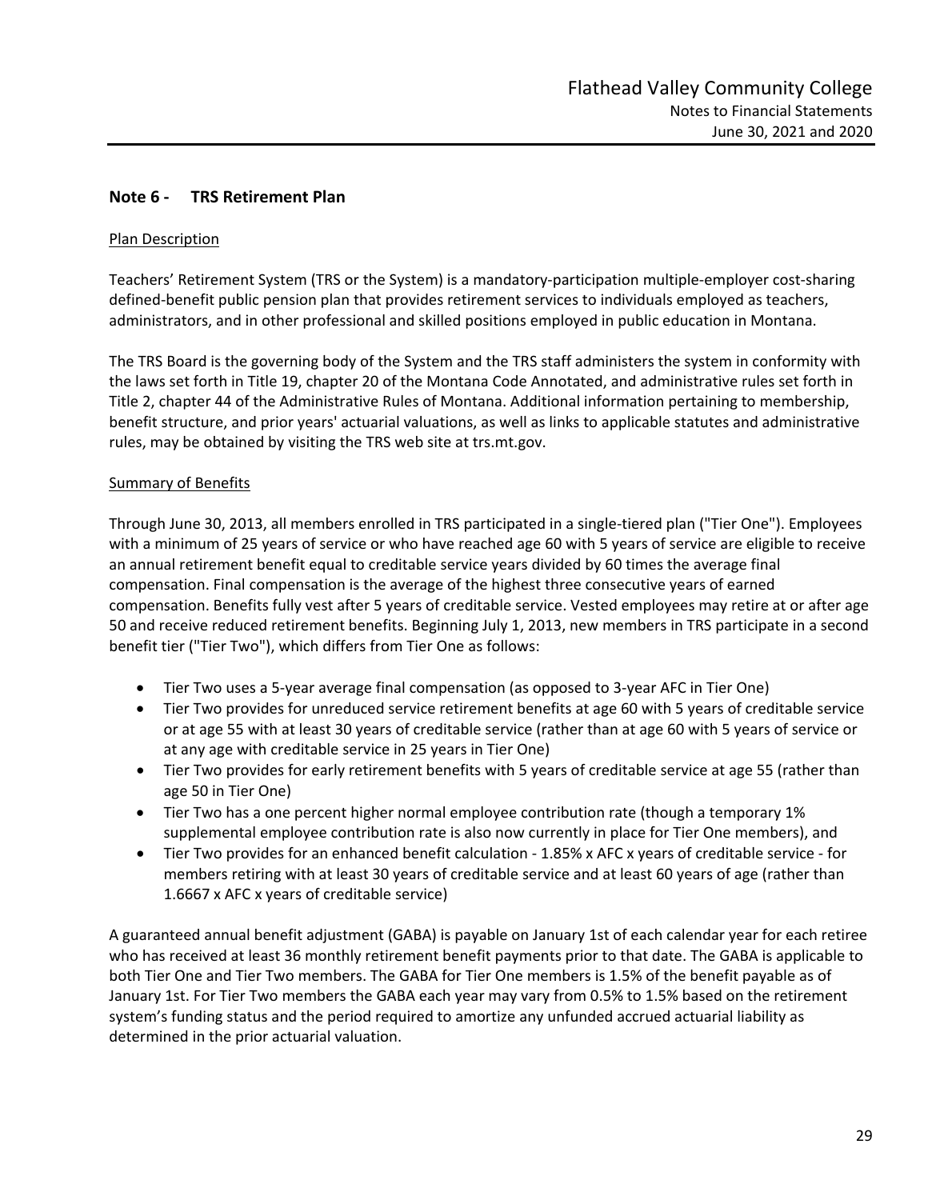## Note 6 - TRS Retirement Plan

Plan Description

Teachers' Retirement System (TRS or the System) is a mandatory-participation multiple-employer cost-sharing defined-benefit public pension plan that provides retirement services to individuals employed as teachers, administrators, and in other professional and skilled positions employed in public education in Montana.

The TRS Board is the governing body of the System and the TRS staff administers the system in conformity with the laws set forth in Title 19, chapter 20 of the Montana Code Annotated, and administrative rules set forth in Title 2, chapter 44 of the Administrative Rules of Montana. Additional information pertaining to membership, benefit structure, and prior years' actuarial valuations, as well as links to applicable statutes and administrative rules, may be obtained by visiting the TRS web site at trs.mt.gov.

Summary of Benefits

Through June 30, 2013, all members enrolled in TRS participated in a single-tiered plan ("Tier One"). Employees with a minimum of 25 years of service or who have reached age 60 with 5 years of service are eligible to receive an annual retirement benefit equal to creditable service years divided by 60 times the average final compensation. Final compensation is the average of the highest three consecutive years of earned compensation. Benefits fully vest after 5 years of creditable service. Vested employees may retire at or after age 50 and receive reduced retirement benefits. Beginning July 1, 2013, new members in TRS participate in a second benefit tier ("Tier Two"), which differs from Tier One as follows:

- Tier Two uses a 5-year average final compensation (as opposed to 3-year AFC in Tier One)
- Tier Two provides for unreduced service retirement benefits at age 60 with 5 years of creditable service or at age 55 with at least 30 years of creditable service (rather than at age 60 with 5 years of service or at any age with creditable service in 25 years in Tier One)
- Tier Two provides for early retirement benefits with 5 years of creditable service at age 55 (rather than age 50 in Tier One)
- Tier Two has a one percent higher normal employee contribution rate (though a temporary 1% supplemental employee contribution rate is also now currently in place for Tier One members), and
- Tier Two provides for an enhanced benefit calculation - 1.85% x AFC x years of creditable service - for members retiring with at least 30 years of creditable service and at least 60 years of age (rather than 1.6667 x AFC x years of creditable service)

A guaranteed annual benefit adjustment (GABA) is payable on January 1st of each calendar year for each retiree who has received at least 36 monthly retirement benefit payments prior to that date. The GABA is applicable to both Tier One and Tier Two members. The GABA for Tier One members is 1.5% of the benefit payable as of January 1st. For Tier Two members the GABA each year may vary from 0.5% to 1.5% based on the retirement system's funding status and the period required to amortize any unfunded accrued actuarial liability as determined in the prior actuarial valuation.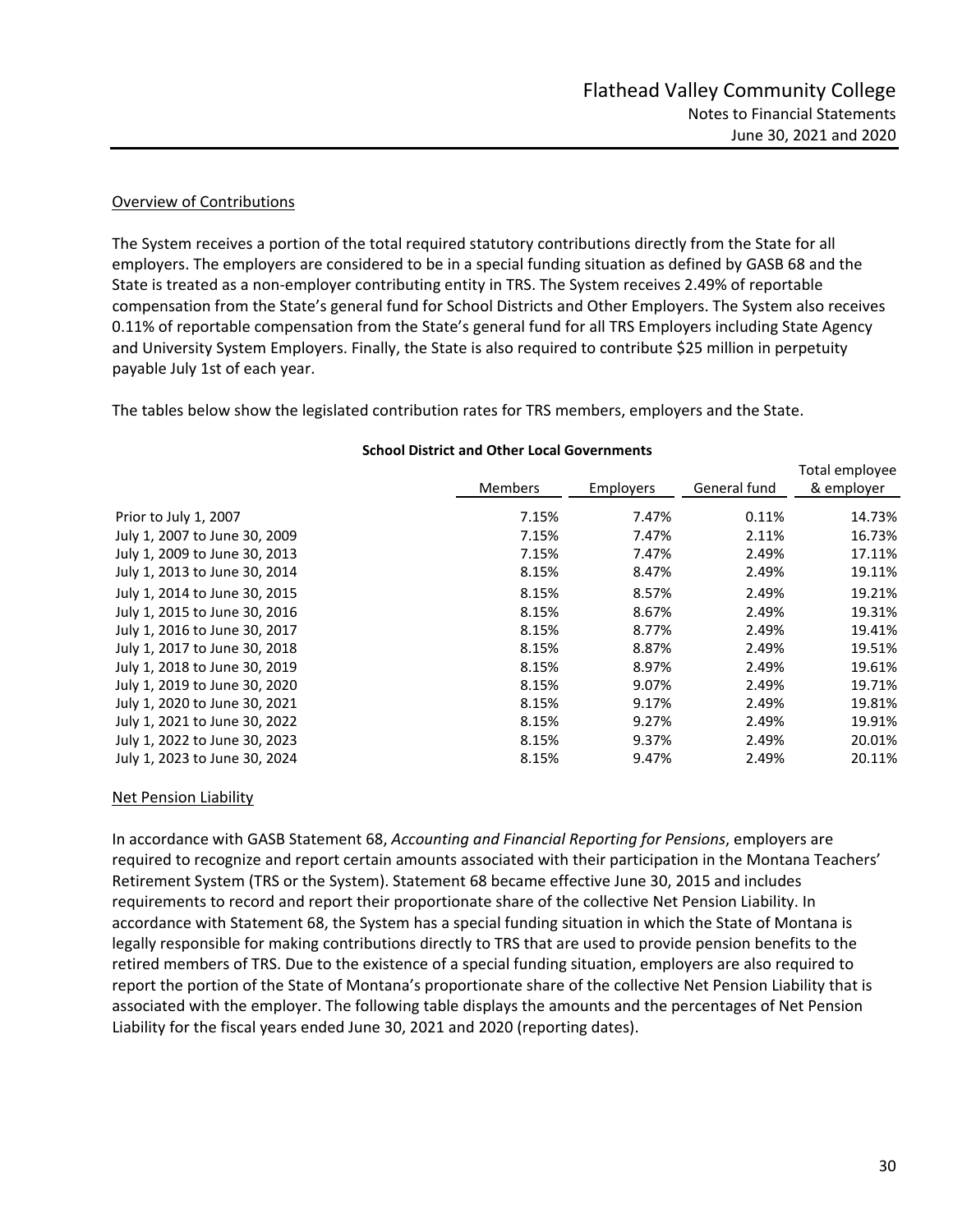## Overview of Contributions

The System receives a portion of the total required statutory contributions directly from the State for all employers. The employers are considered to be in a special funding situation as defined by GASB 68 and the State is treated as a non-employer contributing entity in TRS. The System receives 2.49% of reportable compensation from the State's general fund for School Districts and Other Employers. The System also receives 0.11% of reportable compensation from the State's general fund for all TRS Employers including State Agency and University System Employers. Finally, the State is also required to contribute $25 million in perpetuity payable July 1st of each year.

The tables below show the legislated contribution rates for TRS members, employers and the State.

**School District and Other Local Governments**

| | Members | Employers | General fund | Total employee & employer |
|---|---|---|---|---|
| Prior to July 1, 2007 | 7.15% | 7.47% | 0.11% | 14.73% |
| July 1, 2007 to June 30, 2009 | 7.15% | 7.47% | 2.11% | 16.73% |
| July 1, 2009 to June 30, 2013 | 7.15% | 7.47% | 2.49% | 17.11% |
| July 1, 2013 to June 30, 2014 | 8.15% | 8.47% | 2.49% | 19.11% |
| July 1, 2014 to June 30, 2015 | 8.15% | 8.57% | 2.49% | 19.21% |
| July 1, 2015 to June 30, 2016 | 8.15% | 8.67% | 2.49% | 19.31% |
| July 1, 2016 to June 30, 2017 | 8.15% | 8.77% | 2.49% | 19.41% |
| July 1, 2017 to June 30, 2018 | 8.15% | 8.87% | 2.49% | 19.51% |
| July 1, 2018 to June 30, 2019 | 8.15% | 8.97% | 2.49% | 19.61% |
| July 1, 2019 to June 30, 2020 | 8.15% | 9.07% | 2.49% | 19.71% |
| July 1, 2020 to June 30, 2021 | 8.15% | 9.17% | 2.49% | 19.81% |
| July 1, 2021 to June 30, 2022 | 8.15% | 9.27% | 2.49% | 19.91% |
| July 1, 2022 to June 30, 2023 | 8.15% | 9.37% | 2.49% | 20.01% |
| July 1, 2023 to June 30, 2024 | 8.15% | 9.47% | 2.49% | 20.11% |

## Net Pension Liability

In accordance with GASB Statement 68, *Accounting and Financial Reporting for Pensions*, employers are required to recognize and report certain amounts associated with their participation in the Montana Teachers' Retirement System (TRS or the System). Statement 68 became effective June 30, 2015 and includes requirements to record and report their proportionate share of the collective Net Pension Liability. In accordance with Statement 68, the System has a special funding situation in which the State of Montana is legally responsible for making contributions directly to TRS that are used to provide pension benefits to the retired members of TRS. Due to the existence of a special funding situation, employers are also required to report the portion of the State of Montana's proportionate share of the collective Net Pension Liability that is associated with the employer. The following table displays the amounts and the percentages of Net Pension Liability for the fiscal years ended June 30, 2021 and 2020 (reporting dates).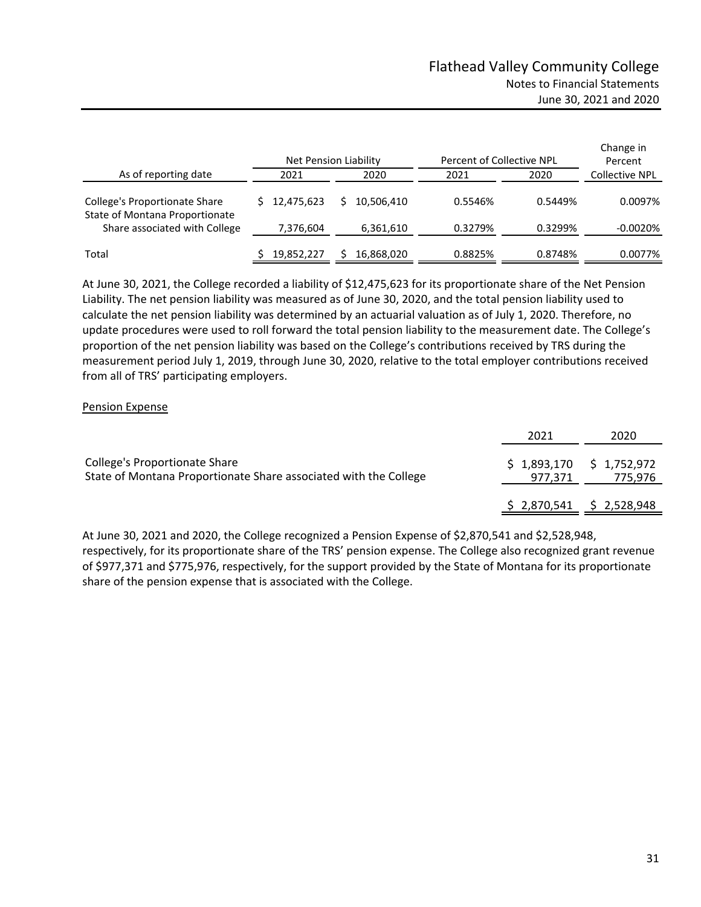| As of reporting date | Net Pension Liability | | Percent of Collective NPL | | Change in Percent Collective NPL |
|---|---|---|---|---|---|
| | 2021 | 2020 | 2021 | 2020 | |
| College's Proportionate Share | $ 12,475,623 | $ 10,506,410 | 0.5546% | 0.5449% | 0.0097% |
| State of Montana Proportionate Share associated with College | 7,376,604 | 6,361,610 | 0.3279% | 0.3299% | -0.0020% |
| Total | $ 19,852,227 | $ 16,868,020 | 0.8825% | 0.8748% | 0.0077% |

At June 30, 2021, the College recorded a liability of $12,475,623 for its proportionate share of the Net Pension Liability. The net pension liability was measured as of June 30, 2020, and the total pension liability used to calculate the net pension liability was determined by an actuarial valuation as of July 1, 2020. Therefore, no update procedures were used to roll forward the total pension liability to the measurement date. The College's proportion of the net pension liability was based on the College's contributions received by TRS during the measurement period July 1, 2019, through June 30, 2020, relative to the total employer contributions received from all of TRS' participating employers.

Pension Expense

| | 2021 | 2020 |
|---|---|---|
| College's Proportionate Share | $ 1,893,170 | $ 1,752,972 |
| State of Montana Proportionate Share associated with the College | 977,371 | 775,976 |
| | $ 2,870,541 | $ 2,528,948 |

At June 30, 2021 and 2020, the College recognized a Pension Expense of $2,870,541 and $2,528,948, respectively, for its proportionate share of the TRS' pension expense. The College also recognized grant revenue of $977,371 and $775,976, respectively, for the support provided by the State of Montana for its proportionate share of the pension expense that is associated with the College.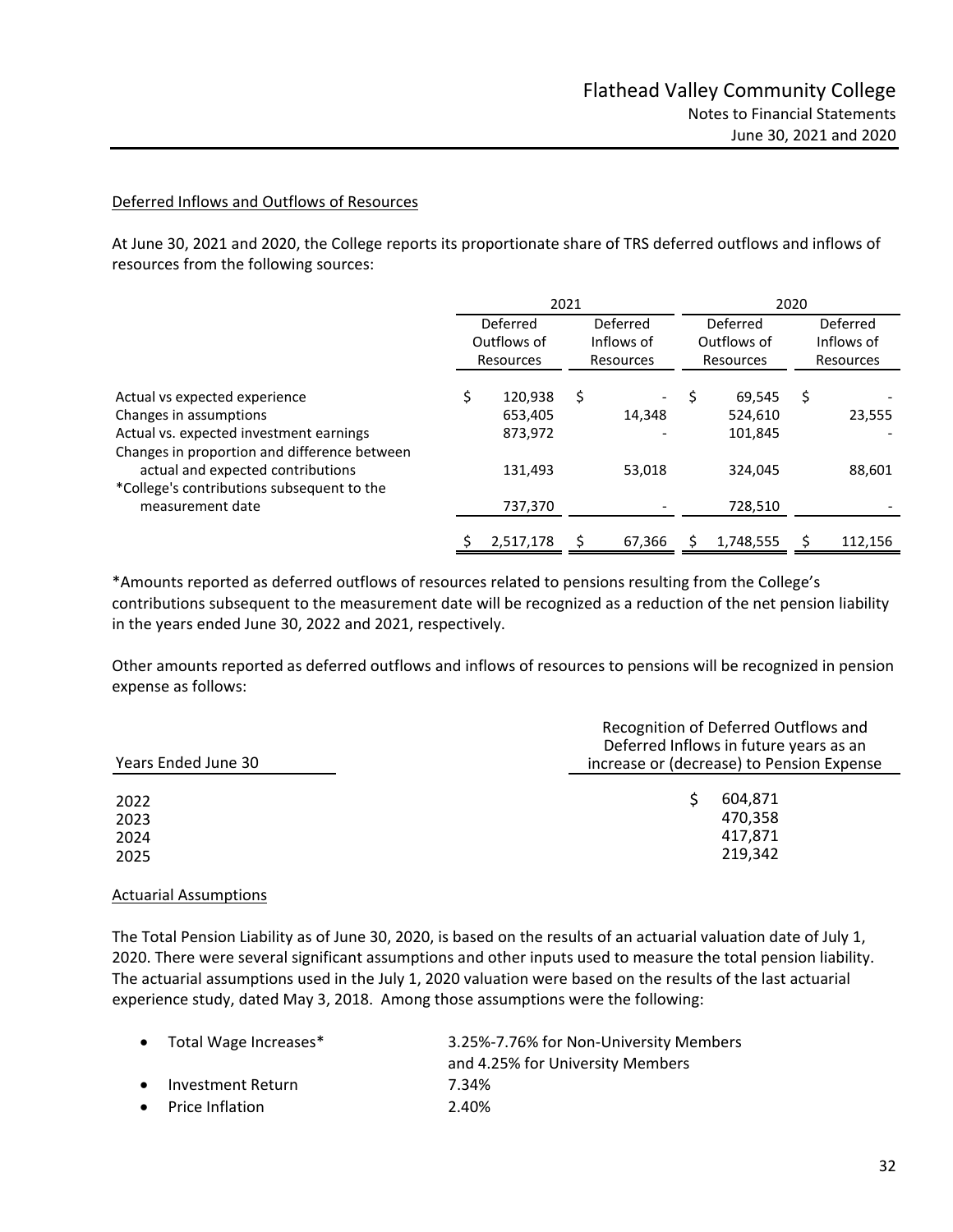Deferred Inflows and Outflows of Resources

At June 30, 2021 and 2020, the College reports its proportionate share of TRS deferred outflows and inflows of resources from the following sources:

| | 2021 | | 2020 | |
|---|---|---|---|---|
| | Deferred Outflows of Resources | Deferred Inflows of Resources | Deferred Outflows of Resources | Deferred Inflows of Resources |
| Actual vs expected experience | $ 120,938 | $ - | $ 69,545 | $ - |
| Changes in assumptions | 653,405 | 14,348 | 524,610 | 23,555 |
| Actual vs. expected investment earnings | 873,972 | - | 101,845 | - |
| Changes in proportion and difference between actual and expected contributions | 131,493 | 53,018 | 324,045 | 88,601 |
| *College's contributions subsequent to the measurement date | 737,370 | - | 728,510 | - |
| | $ 2,517,178 | $ 67,366 | $ 1,748,555 | $ 112,156 |

*Amounts reported as deferred outflows of resources related to pensions resulting from the College's contributions subsequent to the measurement date will be recognized as a reduction of the net pension liability in the years ended June 30, 2022 and 2021, respectively.

Other amounts reported as deferred outflows and inflows of resources to pensions will be recognized in pension expense as follows:

| Years Ended June 30 | Recognition of Deferred Outflows and Deferred Inflows in future years as an increase or (decrease) to Pension Expense |
|---|---|
| 2022 | $ 604,871 |
| 2023 | 470,358 |
| 2024 | 417,871 |
| 2025 | 219,342 |

Actuarial Assumptions

The Total Pension Liability as of June 30, 2020, is based on the results of an actuarial valuation date of July 1, 2020. There were several significant assumptions and other inputs used to measure the total pension liability. The actuarial assumptions used in the July 1, 2020 valuation were based on the results of the last actuarial experience study, dated May 3, 2018. Among those assumptions were the following:

- Total Wage Increases* — 3.25%-7.76% for Non-University Members and 4.25% for University Members
- Investment Return — 7.34%
- Price Inflation — 2.40%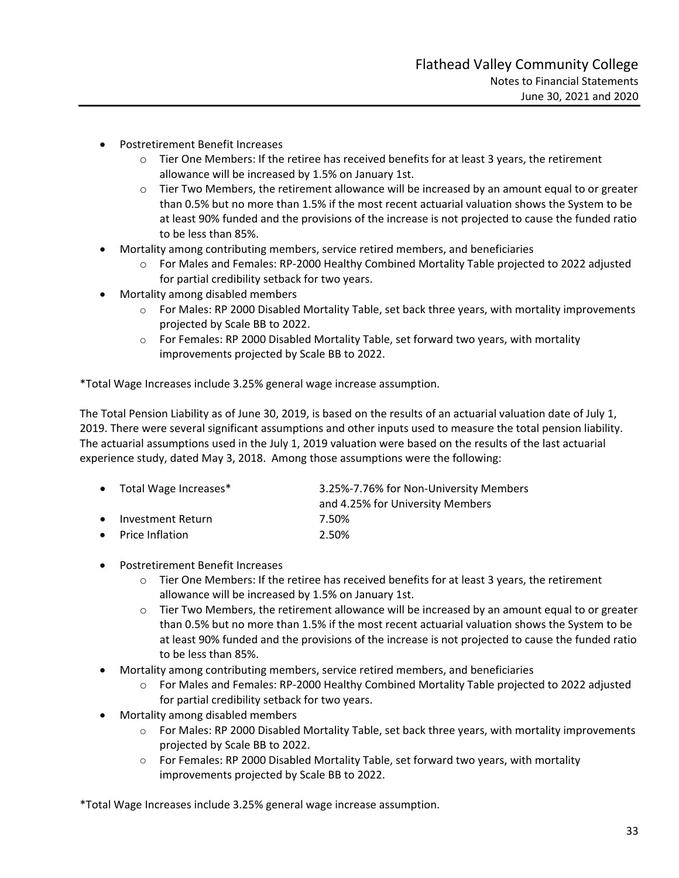- Postretirement Benefit Increases
  - Tier One Members: If the retiree has received benefits for at least 3 years, the retirement allowance will be increased by 1.5% on January 1st.
  - Tier Two Members, the retirement allowance will be increased by an amount equal to or greater than 0.5% but no more than 1.5% if the most recent actuarial valuation shows the System to be at least 90% funded and the provisions of the increase is not projected to cause the funded ratio to be less than 85%.
- Mortality among contributing members, service retired members, and beneficiaries
  - For Males and Females: RP-2000 Healthy Combined Mortality Table projected to 2022 adjusted for partial credibility setback for two years.
- Mortality among disabled members
  - For Males: RP 2000 Disabled Mortality Table, set back three years, with mortality improvements projected by Scale BB to 2022.
  - For Females: RP 2000 Disabled Mortality Table, set forward two years, with mortality improvements projected by Scale BB to 2022.

*Total Wage Increases include 3.25% general wage increase assumption.

The Total Pension Liability as of June 30, 2019, is based on the results of an actuarial valuation date of July 1, 2019. There were several significant assumptions and other inputs used to measure the total pension liability. The actuarial assumptions used in the July 1, 2019 valuation were based on the results of the last actuarial experience study, dated May 3, 2018. Among those assumptions were the following:

- Total Wage Increases* — 3.25%-7.76% for Non-University Members and 4.25% for University Members
- Investment Return — 7.50%
- Price Inflation — 2.50%

- Postretirement Benefit Increases
  - Tier One Members: If the retiree has received benefits for at least 3 years, the retirement allowance will be increased by 1.5% on January 1st.
  - Tier Two Members, the retirement allowance will be increased by an amount equal to or greater than 0.5% but no more than 1.5% if the most recent actuarial valuation shows the System to be at least 90% funded and the provisions of the increase is not projected to cause the funded ratio to be less than 85%.
- Mortality among contributing members, service retired members, and beneficiaries
  - For Males and Females: RP-2000 Healthy Combined Mortality Table projected to 2022 adjusted for partial credibility setback for two years.
- Mortality among disabled members
  - For Males: RP 2000 Disabled Mortality Table, set back three years, with mortality improvements projected by Scale BB to 2022.
  - For Females: RP 2000 Disabled Mortality Table, set forward two years, with mortality improvements projected by Scale BB to 2022.

*Total Wage Increases include 3.25% general wage increase assumption.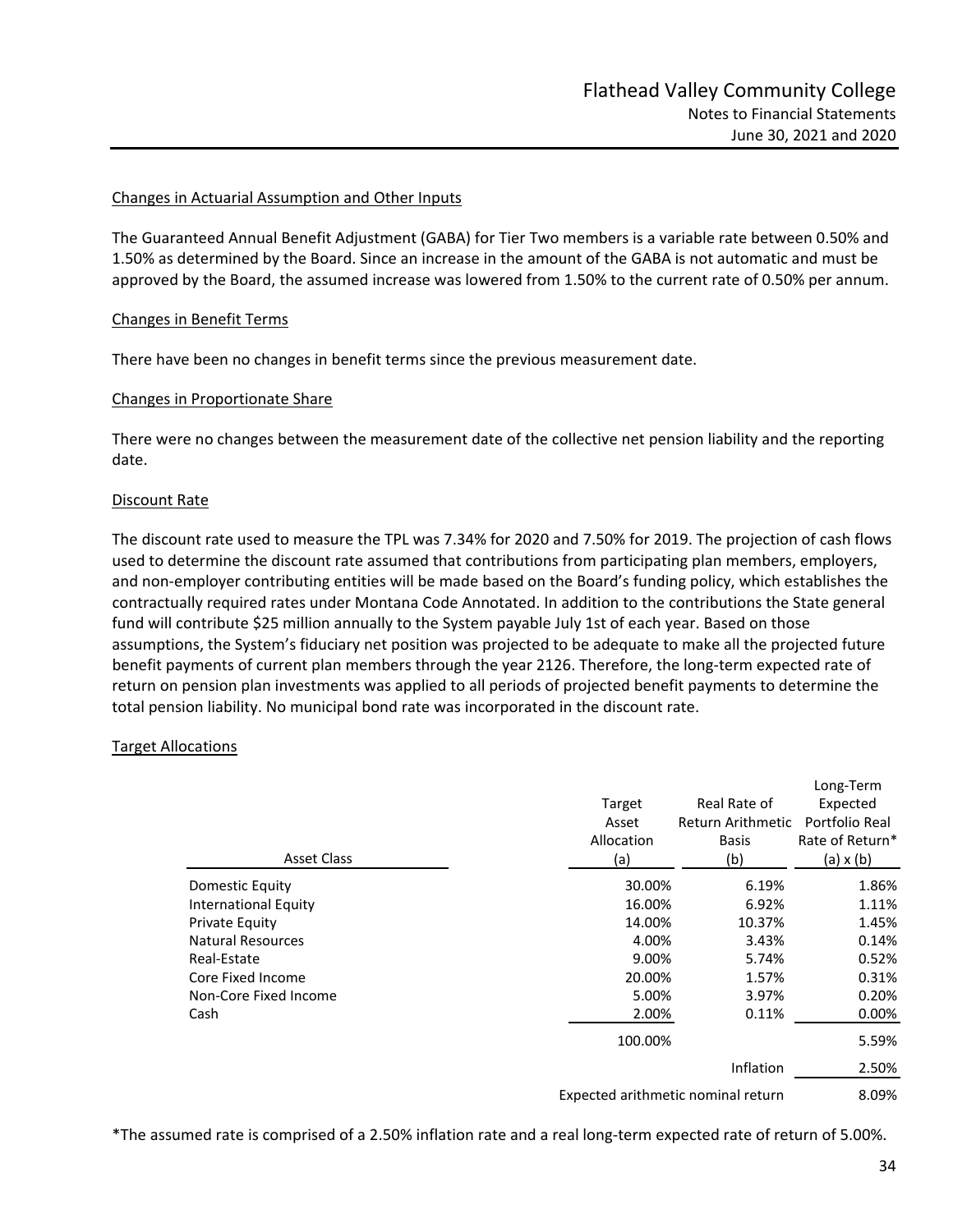Changes in Actuarial Assumption and Other Inputs

The Guaranteed Annual Benefit Adjustment (GABA) for Tier Two members is a variable rate between 0.50% and 1.50% as determined by the Board. Since an increase in the amount of the GABA is not automatic and must be approved by the Board, the assumed increase was lowered from 1.50% to the current rate of 0.50% per annum.

Changes in Benefit Terms

There have been no changes in benefit terms since the previous measurement date.

Changes in Proportionate Share

There were no changes between the measurement date of the collective net pension liability and the reporting date.

Discount Rate

The discount rate used to measure the TPL was 7.34% for 2020 and 7.50% for 2019. The projection of cash flows used to determine the discount rate assumed that contributions from participating plan members, employers, and non-employer contributing entities will be made based on the Board's funding policy, which establishes the contractually required rates under Montana Code Annotated. In addition to the contributions the State general fund will contribute $25 million annually to the System payable July 1st of each year. Based on those assumptions, the System's fiduciary net position was projected to be adequate to make all the projected future benefit payments of current plan members through the year 2126. Therefore, the long-term expected rate of return on pension plan investments was applied to all periods of projected benefit payments to determine the total pension liability. No municipal bond rate was incorporated in the discount rate.

Target Allocations

| Asset Class | Target Asset Allocation (a) | Real Rate of Return Arithmetic Basis (b) | Long-Term Expected Portfolio Real Rate of Return* (a) x (b) |
|---|---|---|---|
| Domestic Equity | 30.00% | 6.19% | 1.86% |
| International Equity | 16.00% | 6.92% | 1.11% |
| Private Equity | 14.00% | 10.37% | 1.45% |
| Natural Resources | 4.00% | 3.43% | 0.14% |
| Real-Estate | 9.00% | 5.74% | 0.52% |
| Core Fixed Income | 20.00% | 1.57% | 0.31% |
| Non-Core Fixed Income | 5.00% | 3.97% | 0.20% |
| Cash | 2.00% | 0.11% | 0.00% |
| | 100.00% | | 5.59% |
| | | Inflation | 2.50% |
| | Expected arithmetic nominal return | | 8.09% |

*The assumed rate is comprised of a 2.50% inflation rate and a real long-term expected rate of return of 5.00%.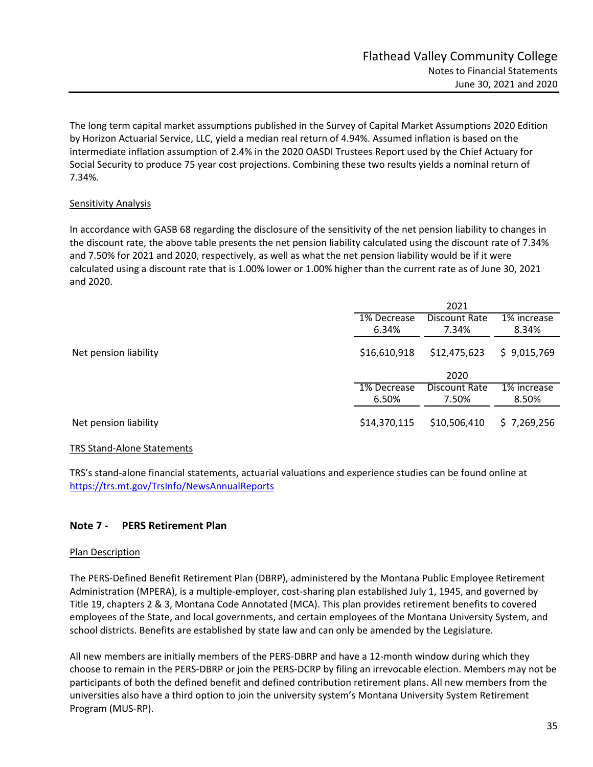The long term capital market assumptions published in the Survey of Capital Market Assumptions 2020 Edition by Horizon Actuarial Service, LLC, yield a median real return of 4.94%. Assumed inflation is based on the intermediate inflation assumption of 2.4% in the 2020 OASDI Trustees Report used by the Chief Actuary for Social Security to produce 75 year cost projections. Combining these two results yields a nominal return of 7.34%.

Sensitivity Analysis

In accordance with GASB 68 regarding the disclosure of the sensitivity of the net pension liability to changes in the discount rate, the above table presents the net pension liability calculated using the discount rate of 7.34% and 7.50% for 2021 and 2020, respectively, as well as what the net pension liability would be if it were calculated using a discount rate that is 1.00% lower or 1.00% higher than the current rate as of June 30, 2021 and 2020.

| | 2021 | | |
|---|---|---|---|
| | 1% Decrease 6.34% | Discount Rate 7.34% | 1% increase 8.34% |
| Net pension liability | $16,610,918 | $12,475,623 | $ 9,015,769 |

| | 2020 | | |
|---|---|---|---|
| | 1% Decrease 6.50% | Discount Rate 7.50% | 1% increase 8.50% |
| Net pension liability | $14,370,115 | $10,506,410 | $ 7,269,256 |

TRS Stand-Alone Statements

TRS's stand-alone financial statements, actuarial valuations and experience studies can be found online at https://trs.mt.gov/TrsInfo/NewsAnnualReports

## Note 7 - PERS Retirement Plan

Plan Description

The PERS-Defined Benefit Retirement Plan (DBRP), administered by the Montana Public Employee Retirement Administration (MPERA), is a multiple-employer, cost-sharing plan established July 1, 1945, and governed by Title 19, chapters 2 & 3, Montana Code Annotated (MCA). This plan provides retirement benefits to covered employees of the State, and local governments, and certain employees of the Montana University System, and school districts. Benefits are established by state law and can only be amended by the Legislature.

All new members are initially members of the PERS-DBRP and have a 12-month window during which they choose to remain in the PERS-DBRP or join the PERS-DCRP by filing an irrevocable election. Members may not be participants of both the defined benefit and defined contribution retirement plans. All new members from the universities also have a third option to join the university system's Montana University System Retirement Program (MUS-RP).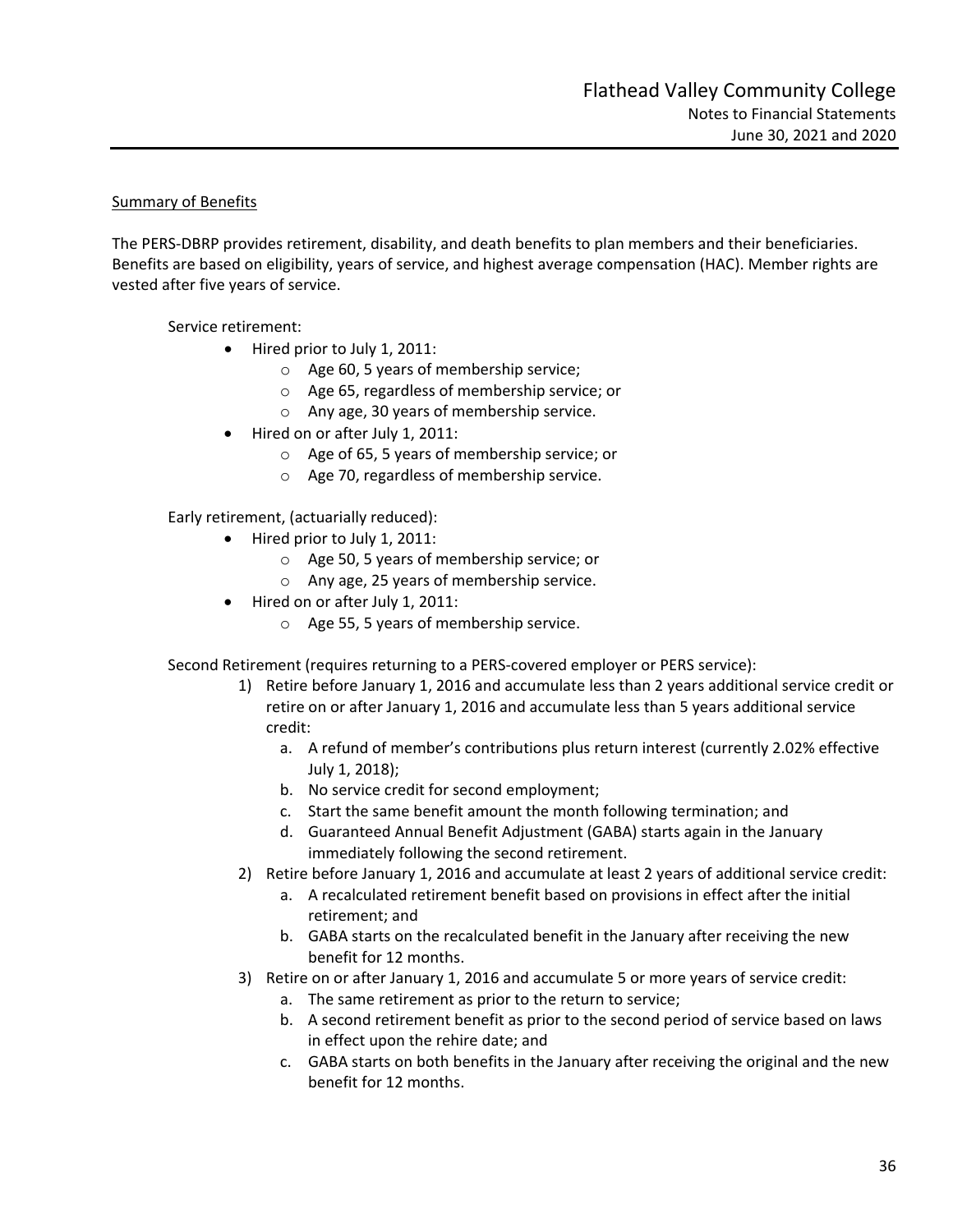Summary of Benefits

The PERS-DBRP provides retirement, disability, and death benefits to plan members and their beneficiaries. Benefits are based on eligibility, years of service, and highest average compensation (HAC). Member rights are vested after five years of service.

Service retirement:

- Hired prior to July 1, 2011:
  - Age 60, 5 years of membership service;
  - Age 65, regardless of membership service; or
  - Any age, 30 years of membership service.
- Hired on or after July 1, 2011:
  - Age of 65, 5 years of membership service; or
  - Age 70, regardless of membership service.

Early retirement, (actuarially reduced):

- Hired prior to July 1, 2011:
  - Age 50, 5 years of membership service; or
  - Any age, 25 years of membership service.
- Hired on or after July 1, 2011:
  - Age 55, 5 years of membership service.

Second Retirement (requires returning to a PERS-covered employer or PERS service):

1) Retire before January 1, 2016 and accumulate less than 2 years additional service credit or retire on or after January 1, 2016 and accumulate less than 5 years additional service credit:
   a. A refund of member's contributions plus return interest (currently 2.02% effective July 1, 2018);
   b. No service credit for second employment;
   c. Start the same benefit amount the month following termination; and
   d. Guaranteed Annual Benefit Adjustment (GABA) starts again in the January immediately following the second retirement.
2) Retire before January 1, 2016 and accumulate at least 2 years of additional service credit:
   a. A recalculated retirement benefit based on provisions in effect after the initial retirement; and
   b. GABA starts on the recalculated benefit in the January after receiving the new benefit for 12 months.
3) Retire on or after January 1, 2016 and accumulate 5 or more years of service credit:
   a. The same retirement as prior to the return to service;
   b. A second retirement benefit as prior to the second period of service based on laws in effect upon the rehire date; and
   c. GABA starts on both benefits in the January after receiving the original and the new benefit for 12 months.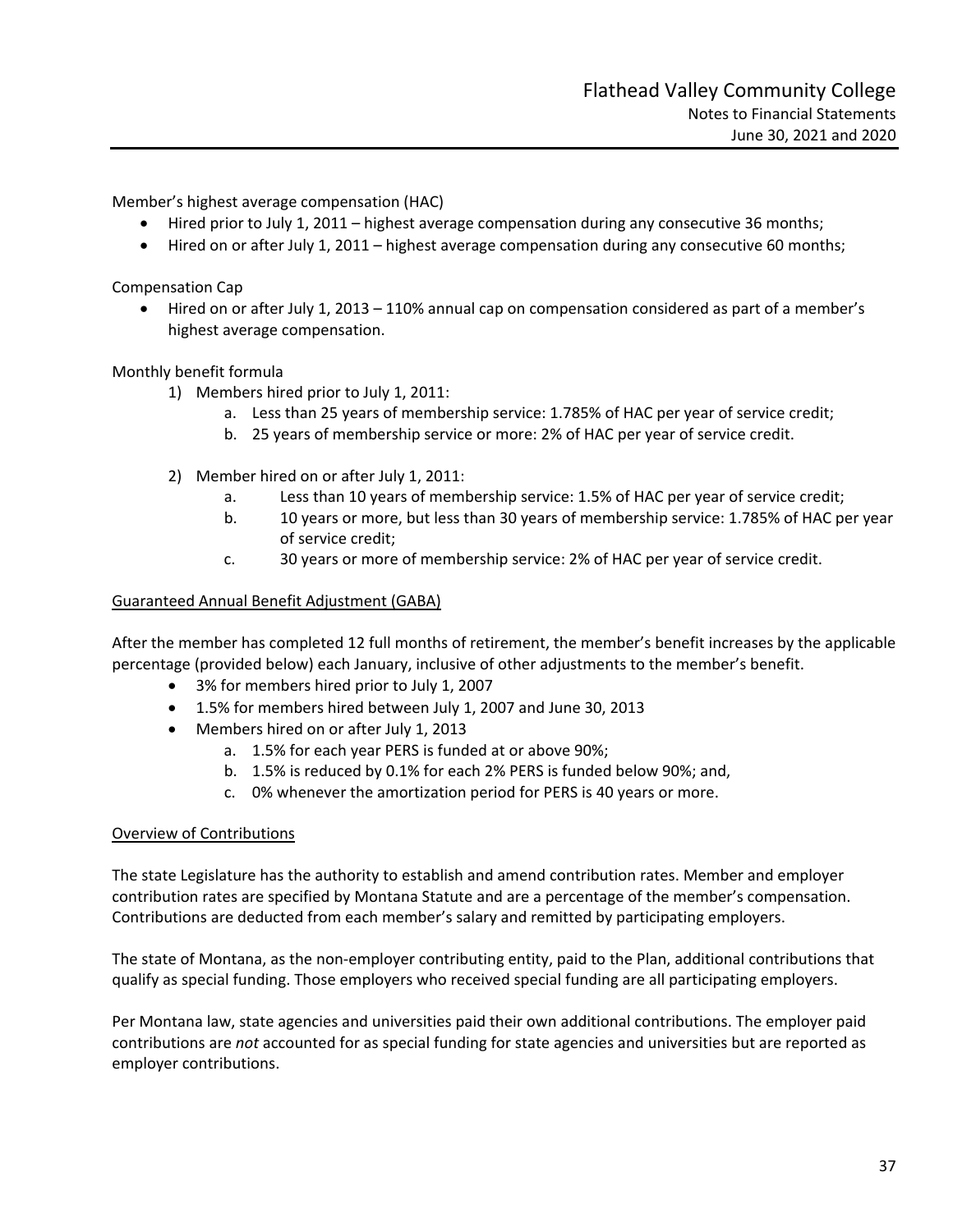Member's highest average compensation (HAC)

- Hired prior to July 1, 2011 – highest average compensation during any consecutive 36 months;
- Hired on or after July 1, 2011 – highest average compensation during any consecutive 60 months;

Compensation Cap

- Hired on or after July 1, 2013 – 110% annual cap on compensation considered as part of a member's highest average compensation.

Monthly benefit formula

1) Members hired prior to July 1, 2011:
   a. Less than 25 years of membership service: 1.785% of HAC per year of service credit;
   b. 25 years of membership service or more: 2% of HAC per year of service credit.

2) Member hired on or after July 1, 2011:
   a. Less than 10 years of membership service: 1.5% of HAC per year of service credit;
   b. 10 years or more, but less than 30 years of membership service: 1.785% of HAC per year of service credit;
   c. 30 years or more of membership service: 2% of HAC per year of service credit.

Guaranteed Annual Benefit Adjustment (GABA)

After the member has completed 12 full months of retirement, the member's benefit increases by the applicable percentage (provided below) each January, inclusive of other adjustments to the member's benefit.

- 3% for members hired prior to July 1, 2007
- 1.5% for members hired between July 1, 2007 and June 30, 2013
- Members hired on or after July 1, 2013
  a. 1.5% for each year PERS is funded at or above 90%;
  b. 1.5% is reduced by 0.1% for each 2% PERS is funded below 90%; and,
  c. 0% whenever the amortization period for PERS is 40 years or more.

Overview of Contributions

The state Legislature has the authority to establish and amend contribution rates. Member and employer contribution rates are specified by Montana Statute and are a percentage of the member's compensation. Contributions are deducted from each member's salary and remitted by participating employers.

The state of Montana, as the non-employer contributing entity, paid to the Plan, additional contributions that qualify as special funding. Those employers who received special funding are all participating employers.

Per Montana law, state agencies and universities paid their own additional contributions. The employer paid contributions are *not* accounted for as special funding for state agencies and universities but are reported as employer contributions.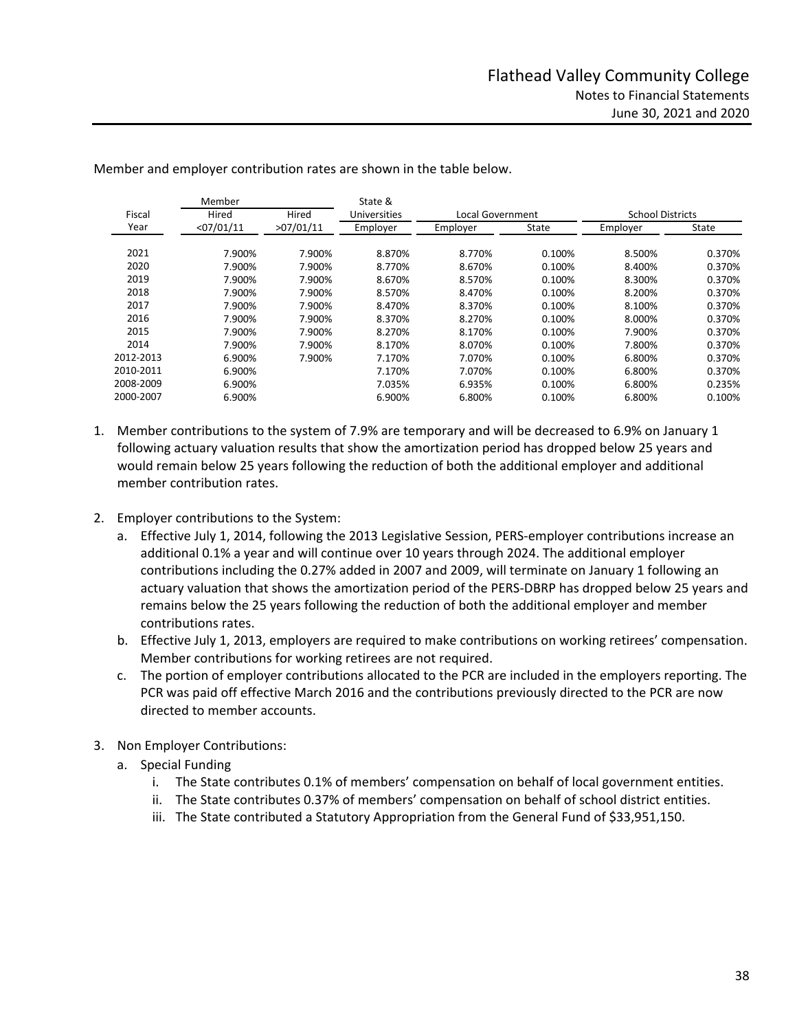Member and employer contribution rates are shown in the table below.

| Fiscal Year | Member Hired <07/01/11 | Member Hired >07/01/11 | State & Universities Employer | Local Government Employer | Local Government State | School Districts Employer | School Districts State |
|---|---|---|---|---|---|---|---|
| 2021 | 7.900% | 7.900% | 8.870% | 8.770% | 0.100% | 8.500% | 0.370% |
| 2020 | 7.900% | 7.900% | 8.770% | 8.670% | 0.100% | 8.400% | 0.370% |
| 2019 | 7.900% | 7.900% | 8.670% | 8.570% | 0.100% | 8.300% | 0.370% |
| 2018 | 7.900% | 7.900% | 8.570% | 8.470% | 0.100% | 8.200% | 0.370% |
| 2017 | 7.900% | 7.900% | 8.470% | 8.370% | 0.100% | 8.100% | 0.370% |
| 2016 | 7.900% | 7.900% | 8.370% | 8.270% | 0.100% | 8.000% | 0.370% |
| 2015 | 7.900% | 7.900% | 8.270% | 8.170% | 0.100% | 7.900% | 0.370% |
| 2014 | 7.900% | 7.900% | 8.170% | 8.070% | 0.100% | 7.800% | 0.370% |
| 2012-2013 | 6.900% | 7.900% | 7.170% | 7.070% | 0.100% | 6.800% | 0.370% |
| 2010-2011 | 6.900% | | 7.170% | 7.070% | 0.100% | 6.800% | 0.370% |
| 2008-2009 | 6.900% | | 7.035% | 6.935% | 0.100% | 6.800% | 0.235% |
| 2000-2007 | 6.900% | | 6.900% | 6.800% | 0.100% | 6.800% | 0.100% |

1. Member contributions to the system of 7.9% are temporary and will be decreased to 6.9% on January 1 following actuary valuation results that show the amortization period has dropped below 25 years and would remain below 25 years following the reduction of both the additional employer and additional member contribution rates.

2. Employer contributions to the System:
   a. Effective July 1, 2014, following the 2013 Legislative Session, PERS-employer contributions increase an additional 0.1% a year and will continue over 10 years through 2024. The additional employer contributions including the 0.27% added in 2007 and 2009, will terminate on January 1 following an actuary valuation that shows the amortization period of the PERS-DBRP has dropped below 25 years and remains below the 25 years following the reduction of both the additional employer and member contributions rates.
   b. Effective July 1, 2013, employers are required to make contributions on working retirees' compensation. Member contributions for working retirees are not required.
   c. The portion of employer contributions allocated to the PCR are included in the employers reporting. The PCR was paid off effective March 2016 and the contributions previously directed to the PCR are now directed to member accounts.

3. Non Employer Contributions:
   a. Special Funding
      i. The State contributes 0.1% of members' compensation on behalf of local government entities.
      ii. The State contributes 0.37% of members' compensation on behalf of school district entities.
      iii. The State contributed a Statutory Appropriation from the General Fund of $33,951,150.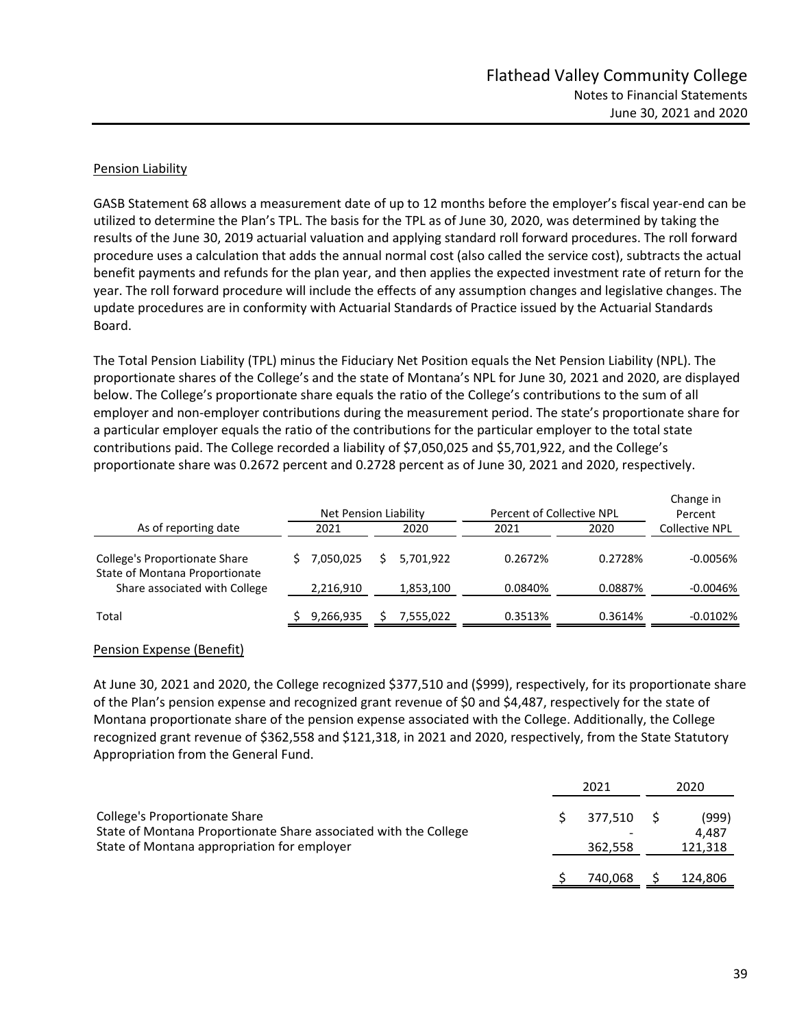## Pension Liability

GASB Statement 68 allows a measurement date of up to 12 months before the employer's fiscal year-end can be utilized to determine the Plan's TPL. The basis for the TPL as of June 30, 2020, was determined by taking the results of the June 30, 2019 actuarial valuation and applying standard roll forward procedures. The roll forward procedure uses a calculation that adds the annual normal cost (also called the service cost), subtracts the actual benefit payments and refunds for the plan year, and then applies the expected investment rate of return for the year. The roll forward procedure will include the effects of any assumption changes and legislative changes. The update procedures are in conformity with Actuarial Standards of Practice issued by the Actuarial Standards Board.

The Total Pension Liability (TPL) minus the Fiduciary Net Position equals the Net Pension Liability (NPL). The proportionate shares of the College's and the state of Montana's NPL for June 30, 2021 and 2020, are displayed below. The College's proportionate share equals the ratio of the College's contributions to the sum of all employer and non-employer contributions during the measurement period. The state's proportionate share for a particular employer equals the ratio of the contributions for the particular employer to the total state contributions paid. The College recorded a liability of $7,050,025 and $5,701,922, and the College's proportionate share was 0.2672 percent and 0.2728 percent as of June 30, 2021 and 2020, respectively.

| As of reporting date | Net Pension Liability | | Percent of Collective NPL | | Change in Percent Collective NPL |
|---|---|---|---|---|---|
| | 2021 | 2020 | 2021 | 2020 | |
| College's Proportionate Share | $ 7,050,025 | $ 5,701,922 | 0.2672% | 0.2728% | -0.0056% |
| State of Montana Proportionate Share associated with College | 2,216,910 | 1,853,100 | 0.0840% | 0.0887% | -0.0046% |
| Total | $ 9,266,935 | $ 7,555,022 | 0.3513% | 0.3614% | -0.0102% |

## Pension Expense (Benefit)

At June 30, 2021 and 2020, the College recognized $377,510 and ($999), respectively, for its proportionate share of the Plan's pension expense and recognized grant revenue of $0 and $4,487, respectively for the state of Montana proportionate share of the pension expense associated with the College. Additionally, the College recognized grant revenue of $362,558 and $121,318, in 2021 and 2020, respectively, from the State Statutory Appropriation from the General Fund.

| | 2021 | 2020 |
|---|---|---|
| College's Proportionate Share | $ 377,510 | $ (999) |
| State of Montana Proportionate Share associated with the College | - | 4,487 |
| State of Montana appropriation for employer | 362,558 | 121,318 |
| | $ 740,068 | $ 124,806 |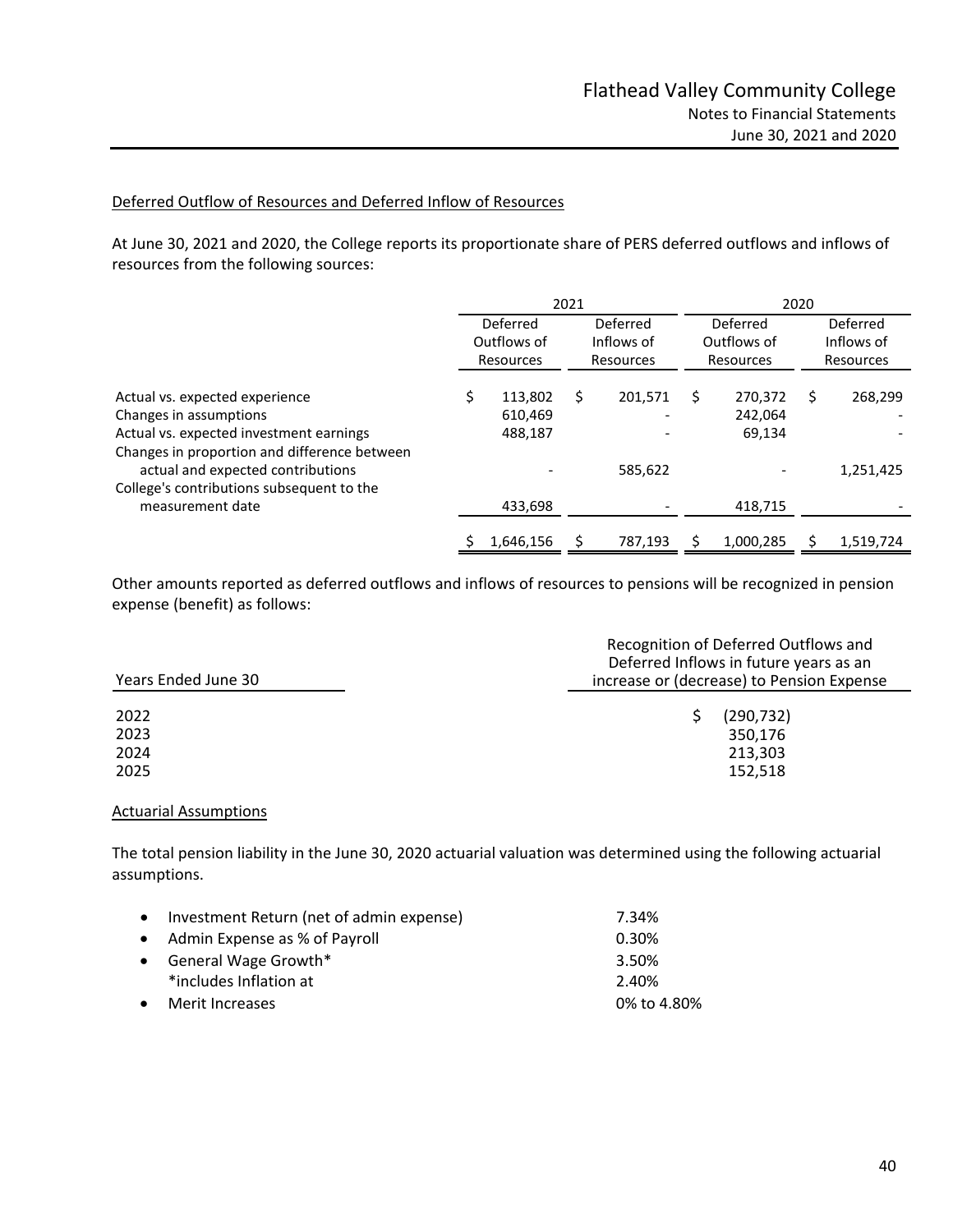Deferred Outflow of Resources and Deferred Inflow of Resources

At June 30, 2021 and 2020, the College reports its proportionate share of PERS deferred outflows and inflows of resources from the following sources:

| | 2021 | | 2020 | |
|---|---|---|---|---|
| | Deferred Outflows of Resources | Deferred Inflows of Resources | Deferred Outflows of Resources | Deferred Inflows of Resources |
| Actual vs. expected experience | $ 113,802 | $ 201,571 | $ 270,372 | $ 268,299 |
| Changes in assumptions | 610,469 | - | 242,064 | - |
| Actual vs. expected investment earnings | 488,187 | - | 69,134 | - |
| Changes in proportion and difference between actual and expected contributions | - | 585,622 | - | 1,251,425 |
| College's contributions subsequent to the measurement date | 433,698 | - | 418,715 | - |
| | $ 1,646,156 | $ 787,193 | $ 1,000,285 | $ 1,519,724 |

Other amounts reported as deferred outflows and inflows of resources to pensions will be recognized in pension expense (benefit) as follows:

| Years Ended June 30 | Recognition of Deferred Outflows and Deferred Inflows in future years as an increase or (decrease) to Pension Expense |
|---|---|
| 2022 | $ (290,732) |
| 2023 | 350,176 |
| 2024 | 213,303 |
| 2025 | 152,518 |

Actuarial Assumptions

The total pension liability in the June 30, 2020 actuarial valuation was determined using the following actuarial assumptions.

- Investment Return (net of admin expense) — 7.34%
- Admin Expense as % of Payroll — 0.30%
- General Wage Growth* — 3.50%
  *includes Inflation at — 2.40%
- Merit Increases — 0% to 4.80%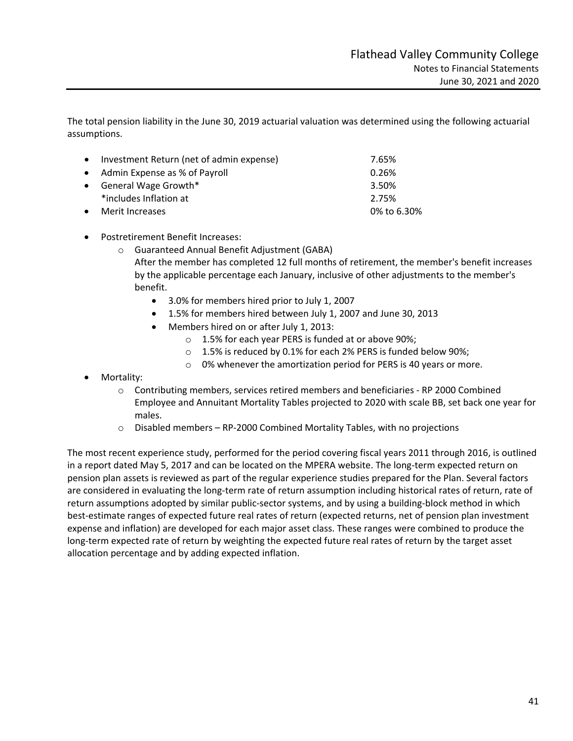The total pension liability in the June 30, 2019 actuarial valuation was determined using the following actuarial assumptions.

| | |
|---|---|
| • Investment Return (net of admin expense) | 7.65% |
| • Admin Expense as % of Payroll | 0.26% |
| • General Wage Growth* | 3.50% |
| *includes Inflation at | 2.75% |
| • Merit Increases | 0% to 6.30% |

- Postretirement Benefit Increases:
  - Guaranteed Annual Benefit Adjustment (GABA)
    After the member has completed 12 full months of retirement, the member's benefit increases by the applicable percentage each January, inclusive of other adjustments to the member's benefit.
    - 3.0% for members hired prior to July 1, 2007
    - 1.5% for members hired between July 1, 2007 and June 30, 2013
    - Members hired on or after July 1, 2013:
      - 1.5% for each year PERS is funded at or above 90%;
      - 1.5% is reduced by 0.1% for each 2% PERS is funded below 90%;
      - 0% whenever the amortization period for PERS is 40 years or more.
- Mortality:
  - Contributing members, services retired members and beneficiaries - RP 2000 Combined Employee and Annuitant Mortality Tables projected to 2020 with scale BB, set back one year for males.
  - Disabled members – RP-2000 Combined Mortality Tables, with no projections

The most recent experience study, performed for the period covering fiscal years 2011 through 2016, is outlined in a report dated May 5, 2017 and can be located on the MPERA website. The long-term expected return on pension plan assets is reviewed as part of the regular experience studies prepared for the Plan. Several factors are considered in evaluating the long-term rate of return assumption including historical rates of return, rate of return assumptions adopted by similar public-sector systems, and by using a building-block method in which best-estimate ranges of expected future real rates of return (expected returns, net of pension plan investment expense and inflation) are developed for each major asset class. These ranges were combined to produce the long-term expected rate of return by weighting the expected future real rates of return by the target asset allocation percentage and by adding expected inflation.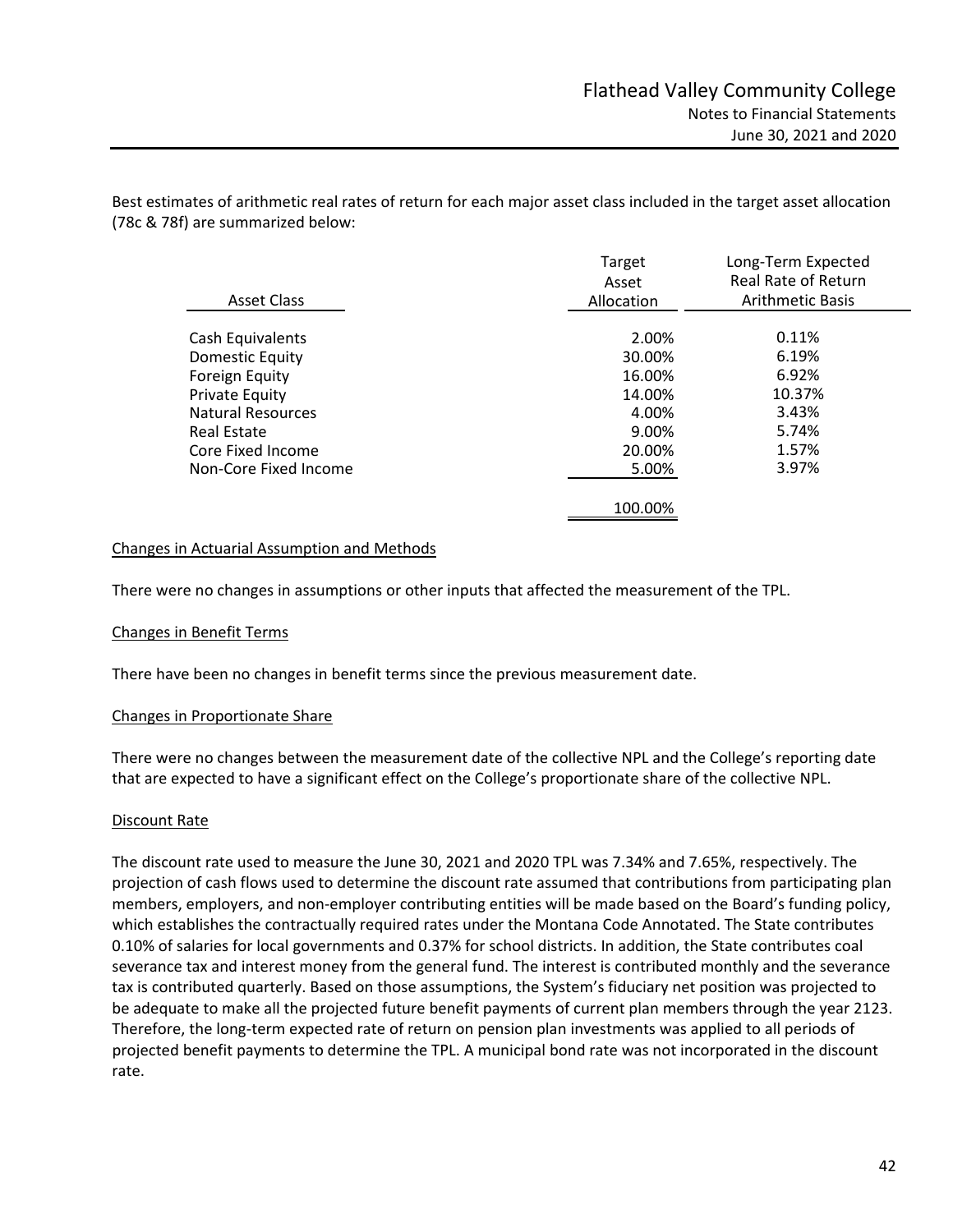Best estimates of arithmetic real rates of return for each major asset class included in the target asset allocation (78c & 78f) are summarized below:

| Asset Class | Target Asset Allocation | Long-Term Expected Real Rate of Return Arithmetic Basis |
|---|---|---|
| Cash Equivalents | 2.00% | 0.11% |
| Domestic Equity | 30.00% | 6.19% |
| Foreign Equity | 16.00% | 6.92% |
| Private Equity | 14.00% | 10.37% |
| Natural Resources | 4.00% | 3.43% |
| Real Estate | 9.00% | 5.74% |
| Core Fixed Income | 20.00% | 1.57% |
| Non-Core Fixed Income | 5.00% | 3.97% |
| | 100.00% | |

Changes in Actuarial Assumption and Methods

There were no changes in assumptions or other inputs that affected the measurement of the TPL.

Changes in Benefit Terms

There have been no changes in benefit terms since the previous measurement date.

Changes in Proportionate Share

There were no changes between the measurement date of the collective NPL and the College's reporting date that are expected to have a significant effect on the College's proportionate share of the collective NPL.

Discount Rate

The discount rate used to measure the June 30, 2021 and 2020 TPL was 7.34% and 7.65%, respectively. The projection of cash flows used to determine the discount rate assumed that contributions from participating plan members, employers, and non-employer contributing entities will be made based on the Board's funding policy, which establishes the contractually required rates under the Montana Code Annotated. The State contributes 0.10% of salaries for local governments and 0.37% for school districts. In addition, the State contributes coal severance tax and interest money from the general fund. The interest is contributed monthly and the severance tax is contributed quarterly. Based on those assumptions, the System's fiduciary net position was projected to be adequate to make all the projected future benefit payments of current plan members through the year 2123. Therefore, the long-term expected rate of return on pension plan investments was applied to all periods of projected benefit payments to determine the TPL. A municipal bond rate was not incorporated in the discount rate.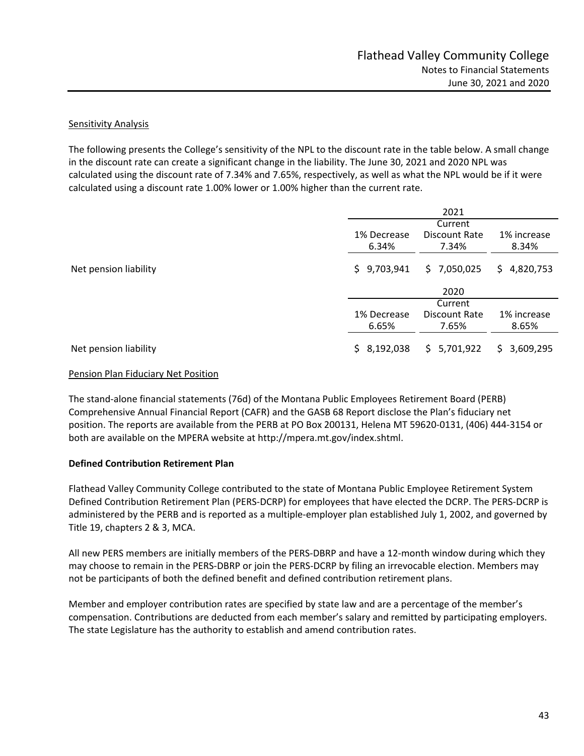Sensitivity Analysis

The following presents the College's sensitivity of the NPL to the discount rate in the table below. A small change in the discount rate can create a significant change in the liability. The June 30, 2021 and 2020 NPL was calculated using the discount rate of 7.34% and 7.65%, respectively, as well as what the NPL would be if it were calculated using a discount rate 1.00% lower or 1.00% higher than the current rate.

| | 2021 | | |
|---|---|---|---|
| | 1% Decrease 6.34% | Current Discount Rate 7.34% | 1% increase 8.34% |
| Net pension liability | $ 9,703,941 | $ 7,050,025 | $ 4,820,753 |

| | 2020 | | |
|---|---|---|---|
| | 1% Decrease 6.65% | Current Discount Rate 7.65% | 1% increase 8.65% |
| Net pension liability | $ 8,192,038 | $ 5,701,922 | $ 3,609,295 |

Pension Plan Fiduciary Net Position

The stand-alone financial statements (76d) of the Montana Public Employees Retirement Board (PERB) Comprehensive Annual Financial Report (CAFR) and the GASB 68 Report disclose the Plan's fiduciary net position. The reports are available from the PERB at PO Box 200131, Helena MT 59620-0131, (406) 444-3154 or both are available on the MPERA website at http://mpera.mt.gov/index.shtml.

**Defined Contribution Retirement Plan**

Flathead Valley Community College contributed to the state of Montana Public Employee Retirement System Defined Contribution Retirement Plan (PERS-DCRP) for employees that have elected the DCRP. The PERS-DCRP is administered by the PERB and is reported as a multiple-employer plan established July 1, 2002, and governed by Title 19, chapters 2 & 3, MCA.

All new PERS members are initially members of the PERS-DBRP and have a 12-month window during which they may choose to remain in the PERS-DBRP or join the PERS-DCRP by filing an irrevocable election. Members may not be participants of both the defined benefit and defined contribution retirement plans.

Member and employer contribution rates are specified by state law and are a percentage of the member's compensation. Contributions are deducted from each member's salary and remitted by participating employers. The state Legislature has the authority to establish and amend contribution rates.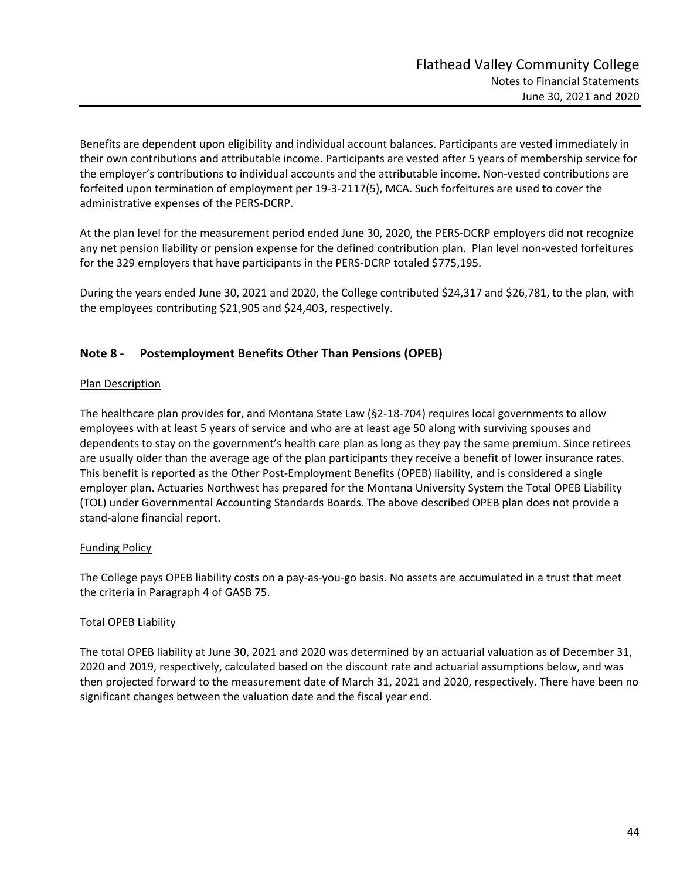Benefits are dependent upon eligibility and individual account balances. Participants are vested immediately in their own contributions and attributable income. Participants are vested after 5 years of membership service for the employer's contributions to individual accounts and the attributable income. Non-vested contributions are forfeited upon termination of employment per 19-3-2117(5), MCA. Such forfeitures are used to cover the administrative expenses of the PERS-DCRP.

At the plan level for the measurement period ended June 30, 2020, the PERS-DCRP employers did not recognize any net pension liability or pension expense for the defined contribution plan. Plan level non-vested forfeitures for the 329 employers that have participants in the PERS-DCRP totaled $775,195.

During the years ended June 30, 2021 and 2020, the College contributed $24,317 and $26,781, to the plan, with the employees contributing $21,905 and $24,403, respectively.

## Note 8 - Postemployment Benefits Other Than Pensions (OPEB)

<u>Plan Description</u>

The healthcare plan provides for, and Montana State Law (§2-18-704) requires local governments to allow employees with at least 5 years of service and who are at least age 50 along with surviving spouses and dependents to stay on the government's health care plan as long as they pay the same premium. Since retirees are usually older than the average age of the plan participants they receive a benefit of lower insurance rates. This benefit is reported as the Other Post-Employment Benefits (OPEB) liability, and is considered a single employer plan. Actuaries Northwest has prepared for the Montana University System the Total OPEB Liability (TOL) under Governmental Accounting Standards Boards. The above described OPEB plan does not provide a stand-alone financial report.

<u>Funding Policy</u>

The College pays OPEB liability costs on a pay-as-you-go basis. No assets are accumulated in a trust that meet the criteria in Paragraph 4 of GASB 75.

<u>Total OPEB Liability</u>

The total OPEB liability at June 30, 2021 and 2020 was determined by an actuarial valuation as of December 31, 2020 and 2019, respectively, calculated based on the discount rate and actuarial assumptions below, and was then projected forward to the measurement date of March 31, 2021 and 2020, respectively. There have been no significant changes between the valuation date and the fiscal year end.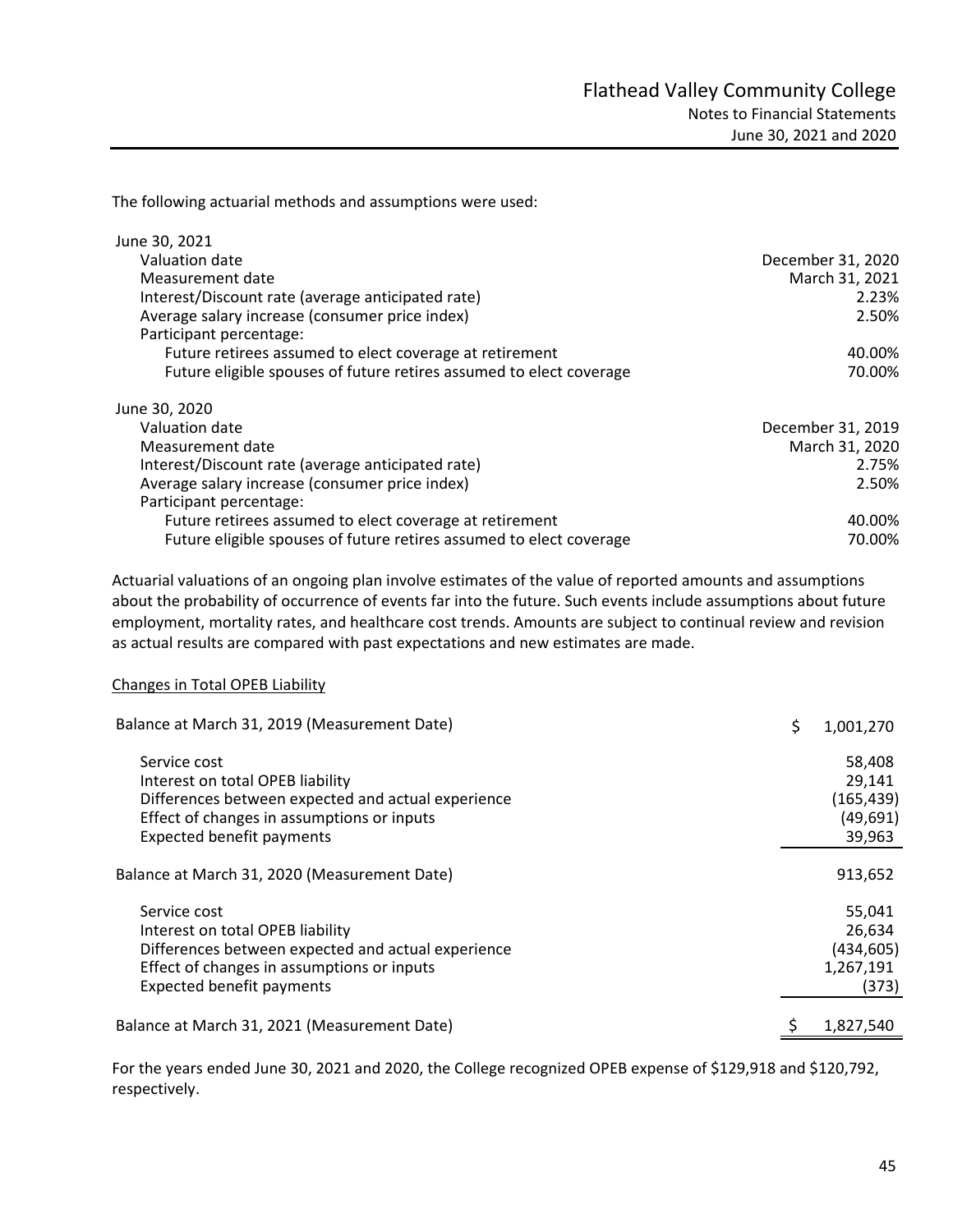The following actuarial methods and assumptions were used:

| | |
|---|---|
| June 30, 2021 | |
| Valuation date | December 31, 2020 |
| Measurement date | March 31, 2021 |
| Interest/Discount rate (average anticipated rate) | 2.23% |
| Average salary increase (consumer price index) | 2.50% |
| Participant percentage: | |
| Future retirees assumed to elect coverage at retirement | 40.00% |
| Future eligible spouses of future retires assumed to elect coverage | 70.00% |
| | |
| June 30, 2020 | |
| Valuation date | December 31, 2019 |
| Measurement date | March 31, 2020 |
| Interest/Discount rate (average anticipated rate) | 2.75% |
| Average salary increase (consumer price index) | 2.50% |
| Participant percentage: | |
| Future retirees assumed to elect coverage at retirement | 40.00% |
| Future eligible spouses of future retires assumed to elect coverage | 70.00% |

Actuarial valuations of an ongoing plan involve estimates of the value of reported amounts and assumptions about the probability of occurrence of events far into the future. Such events include assumptions about future employment, mortality rates, and healthcare cost trends. Amounts are subject to continual review and revision as actual results are compared with past expectations and new estimates are made.

Changes in Total OPEB Liability

| | |
|---|---|
| Balance at March 31, 2019 (Measurement Date) | $ 1,001,270 |
| Service cost | 58,408 |
| Interest on total OPEB liability | 29,141 |
| Differences between expected and actual experience | (165,439) |
| Effect of changes in assumptions or inputs | (49,691) |
| Expected benefit payments | 39,963 |
| Balance at March 31, 2020 (Measurement Date) | 913,652 |
| Service cost | 55,041 |
| Interest on total OPEB liability | 26,634 |
| Differences between expected and actual experience | (434,605) |
| Effect of changes in assumptions or inputs | 1,267,191 |
| Expected benefit payments | (373) |
| Balance at March 31, 2021 (Measurement Date) | $ 1,827,540 |

For the years ended June 30, 2021 and 2020, the College recognized OPEB expense of $129,918 and $120,792, respectively.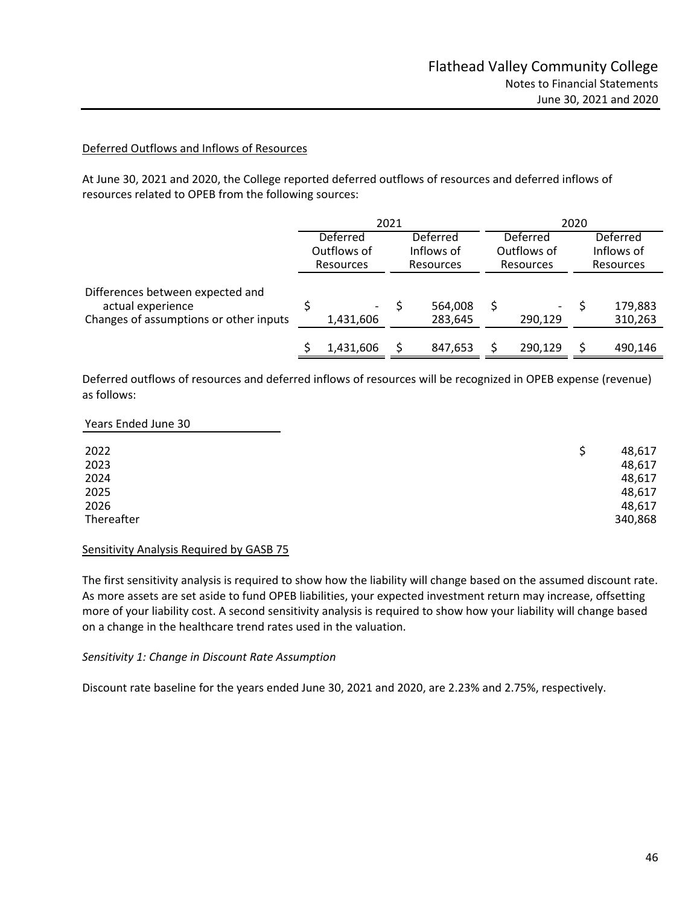Deferred Outflows and Inflows of Resources

At June 30, 2021 and 2020, the College reported deferred outflows of resources and deferred inflows of resources related to OPEB from the following sources:

| | 2021 | | 2020 | |
|---|---|---|---|---|
| | Deferred Outflows of Resources | Deferred Inflows of Resources | Deferred Outflows of Resources | Deferred Inflows of Resources |
| Differences between expected and actual experience | $ - | $ 564,008 | $ - | $ 179,883 |
| Changes of assumptions or other inputs | 1,431,606 | 283,645 | 290,129 | 310,263 |
| | $ 1,431,606 | $ 847,653 | $ 290,129 | $ 490,146 |

Deferred outflows of resources and deferred inflows of resources will be recognized in OPEB expense (revenue) as follows:

| Years Ended June 30 | |
|---|---|
| 2022 | $ 48,617 |
| 2023 | 48,617 |
| 2024 | 48,617 |
| 2025 | 48,617 |
| 2026 | 48,617 |
| Thereafter | 340,868 |

Sensitivity Analysis Required by GASB 75

The first sensitivity analysis is required to show how the liability will change based on the assumed discount rate. As more assets are set aside to fund OPEB liabilities, your expected investment return may increase, offsetting more of your liability cost. A second sensitivity analysis is required to show how your liability will change based on a change in the healthcare trend rates used in the valuation.

*Sensitivity 1: Change in Discount Rate Assumption*

Discount rate baseline for the years ended June 30, 2021 and 2020, are 2.23% and 2.75%, respectively.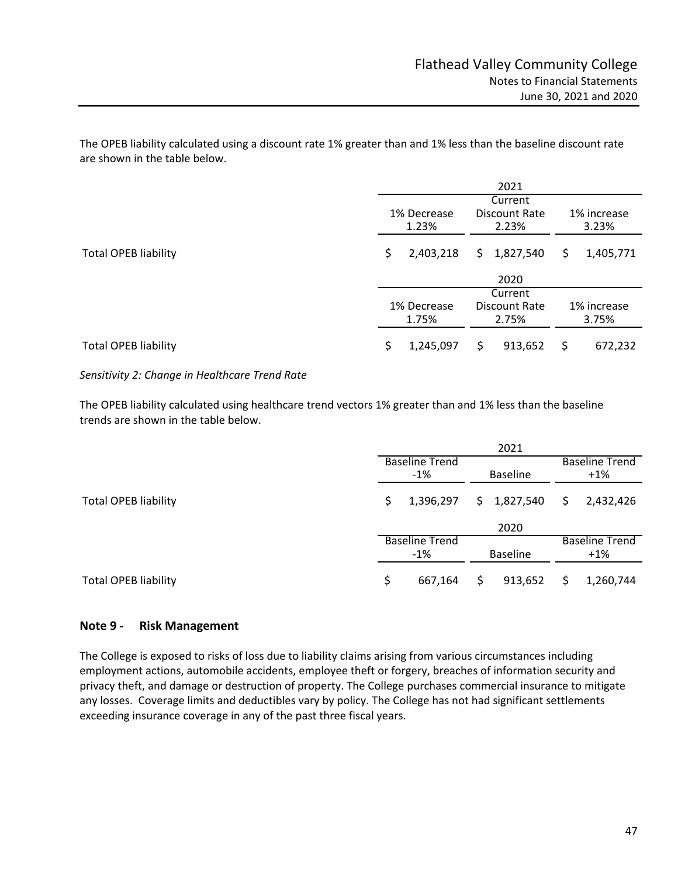The OPEB liability calculated using a discount rate 1% greater than and 1% less than the baseline discount rate are shown in the table below.

| | 2021 | | |
|---|---|---|---|
| | 1% Decrease 1.23% | Current Discount Rate 2.23% | 1% increase 3.23% |
| Total OPEB liability | $ 2,403,218 | $ 1,827,540 | $ 1,405,771 |

| | 2020 | | |
|---|---|---|---|
| | 1% Decrease 1.75% | Current Discount Rate 2.75% | 1% increase 3.75% |
| Total OPEB liability | $ 1,245,097 | $ 913,652 | $ 672,232 |

*Sensitivity 2: Change in Healthcare Trend Rate*

The OPEB liability calculated using healthcare trend vectors 1% greater than and 1% less than the baseline trends are shown in the table below.

| | 2021 | | |
|---|---|---|---|
| | Baseline Trend -1% | Baseline | Baseline Trend +1% |
| Total OPEB liability | $ 1,396,297 | $ 1,827,540 | $ 2,432,426 |

| | 2020 | | |
|---|---|---|---|
| | Baseline Trend -1% | Baseline | Baseline Trend +1% |
| Total OPEB liability | $ 667,164 | $ 913,652 | $ 1,260,744 |

## Note 9 - Risk Management

The College is exposed to risks of loss due to liability claims arising from various circumstances including employment actions, automobile accidents, employee theft or forgery, breaches of information security and privacy theft, and damage or destruction of property. The College purchases commercial insurance to mitigate any losses. Coverage limits and deductibles vary by policy. The College has not had significant settlements exceeding insurance coverage in any of the past three fiscal years.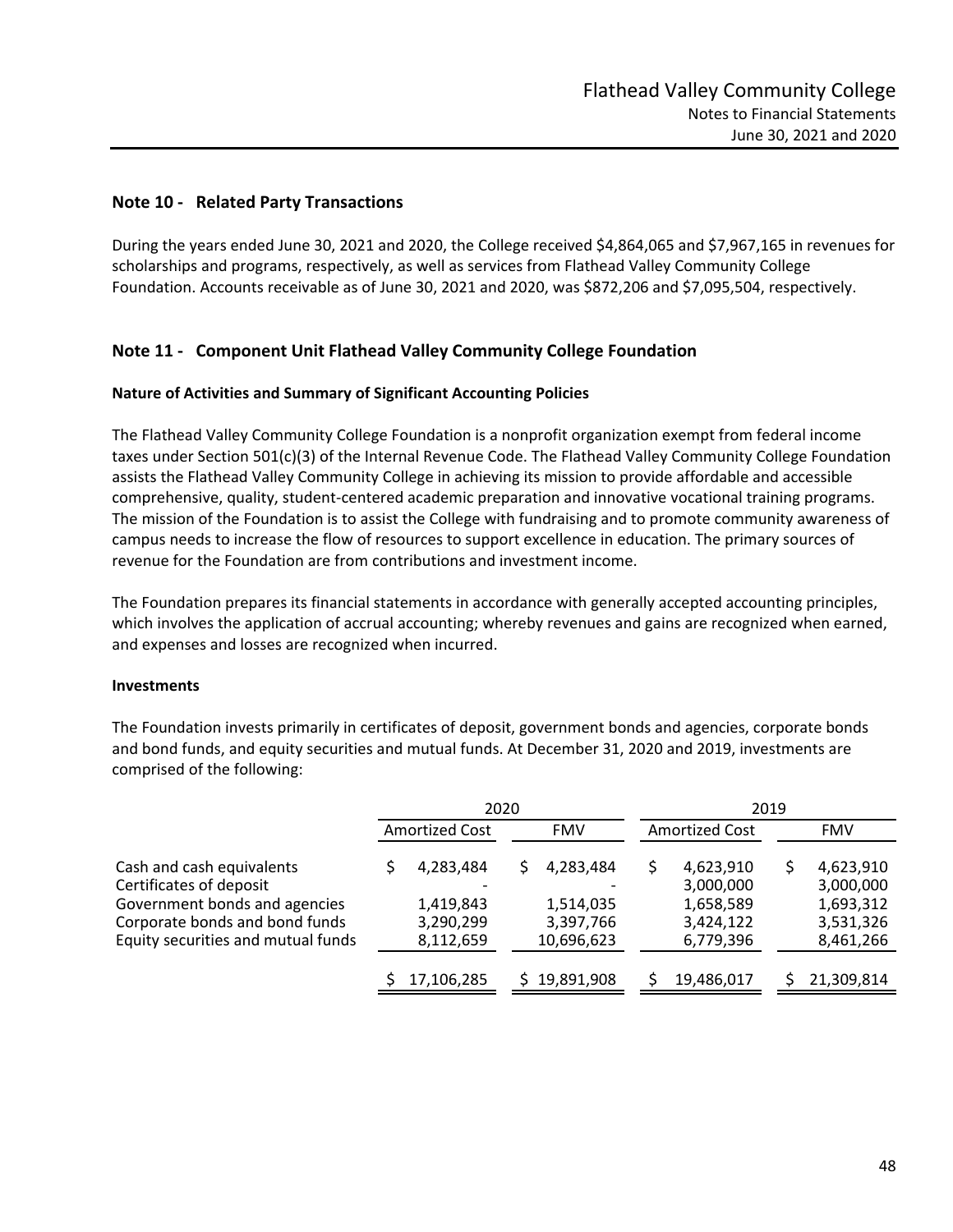## Note 10 - Related Party Transactions

During the years ended June 30, 2021 and 2020, the College received $4,864,065 and $7,967,165 in revenues for scholarships and programs, respectively, as well as services from Flathead Valley Community College Foundation. Accounts receivable as of June 30, 2021 and 2020, was $872,206 and $7,095,504, respectively.

## Note 11 - Component Unit Flathead Valley Community College Foundation

### Nature of Activities and Summary of Significant Accounting Policies

The Flathead Valley Community College Foundation is a nonprofit organization exempt from federal income taxes under Section 501(c)(3) of the Internal Revenue Code. The Flathead Valley Community College Foundation assists the Flathead Valley Community College in achieving its mission to provide affordable and accessible comprehensive, quality, student-centered academic preparation and innovative vocational training programs. The mission of the Foundation is to assist the College with fundraising and to promote community awareness of campus needs to increase the flow of resources to support excellence in education. The primary sources of revenue for the Foundation are from contributions and investment income.

The Foundation prepares its financial statements in accordance with generally accepted accounting principles, which involves the application of accrual accounting; whereby revenues and gains are recognized when earned, and expenses and losses are recognized when incurred.

### Investments

The Foundation invests primarily in certificates of deposit, government bonds and agencies, corporate bonds and bond funds, and equity securities and mutual funds. At December 31, 2020 and 2019, investments are comprised of the following:

| | 2020 | | 2019 | |
|---|---|---|---|---|
| | Amortized Cost | FMV | Amortized Cost | FMV |
| Cash and cash equivalents | $ 4,283,484 | $ 4,283,484 | $ 4,623,910 | $ 4,623,910 |
| Certificates of deposit | - | - | 3,000,000 | 3,000,000 |
| Government bonds and agencies | 1,419,843 | 1,514,035 | 1,658,589 | 1,693,312 |
| Corporate bonds and bond funds | 3,290,299 | 3,397,766 | 3,424,122 | 3,531,326 |
| Equity securities and mutual funds | 8,112,659 | 10,696,623 | 6,779,396 | 8,461,266 |
| | $ 17,106,285 | $ 19,891,908 | $ 19,486,017 | $ 21,309,814 |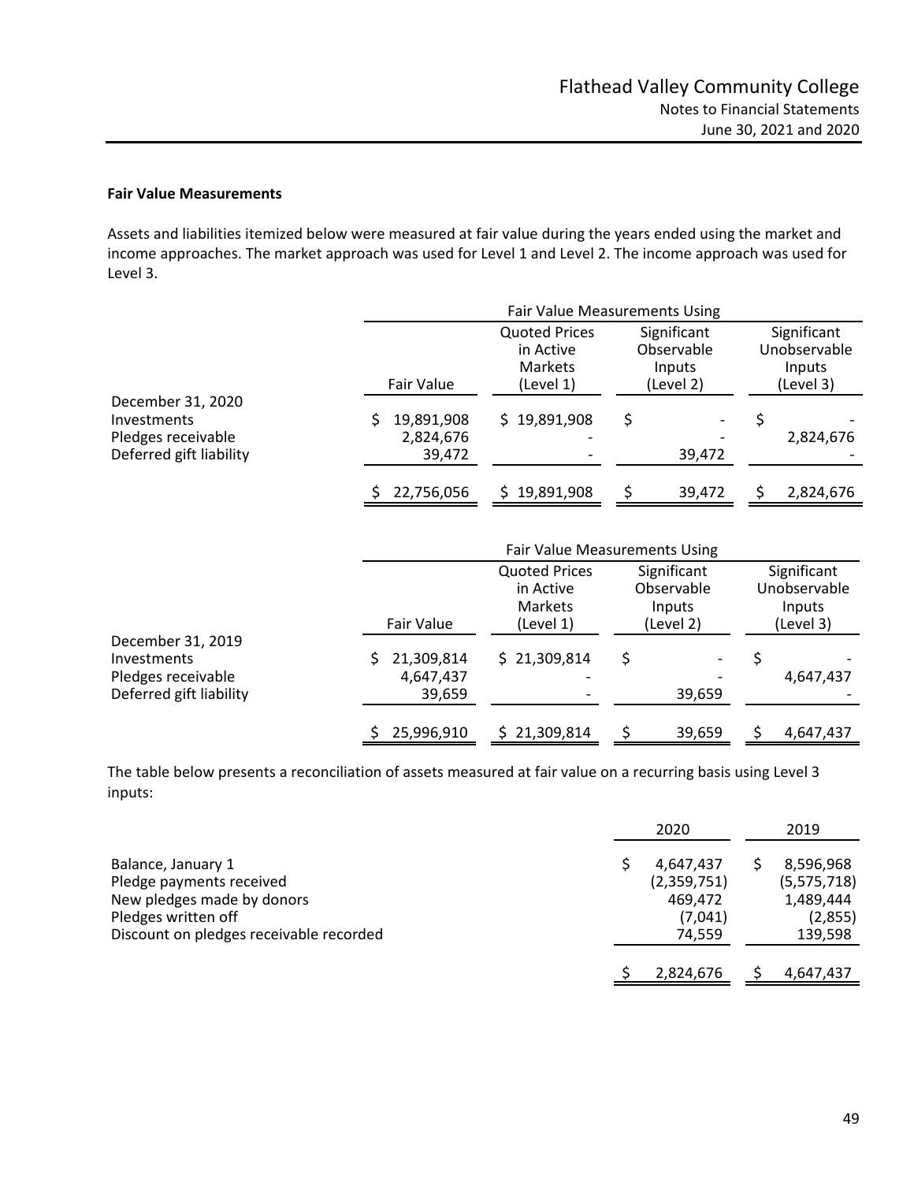**Fair Value Measurements**

Assets and liabilities itemized below were measured at fair value during the years ended using the market and income approaches. The market approach was used for Level 1 and Level 2. The income approach was used for Level 3.

| | | Fair Value Measurements Using | | |
|---|---|---|---|---|
| | Fair Value | Quoted Prices in Active Markets (Level 1) | Significant Observable Inputs (Level 2) | Significant Unobservable Inputs (Level 3) |
| December 31, 2020 | | | | |
| Investments | $ 19,891,908 | $ 19,891,908 | $ - | $ - |
| Pledges receivable | 2,824,676 | - | - | 2,824,676 |
| Deferred gift liability | 39,472 | - | 39,472 | - |
| | $ 22,756,056 | $ 19,891,908 | $ 39,472 | $ 2,824,676 |

| | | Fair Value Measurements Using | | |
|---|---|---|---|---|
| | Fair Value | Quoted Prices in Active Markets (Level 1) | Significant Observable Inputs (Level 2) | Significant Unobservable Inputs (Level 3) |
| December 31, 2019 | | | | |
| Investments | $ 21,309,814 | $ 21,309,814 | $ - | $ - |
| Pledges receivable | 4,647,437 | - | - | 4,647,437 |
| Deferred gift liability | 39,659 | - | 39,659 | - |
| | $ 25,996,910 | $ 21,309,814 | $ 39,659 | $ 4,647,437 |

The table below presents a reconciliation of assets measured at fair value on a recurring basis using Level 3 inputs:

| | 2020 | 2019 |
|---|---|---|
| Balance, January 1 | $ 4,647,437 | $ 8,596,968 |
| Pledge payments received | (2,359,751) | (5,575,718) |
| New pledges made by donors | 469,472 | 1,489,444 |
| Pledges written off | (7,041) | (2,855) |
| Discount on pledges receivable recorded | 74,559 | 139,598 |
| | $ 2,824,676 | $ 4,647,437 |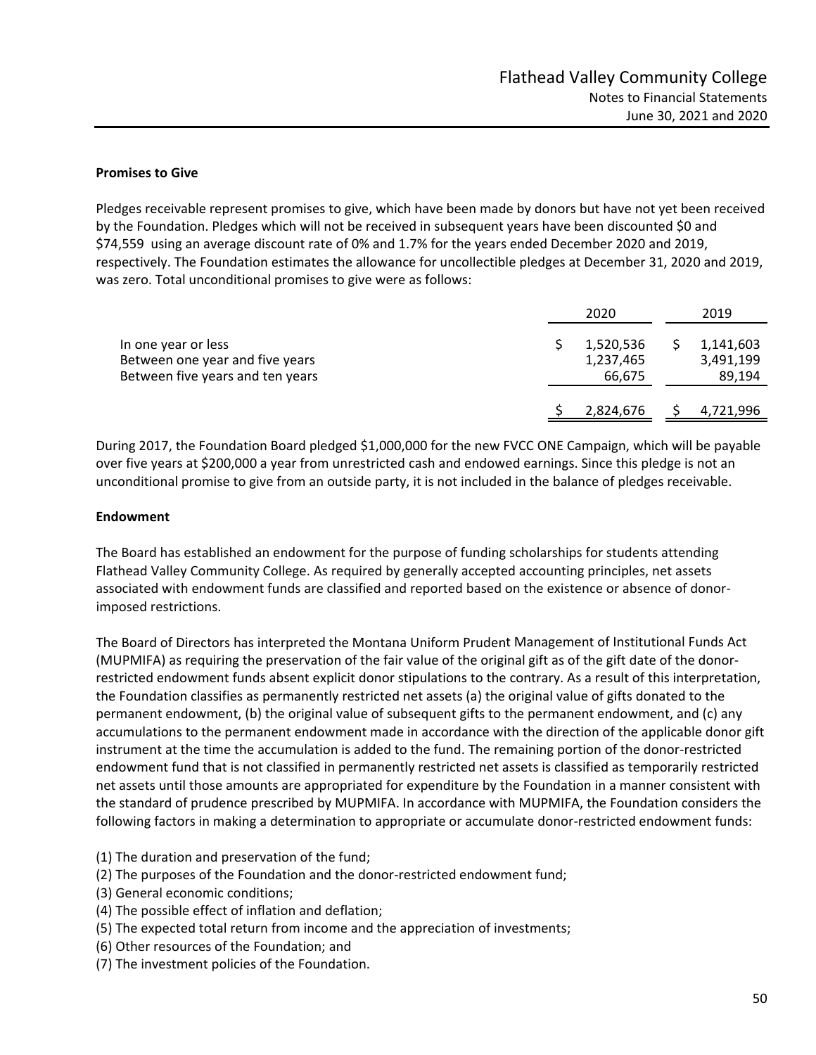**Promises to Give**

Pledges receivable represent promises to give, which have been made by donors but have not yet been received by the Foundation. Pledges which will not be received in subsequent years have been discounted $0 and $74,559 using an average discount rate of 0% and 1.7% for the years ended December 2020 and 2019, respectively. The Foundation estimates the allowance for uncollectible pledges at December 31, 2020 and 2019, was zero. Total unconditional promises to give were as follows:

| | 2020 | 2019 |
|---|---|---|
| In one year or less | $ 1,520,536 | $ 1,141,603 |
| Between one year and five years | 1,237,465 | 3,491,199 |
| Between five years and ten years | 66,675 | 89,194 |
| | $ 2,824,676 | $ 4,721,996 |

During 2017, the Foundation Board pledged $1,000,000 for the new FVCC ONE Campaign, which will be payable over five years at $200,000 a year from unrestricted cash and endowed earnings. Since this pledge is not an unconditional promise to give from an outside party, it is not included in the balance of pledges receivable.

**Endowment**

The Board has established an endowment for the purpose of funding scholarships for students attending Flathead Valley Community College. As required by generally accepted accounting principles, net assets associated with endowment funds are classified and reported based on the existence or absence of donor-imposed restrictions.

The Board of Directors has interpreted the Montana Uniform Prudent Management of Institutional Funds Act (MUPMIFA) as requiring the preservation of the fair value of the original gift as of the gift date of the donor-restricted endowment funds absent explicit donor stipulations to the contrary. As a result of this interpretation, the Foundation classifies as permanently restricted net assets (a) the original value of gifts donated to the permanent endowment, (b) the original value of subsequent gifts to the permanent endowment, and (c) any accumulations to the permanent endowment made in accordance with the direction of the applicable donor gift instrument at the time the accumulation is added to the fund. The remaining portion of the donor-restricted endowment fund that is not classified in permanently restricted net assets is classified as temporarily restricted net assets until those amounts are appropriated for expenditure by the Foundation in a manner consistent with the standard of prudence prescribed by MUPMIFA. In accordance with MUPMIFA, the Foundation considers the following factors in making a determination to appropriate or accumulate donor-restricted endowment funds:

(1) The duration and preservation of the fund;
(2) The purposes of the Foundation and the donor-restricted endowment fund;
(3) General economic conditions;
(4) The possible effect of inflation and deflation;
(5) The expected total return from income and the appreciation of investments;
(6) Other resources of the Foundation; and
(7) The investment policies of the Foundation.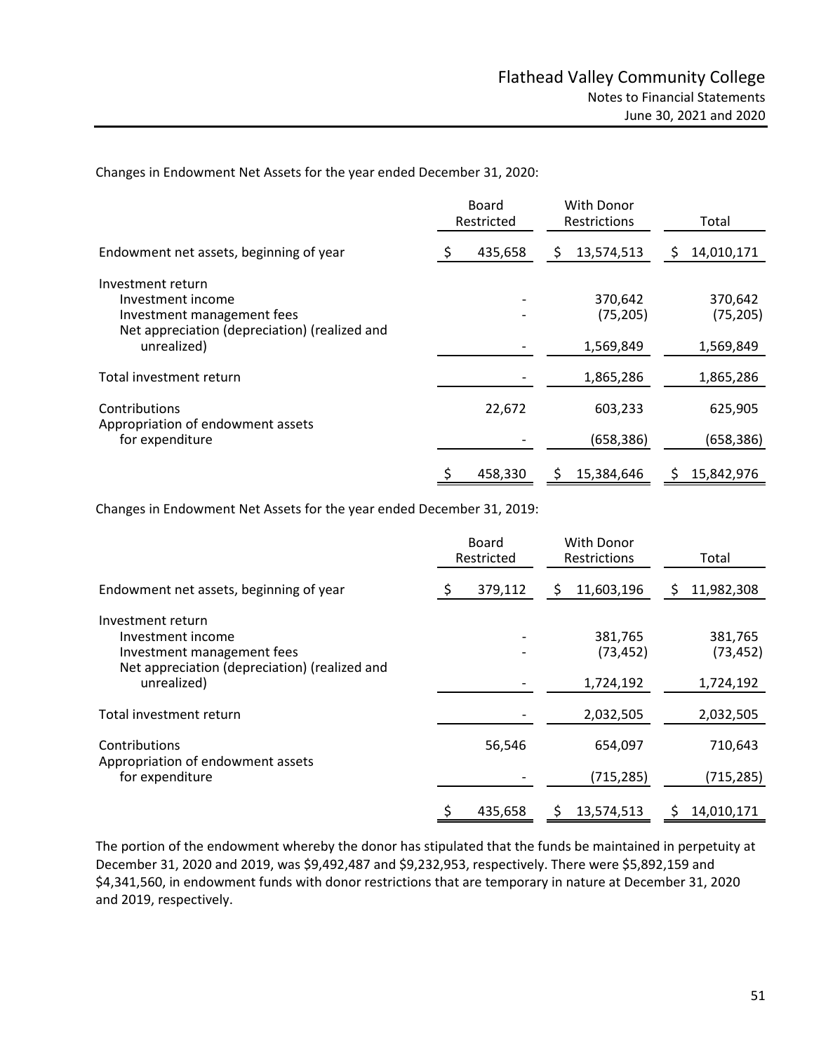Changes in Endowment Net Assets for the year ended December 31, 2020:

| | Board Restricted | With Donor Restrictions | Total |
|---|---|---|---|
| Endowment net assets, beginning of year | $ 435,658 | $ 13,574,513 | $ 14,010,171 |
| Investment return | | | |
| Investment income | - | 370,642 | 370,642 |
| Investment management fees | - | (75,205) | (75,205) |
| Net appreciation (depreciation) (realized and unrealized) | - | 1,569,849 | 1,569,849 |
| Total investment return | - | 1,865,286 | 1,865,286 |
| Contributions | 22,672 | 603,233 | 625,905 |
| Appropriation of endowment assets for expenditure | - | (658,386) | (658,386) |
| | $ 458,330 | $ 15,384,646 | $ 15,842,976 |

Changes in Endowment Net Assets for the year ended December 31, 2019:

| | Board Restricted | With Donor Restrictions | Total |
|---|---|---|---|
| Endowment net assets, beginning of year | $ 379,112 | $ 11,603,196 | $ 11,982,308 |
| Investment return | | | |
| Investment income | - | 381,765 | 381,765 |
| Investment management fees | - | (73,452) | (73,452) |
| Net appreciation (depreciation) (realized and unrealized) | - | 1,724,192 | 1,724,192 |
| Total investment return | - | 2,032,505 | 2,032,505 |
| Contributions | 56,546 | 654,097 | 710,643 |
| Appropriation of endowment assets for expenditure | - | (715,285) | (715,285) |
| | $ 435,658 | $ 13,574,513 | $ 14,010,171 |

The portion of the endowment whereby the donor has stipulated that the funds be maintained in perpetuity at December 31, 2020 and 2019, was $9,492,487 and $9,232,953, respectively. There were $5,892,159 and $4,341,560, in endowment funds with donor restrictions that are temporary in nature at December 31, 2020 and 2019, respectively.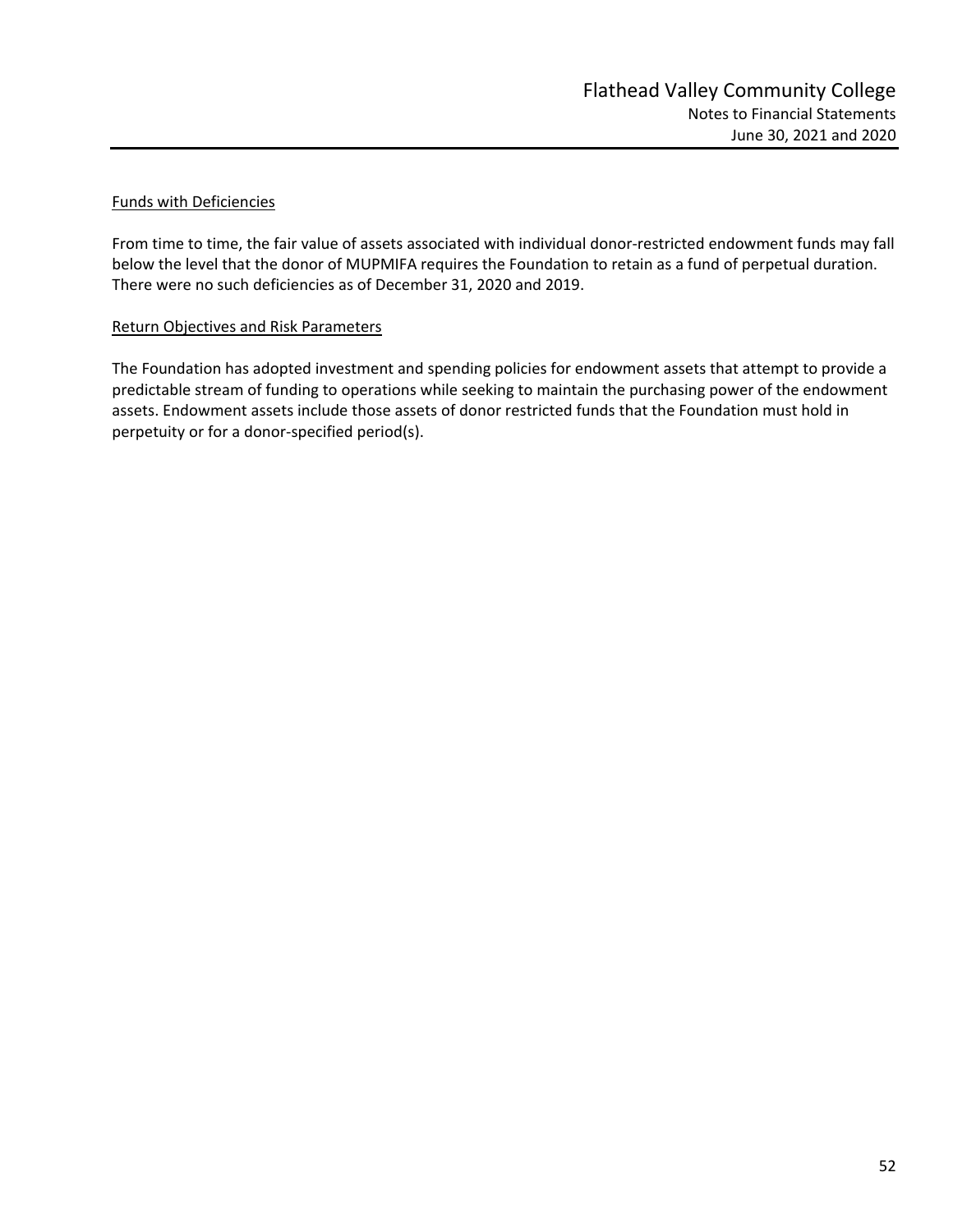Funds with Deficiencies

From time to time, the fair value of assets associated with individual donor-restricted endowment funds may fall below the level that the donor of MUPMIFA requires the Foundation to retain as a fund of perpetual duration. There were no such deficiencies as of December 31, 2020 and 2019.

Return Objectives and Risk Parameters

The Foundation has adopted investment and spending policies for endowment assets that attempt to provide a predictable stream of funding to operations while seeking to maintain the purchasing power of the endowment assets. Endowment assets include those assets of donor restricted funds that the Foundation must hold in perpetuity or for a donor-specified period(s).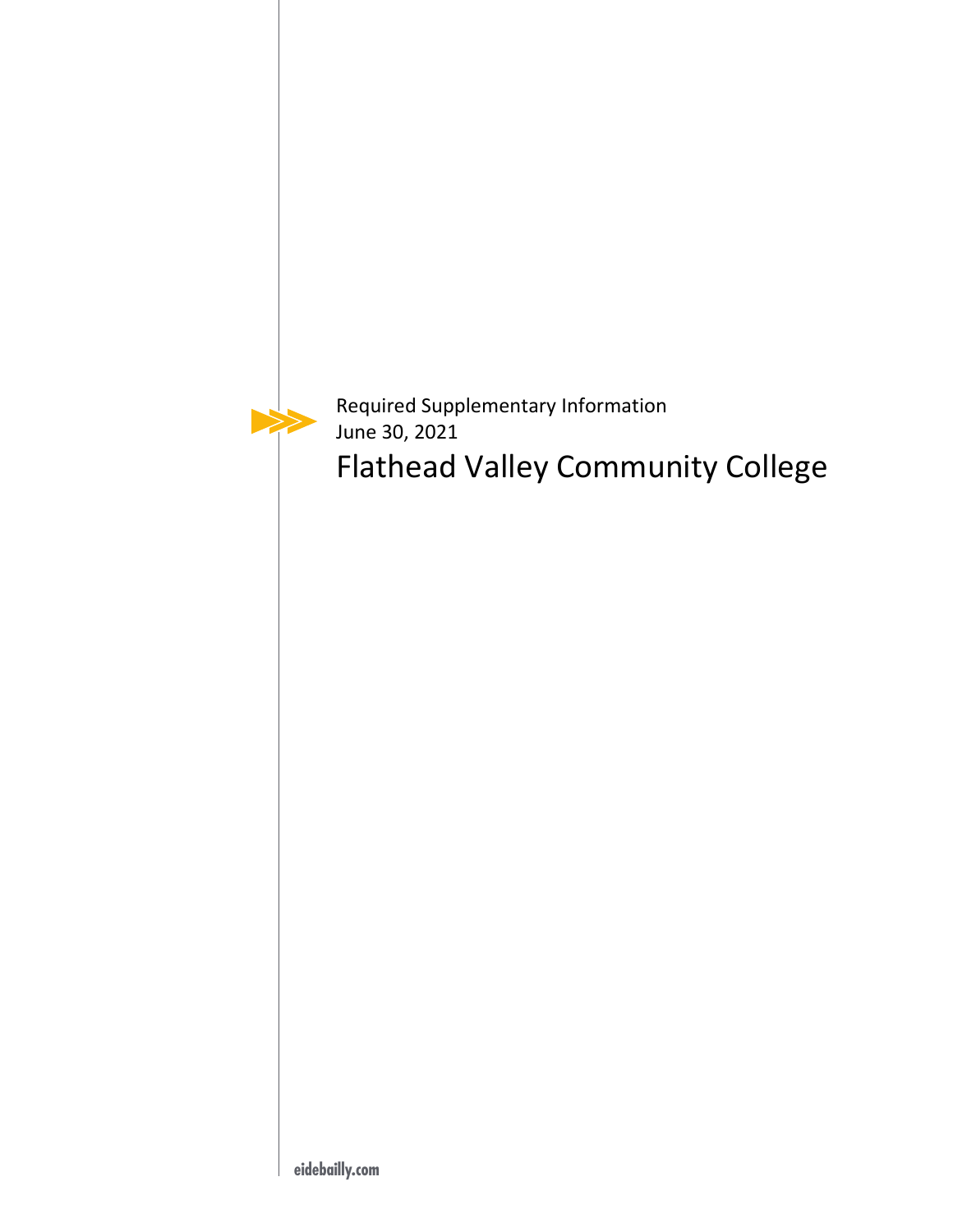Required Supplementary Information

June 30, 2021

# Flathead Valley Community College

eidebailly.com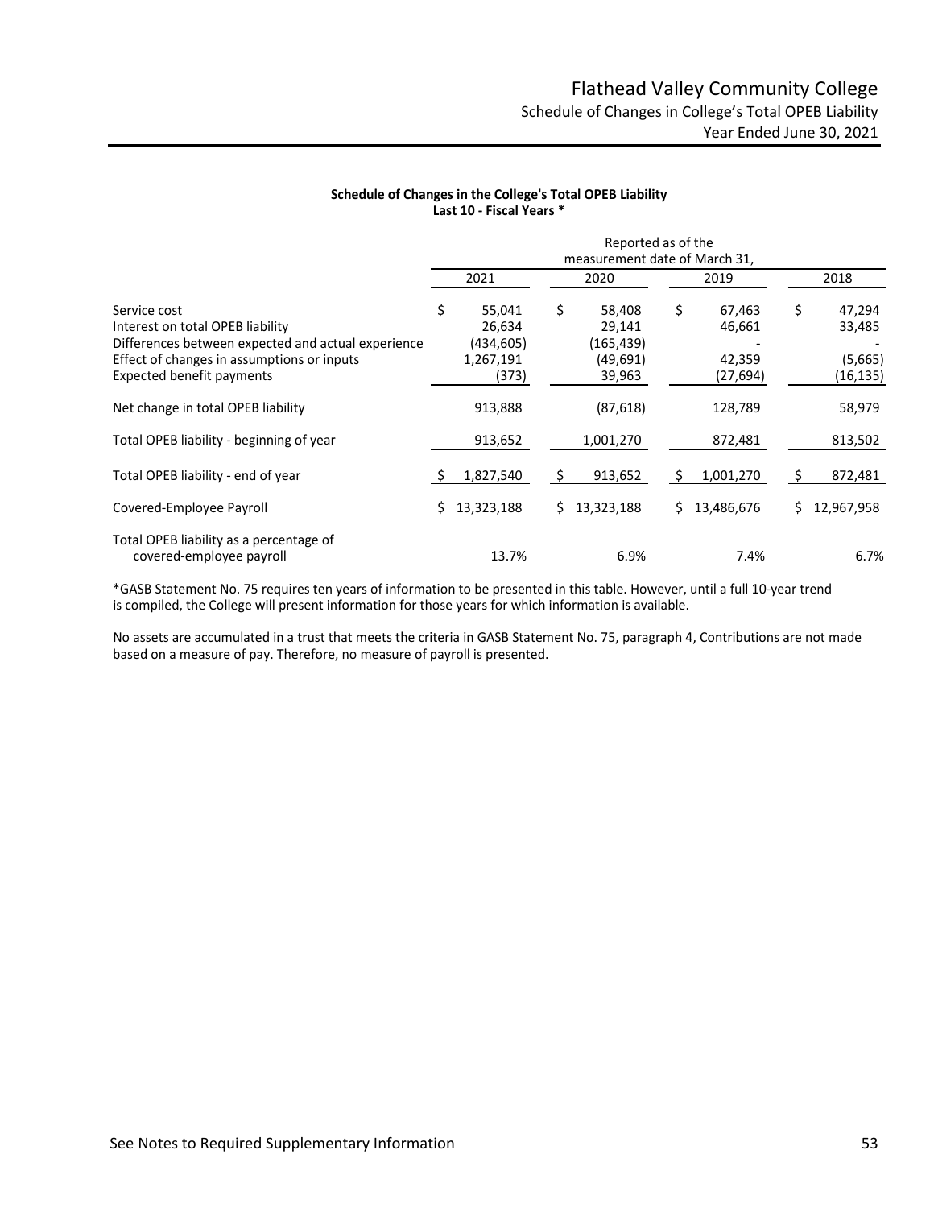# Flathead Valley Community College

## Schedule of Changes in College's Total OPEB Liability

### Year Ended June 30, 2021

**Schedule of Changes in the College's Total OPEB Liability**
**Last 10 - Fiscal Years ***

| | Reported as of the measurement date of March 31, | | | |
|---|---|---|---|---|
| | 2021 | 2020 | 2019 | 2018 |
| Service cost | $ 55,041 | $ 58,408 | $ 67,463 | $ 47,294 |
| Interest on total OPEB liability | 26,634 | 29,141 | 46,661 | 33,485 |
| Differences between expected and actual experience | (434,605) | (165,439) | - | - |
| Effect of changes in assumptions or inputs | 1,267,191 | (49,691) | 42,359 | (5,665) |
| Expected benefit payments | (373) | 39,963 | (27,694) | (16,135) |
| Net change in total OPEB liability | 913,888 | (87,618) | 128,789 | 58,979 |
| Total OPEB liability - beginning of year | 913,652 | 1,001,270 | 872,481 | 813,502 |
| Total OPEB liability - end of year | $ 1,827,540 | $ 913,652 | $ 1,001,270 | $ 872,481 |
| Covered-Employee Payroll | $ 13,323,188 | $ 13,323,188 | $ 13,486,676 | $ 12,967,958 |
| Total OPEB liability as a percentage of covered-employee payroll | 13.7% | 6.9% | 7.4% | 6.7% |

*GASB Statement No. 75 requires ten years of information to be presented in this table. However, until a full 10-year trend is compiled, the College will present information for those years for which information is available.

No assets are accumulated in a trust that meets the criteria in GASB Statement No. 75, paragraph 4, Contributions are not made based on a measure of pay. Therefore, no measure of payroll is presented.

See Notes to Required Supplementary Information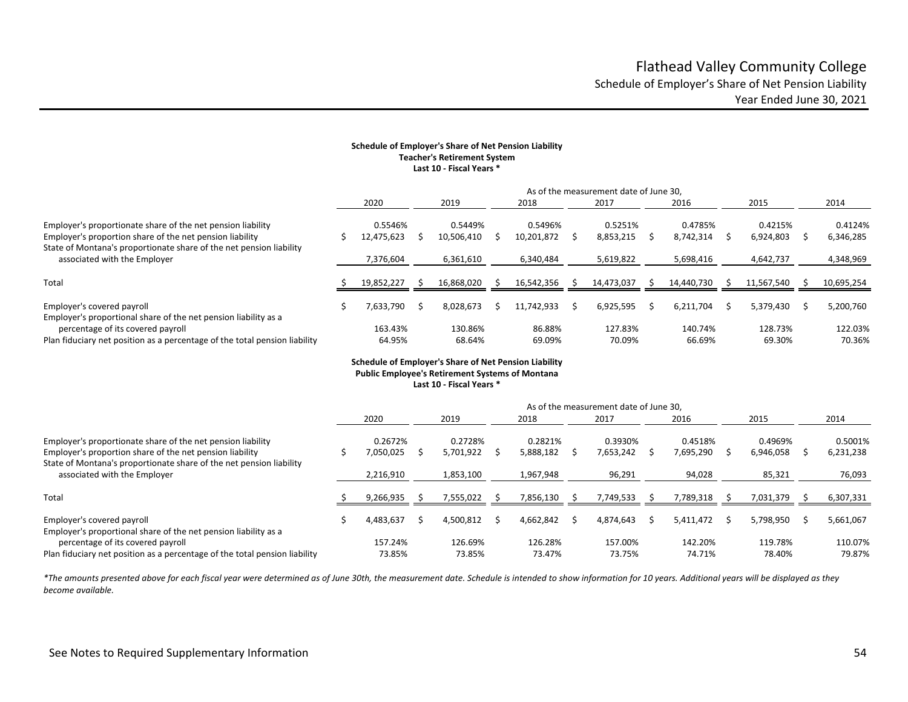# Flathead Valley Community College

## Schedule of Employer's Share of Net Pension Liability

### Year Ended June 30, 2021

**Schedule of Employer's Share of Net Pension Liability**
**Teacher's Retirement System**
**Last 10 - Fiscal Years \***

| | As of the measurement date of June 30, | | | | | | |
|---|---|---|---|---|---|---|---|
| | 2020 | 2019 | 2018 | 2017 | 2016 | 2015 | 2014 |
| Employer's proportionate share of the net pension liability | 0.5546% | 0.5449% | 0.5496% | 0.5251% | 0.4785% | 0.4215% | 0.4124% |
| Employer's proportion share of the net pension liability | $ 12,475,623 | $ 10,506,410 | $ 10,201,872 | $ 8,853,215 | $ 8,742,314 | $ 6,924,803 | $ 6,346,285 |
| State of Montana's proportionate share of the net pension liability associated with the Employer | 7,376,604 | 6,361,610 | 6,340,484 | 5,619,822 | 5,698,416 | 4,642,737 | 4,348,969 |
| Total | $ 19,852,227 | $ 16,868,020 | $ 16,542,356 | $ 14,473,037 | $ 14,440,730 | $ 11,567,540 | $ 10,695,254 |
| Employer's covered payroll | $ 7,633,790 | $ 8,028,673 | $ 11,742,933 | $ 6,925,595 | $ 6,211,704 | $ 5,379,430 | $ 5,200,760 |
| Employer's proportional share of the net pension liability as a percentage of its covered payroll | 163.43% | 130.86% | 86.88% | 127.83% | 140.74% | 128.73% | 122.03% |
| Plan fiduciary net position as a percentage of the total pension liability | 64.95% | 68.64% | 69.09% | 70.09% | 66.69% | 69.30% | 70.36% |

**Schedule of Employer's Share of Net Pension Liability**
**Public Employee's Retirement Systems of Montana**
**Last 10 - Fiscal Years \***

| | As of the measurement date of June 30, | | | | | | |
|---|---|---|---|---|---|---|---|
| | 2020 | 2019 | 2018 | 2017 | 2016 | 2015 | 2014 |
| Employer's proportionate share of the net pension liability | 0.2672% | 0.2728% | 0.2821% | 0.3930% | 0.4518% | 0.4969% | 0.5001% |
| Employer's proportion share of the net pension liability | $ 7,050,025 | $ 5,701,922 | $ 5,888,182 | $ 7,653,242 | $ 7,695,290 | $ 6,946,058 | $ 6,231,238 |
| State of Montana's proportionate share of the net pension liability associated with the Employer | 2,216,910 | 1,853,100 | 1,967,948 | 96,291 | 94,028 | 85,321 | 76,093 |
| Total | $ 9,266,935 | $ 7,555,022 | $ 7,856,130 | $ 7,749,533 | $ 7,789,318 | $ 7,031,379 | $ 6,307,331 |
| Employer's covered payroll | $ 4,483,637 | $ 4,500,812 | $ 4,662,842 | $ 4,874,643 | $ 5,411,472 | $ 5,798,950 | $ 5,661,067 |
| Employer's proportional share of the net pension liability as a percentage of its covered payroll | 157.24% | 126.69% | 126.28% | 157.00% | 142.20% | 119.78% | 110.07% |
| Plan fiduciary net position as a percentage of the total pension liability | 73.85% | 73.85% | 73.47% | 73.75% | 74.71% | 78.40% | 79.87% |

*\*The amounts presented above for each fiscal year were determined as of June 30th, the measurement date. Schedule is intended to show information for 10 years. Additional years will be displayed as they become available.*

See Notes to Required Supplementary Information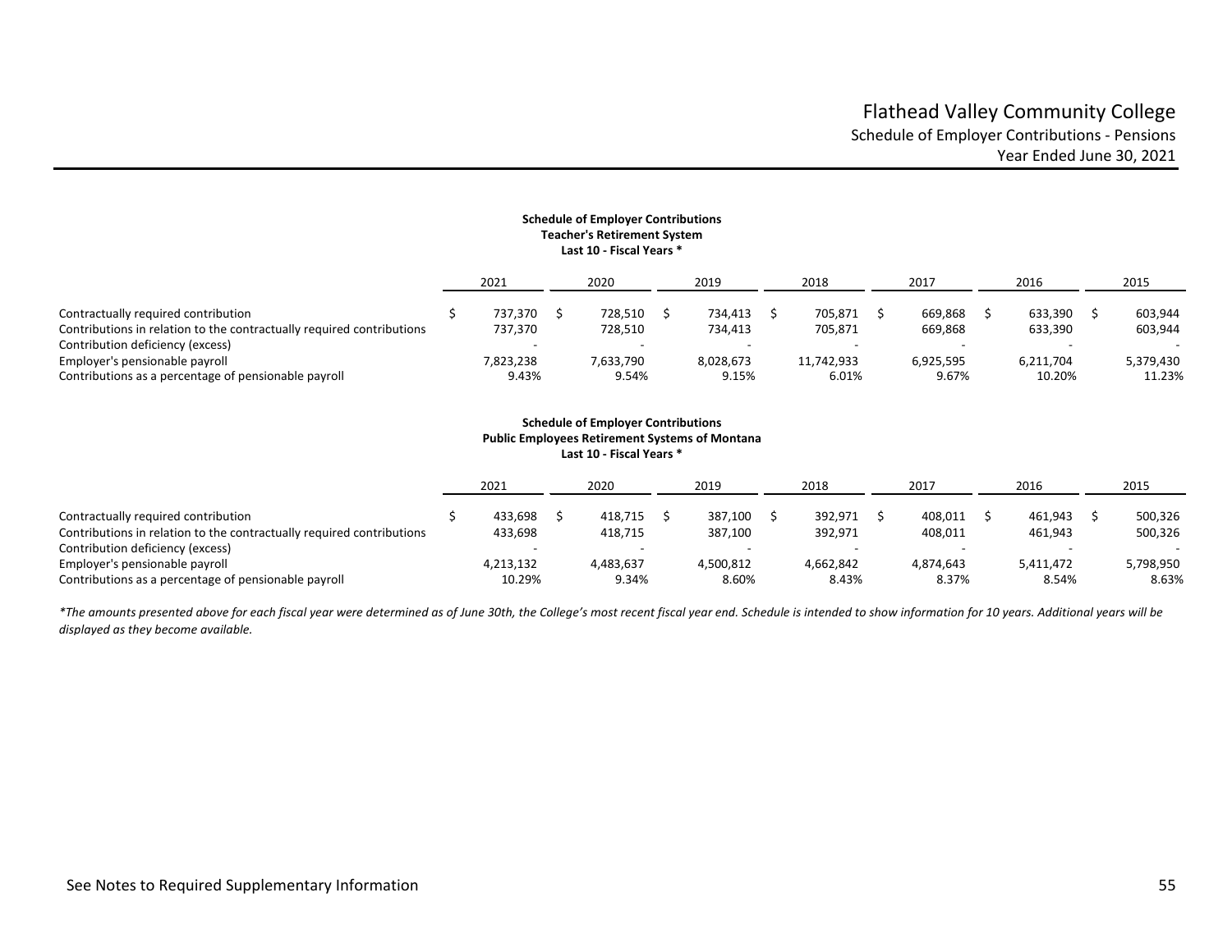# Flathead Valley Community College

## Schedule of Employer Contributions - Pensions

Year Ended June 30, 2021

**Schedule of Employer Contributions**
**Teacher's Retirement System**
**Last 10 - Fiscal Years ***

| | 2021 | 2020 | 2019 | 2018 | 2017 | 2016 | 2015 |
|---|---|---|---|---|---|---|---|
| Contractually required contribution | $ 737,370 | $ 728,510 | $ 734,413 | $ 705,871 | $ 669,868 | $ 633,390 | $ 603,944 |
| Contributions in relation to the contractually required contributions | 737,370 | 728,510 | 734,413 | 705,871 | 669,868 | 633,390 | 603,944 |
| Contribution deficiency (excess) | - | - | - | - | - | - | - |
| Employer's pensionable payroll | 7,823,238 | 7,633,790 | 8,028,673 | 11,742,933 | 6,925,595 | 6,211,704 | 5,379,430 |
| Contributions as a percentage of pensionable payroll | 9.43% | 9.54% | 9.15% | 6.01% | 9.67% | 10.20% | 11.23% |

**Schedule of Employer Contributions**
**Public Employees Retirement Systems of Montana**
**Last 10 - Fiscal Years ***

| | 2021 | 2020 | 2019 | 2018 | 2017 | 2016 | 2015 |
|---|---|---|---|---|---|---|---|
| Contractually required contribution | $ 433,698 | $ 418,715 | $ 387,100 | $ 392,971 | $ 408,011 | $ 461,943 | $ 500,326 |
| Contributions in relation to the contractually required contributions | 433,698 | 418,715 | 387,100 | 392,971 | 408,011 | 461,943 | 500,326 |
| Contribution deficiency (excess) | - | - | - | - | - | - | - |
| Employer's pensionable payroll | 4,213,132 | 4,483,637 | 4,500,812 | 4,662,842 | 4,874,643 | 5,411,472 | 5,798,950 |
| Contributions as a percentage of pensionable payroll | 10.29% | 9.34% | 8.60% | 8.43% | 8.37% | 8.54% | 8.63% |

*\*The amounts presented above for each fiscal year were determined as of June 30th, the College's most recent fiscal year end. Schedule is intended to show information for 10 years. Additional years will be displayed as they become available.*

See Notes to Required Supplementary Information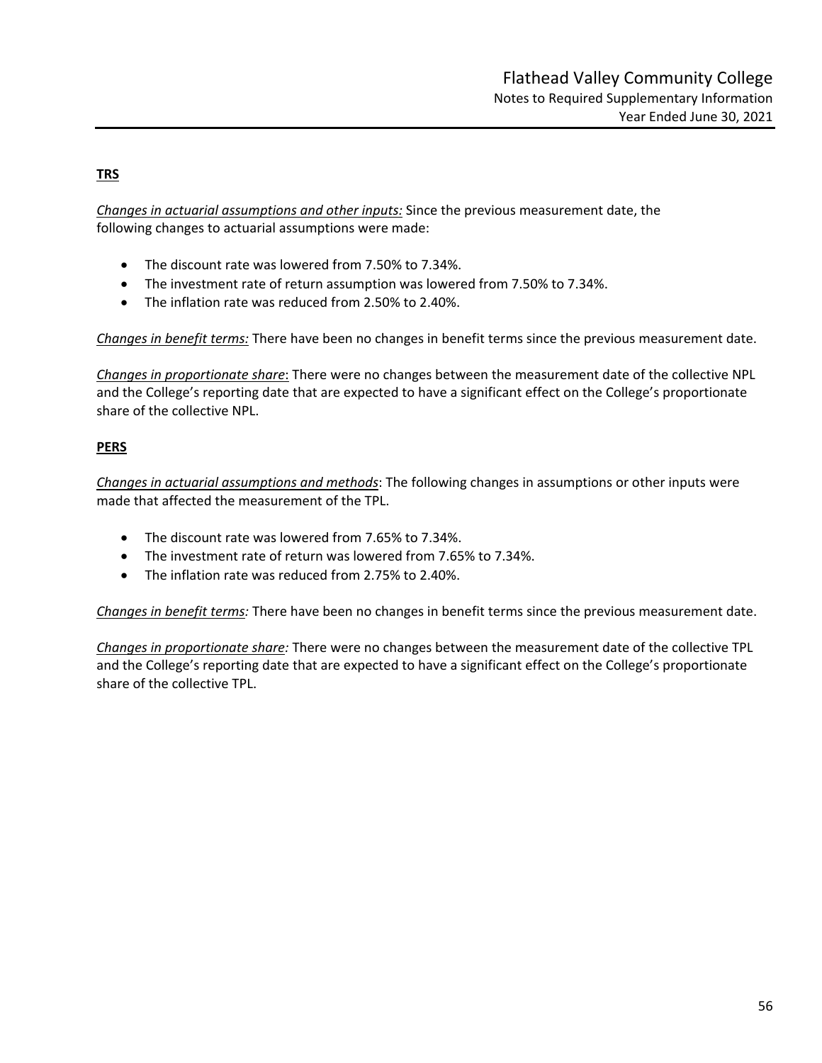**TRS**

*Changes in actuarial assumptions and other inputs:* Since the previous measurement date, the following changes to actuarial assumptions were made:

- The discount rate was lowered from 7.50% to 7.34%.
- The investment rate of return assumption was lowered from 7.50% to 7.34%.
- The inflation rate was reduced from 2.50% to 2.40%.

*Changes in benefit terms:* There have been no changes in benefit terms since the previous measurement date.

*Changes in proportionate share*: There were no changes between the measurement date of the collective NPL and the College's reporting date that are expected to have a significant effect on the College's proportionate share of the collective NPL.

**PERS**

*Changes in actuarial assumptions and methods*: The following changes in assumptions or other inputs were made that affected the measurement of the TPL.

- The discount rate was lowered from 7.65% to 7.34%.
- The investment rate of return was lowered from 7.65% to 7.34%.
- The inflation rate was reduced from 2.75% to 2.40%.

*Changes in benefit terms:* There have been no changes in benefit terms since the previous measurement date.

*Changes in proportionate share:* There were no changes between the measurement date of the collective TPL and the College's reporting date that are expected to have a significant effect on the College's proportionate share of the collective TPL.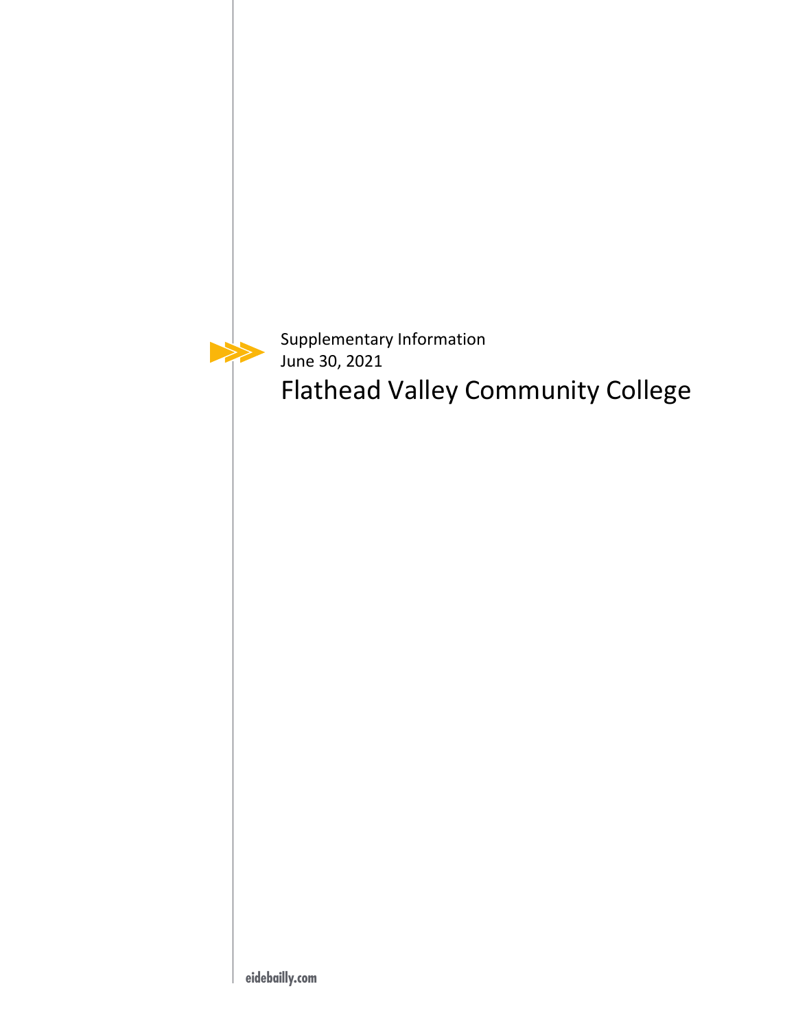Supplementary Information
June 30, 2021

# Flathead Valley Community College

eidebailly.com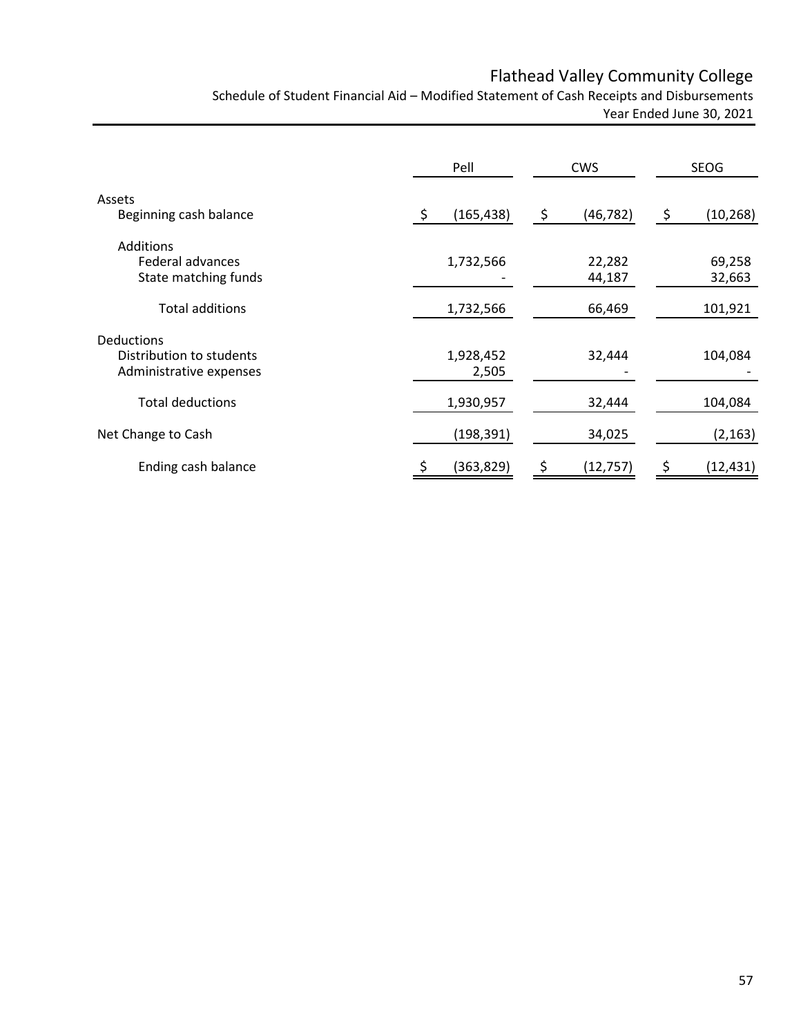# Flathead Valley Community College

## Schedule of Student Financial Aid – Modified Statement of Cash Receipts and Disbursements

### Year Ended June 30, 2021

| | Pell | CWS | SEOG |
|---|---|---|---|
| **Assets** | | | |
| Beginning cash balance | $ (165,438) | $ (46,782) | $ (10,268) |
| **Additions** | | | |
| Federal advances | 1,732,566 | 22,282 | 69,258 |
| State matching funds | - | 44,187 | 32,663 |
| Total additions | 1,732,566 | 66,469 | 101,921 |
| **Deductions** | | | |
| Distribution to students | 1,928,452 | 32,444 | 104,084 |
| Administrative expenses | 2,505 | - | - |
| Total deductions | 1,930,957 | 32,444 | 104,084 |
| Net Change to Cash | (198,391) | 34,025 | (2,163) |
| Ending cash balance | $ (363,829) | $ (12,757) | $ (12,431) |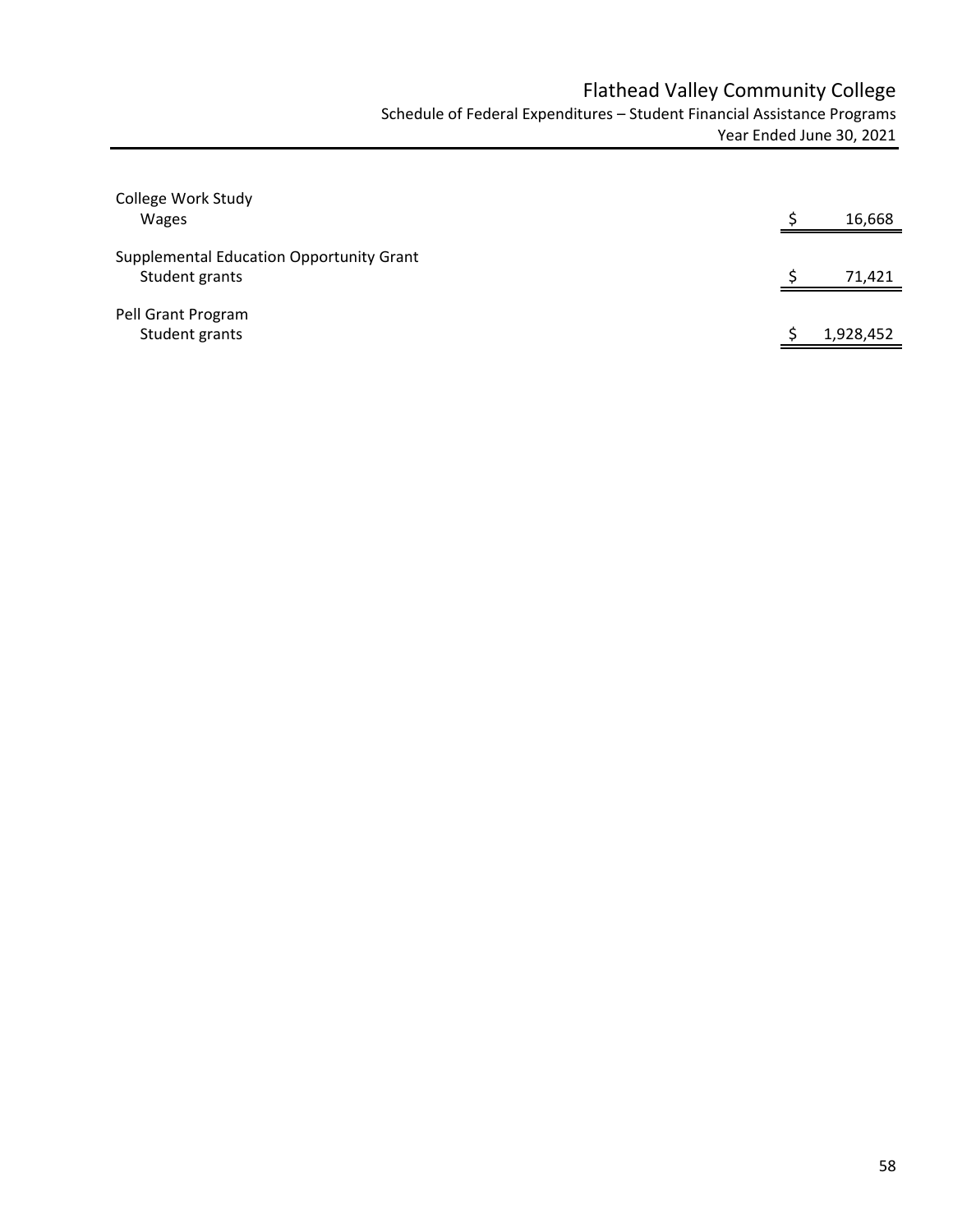# Flathead Valley Community College

## Schedule of Federal Expenditures – Student Financial Assistance Programs

### Year Ended June 30, 2021

| | |
|---|---|
| College Work Study | |
| Wages | $ 16,668 |
| Supplemental Education Opportunity Grant | |
| Student grants | $ 71,421 |
| Pell Grant Program | |
| Student grants | $ 1,928,452 |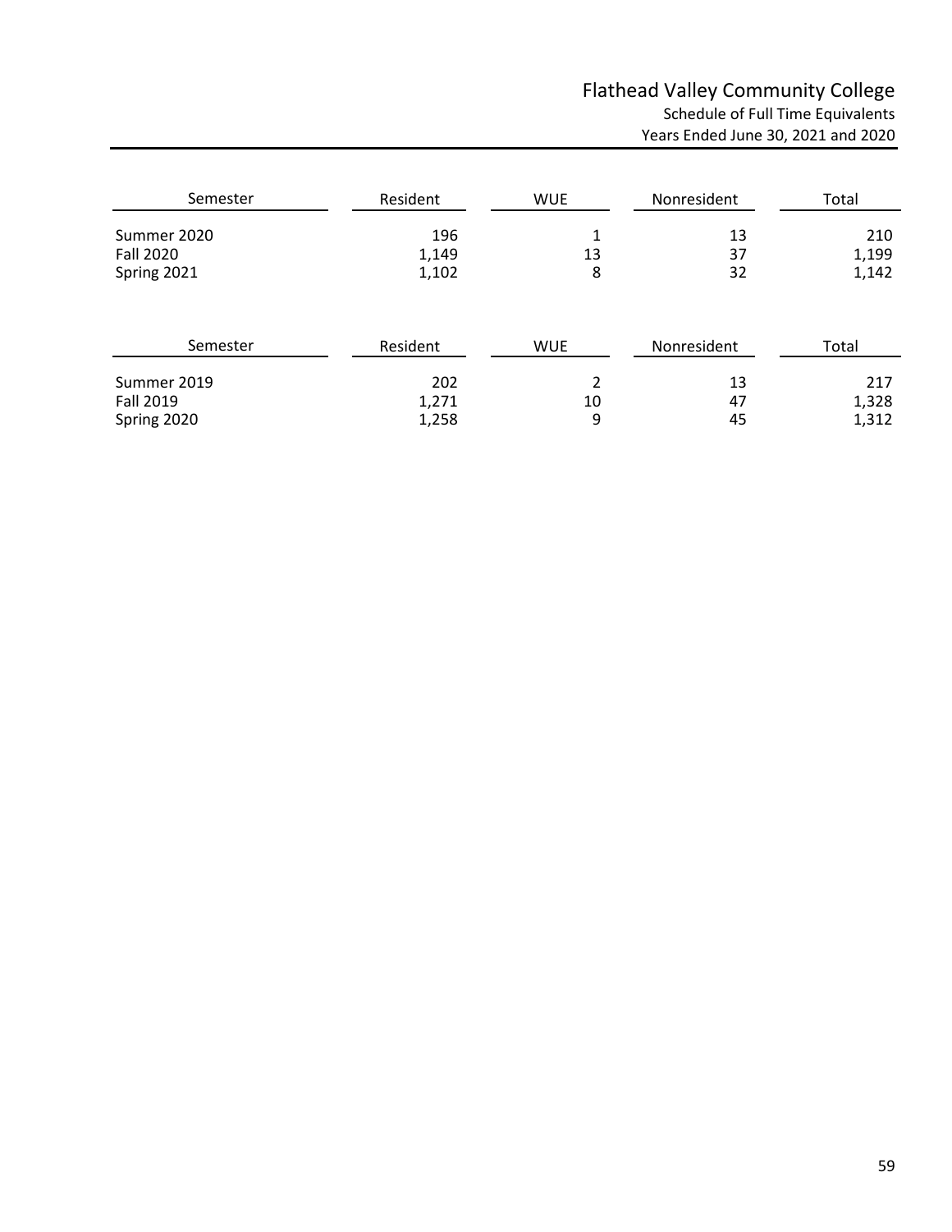# Flathead Valley Community College

## Schedule of Full Time Equivalents

### Years Ended June 30, 2021 and 2020

| Semester | Resident | WUE | Nonresident | Total |
|---|---|---|---|---|
| Summer 2020 | 196 | 1 | 13 | 210 |
| Fall 2020 | 1,149 | 13 | 37 | 1,199 |
| Spring 2021 | 1,102 | 8 | 32 | 1,142 |

| Semester | Resident | WUE | Nonresident | Total |
|---|---|---|---|---|
| Summer 2019 | 202 | 2 | 13 | 217 |
| Fall 2019 | 1,271 | 10 | 47 | 1,328 |
| Spring 2020 | 1,258 | 9 | 45 | 1,312 |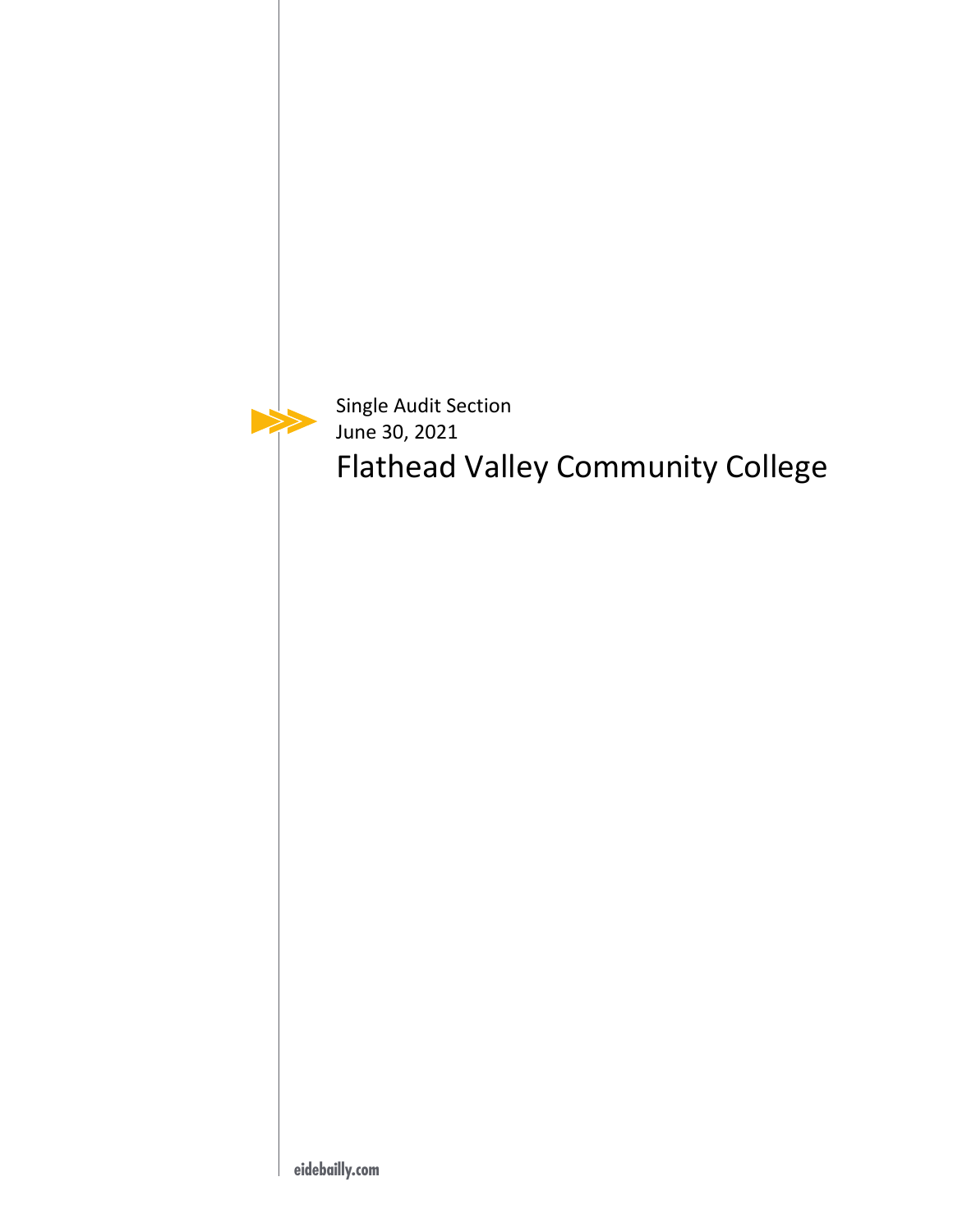Single Audit Section
June 30, 2021

# Flathead Valley Community College

eidebailly.com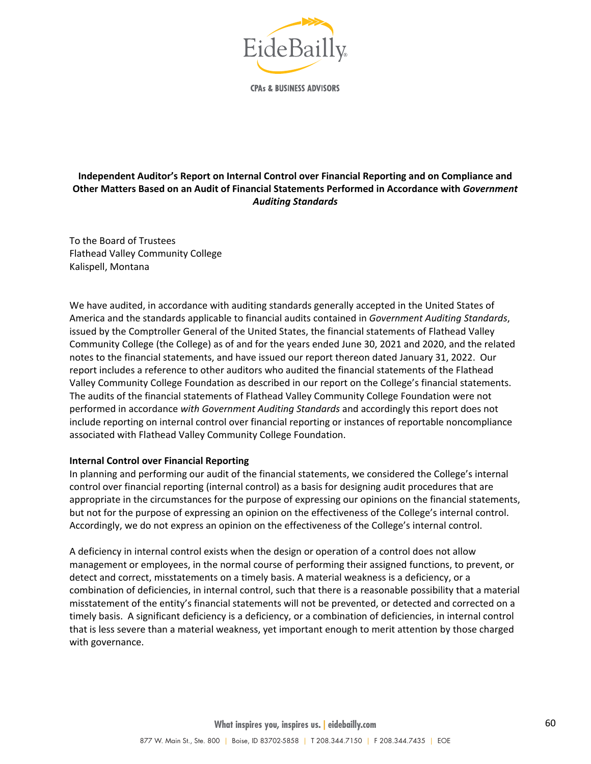**Independent Auditor's Report on Internal Control over Financial Reporting and on Compliance and Other Matters Based on an Audit of Financial Statements Performed in Accordance with *Government Auditing Standards***

To the Board of Trustees
Flathead Valley Community College
Kalispell, Montana

We have audited, in accordance with auditing standards generally accepted in the United States of America and the standards applicable to financial audits contained in *Government Auditing Standards*, issued by the Comptroller General of the United States, the financial statements of Flathead Valley Community College (the College) as of and for the years ended June 30, 2021 and 2020, and the related notes to the financial statements, and have issued our report thereon dated January 31, 2022. Our report includes a reference to other auditors who audited the financial statements of the Flathead Valley Community College Foundation as described in our report on the College's financial statements. The audits of the financial statements of Flathead Valley Community College Foundation were not performed in accordance *with Government Auditing Standards* and accordingly this report does not include reporting on internal control over financial reporting or instances of reportable noncompliance associated with Flathead Valley Community College Foundation.

**Internal Control over Financial Reporting**

In planning and performing our audit of the financial statements, we considered the College's internal control over financial reporting (internal control) as a basis for designing audit procedures that are appropriate in the circumstances for the purpose of expressing our opinions on the financial statements, but not for the purpose of expressing an opinion on the effectiveness of the College's internal control. Accordingly, we do not express an opinion on the effectiveness of the College's internal control.

A deficiency in internal control exists when the design or operation of a control does not allow management or employees, in the normal course of performing their assigned functions, to prevent, or detect and correct, misstatements on a timely basis. A material weakness is a deficiency, or a combination of deficiencies, in internal control, such that there is a reasonable possibility that a material misstatement of the entity's financial statements will not be prevented, or detected and corrected on a timely basis. A significant deficiency is a deficiency, or a combination of deficiencies, in internal control that is less severe than a material weakness, yet important enough to merit attention by those charged with governance.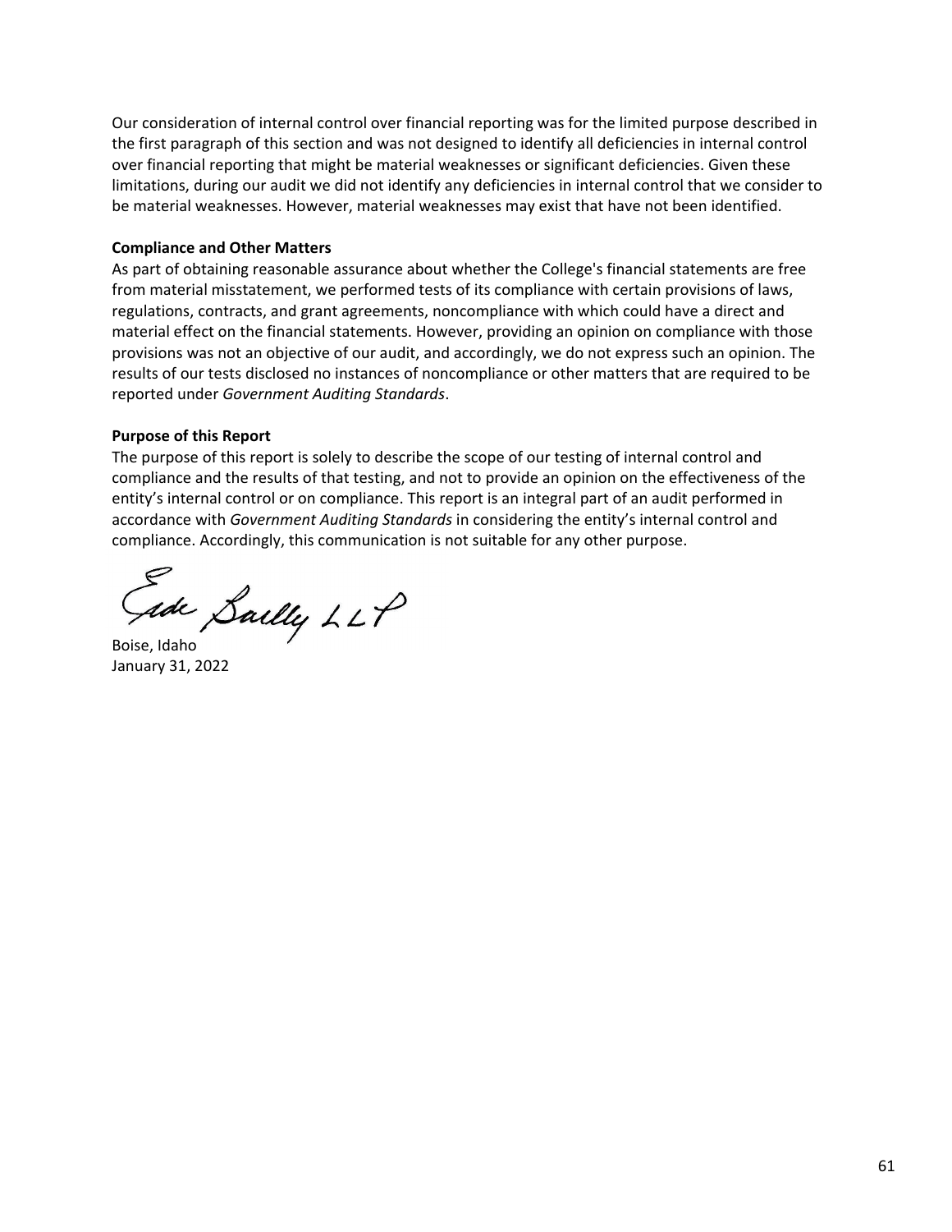Our consideration of internal control over financial reporting was for the limited purpose described in the first paragraph of this section and was not designed to identify all deficiencies in internal control over financial reporting that might be material weaknesses or significant deficiencies. Given these limitations, during our audit we did not identify any deficiencies in internal control that we consider to be material weaknesses. However, material weaknesses may exist that have not been identified.

**Compliance and Other Matters**

As part of obtaining reasonable assurance about whether the College's financial statements are free from material misstatement, we performed tests of its compliance with certain provisions of laws, regulations, contracts, and grant agreements, noncompliance with which could have a direct and material effect on the financial statements. However, providing an opinion on compliance with those provisions was not an objective of our audit, and accordingly, we do not express such an opinion. The results of our tests disclosed no instances of noncompliance or other matters that are required to be reported under *Government Auditing Standards*.

**Purpose of this Report**

The purpose of this report is solely to describe the scope of our testing of internal control and compliance and the results of that testing, and not to provide an opinion on the effectiveness of the entity's internal control or on compliance. This report is an integral part of an audit performed in accordance with *Government Auditing Standards* in considering the entity's internal control and compliance. Accordingly, this communication is not suitable for any other purpose.

Eide Bailly LLP

Boise, Idaho
January 31, 2022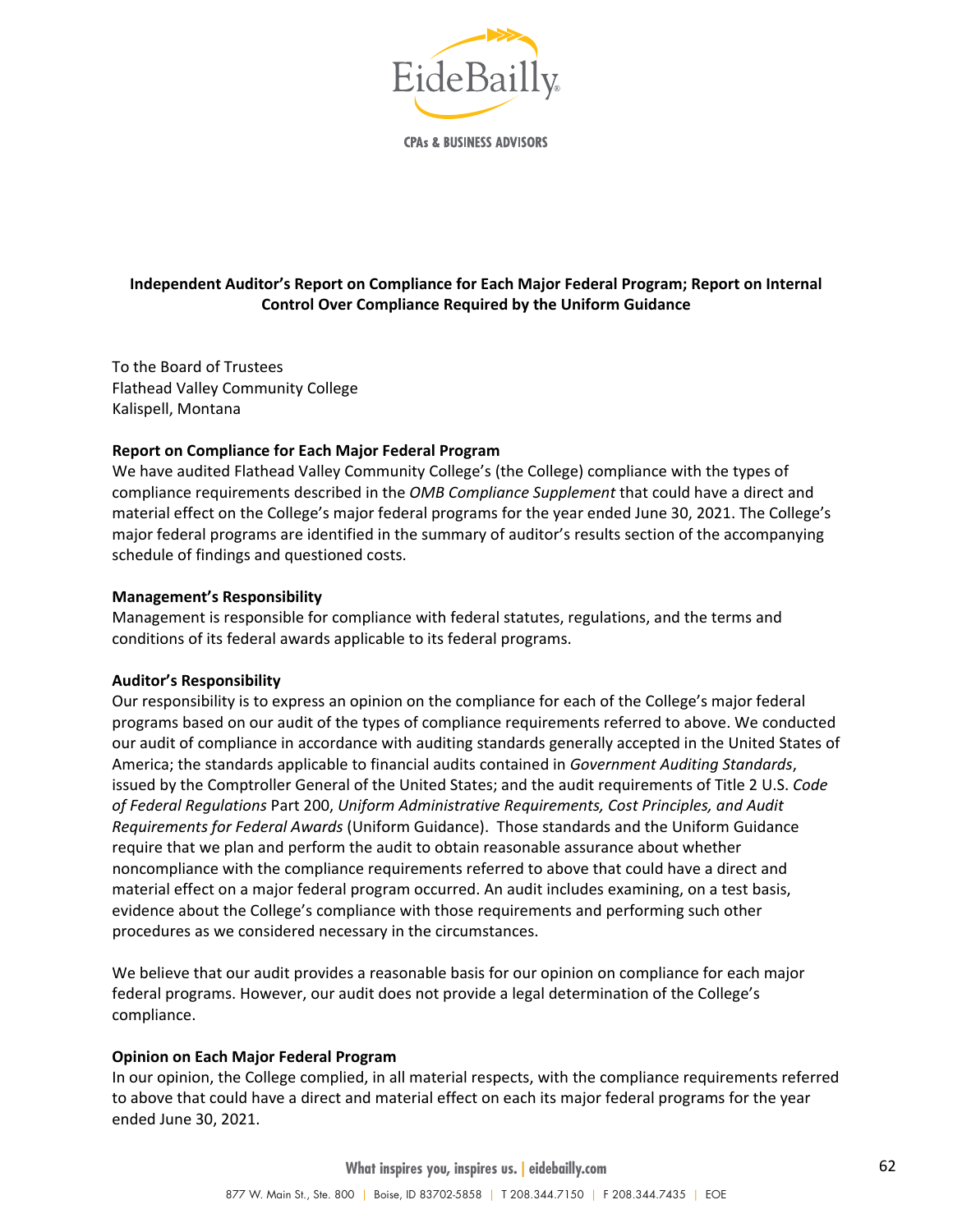# Independent Auditor's Report on Compliance for Each Major Federal Program; Report on Internal Control Over Compliance Required by the Uniform Guidance

To the Board of Trustees
Flathead Valley Community College
Kalispell, Montana

**Report on Compliance for Each Major Federal Program**

We have audited Flathead Valley Community College's (the College) compliance with the types of compliance requirements described in the *OMB Compliance Supplement* that could have a direct and material effect on the College's major federal programs for the year ended June 30, 2021. The College's major federal programs are identified in the summary of auditor's results section of the accompanying schedule of findings and questioned costs.

**Management's Responsibility**

Management is responsible for compliance with federal statutes, regulations, and the terms and conditions of its federal awards applicable to its federal programs.

**Auditor's Responsibility**

Our responsibility is to express an opinion on the compliance for each of the College's major federal programs based on our audit of the types of compliance requirements referred to above. We conducted our audit of compliance in accordance with auditing standards generally accepted in the United States of America; the standards applicable to financial audits contained in *Government Auditing Standards*, issued by the Comptroller General of the United States; and the audit requirements of Title 2 U.S. *Code of Federal Regulations* Part 200, *Uniform Administrative Requirements, Cost Principles, and Audit Requirements for Federal Awards* (Uniform Guidance). Those standards and the Uniform Guidance require that we plan and perform the audit to obtain reasonable assurance about whether noncompliance with the compliance requirements referred to above that could have a direct and material effect on a major federal program occurred. An audit includes examining, on a test basis, evidence about the College's compliance with those requirements and performing such other procedures as we considered necessary in the circumstances.

We believe that our audit provides a reasonable basis for our opinion on compliance for each major federal programs. However, our audit does not provide a legal determination of the College's compliance.

**Opinion on Each Major Federal Program**

In our opinion, the College complied, in all material respects, with the compliance requirements referred to above that could have a direct and material effect on each its major federal programs for the year ended June 30, 2021.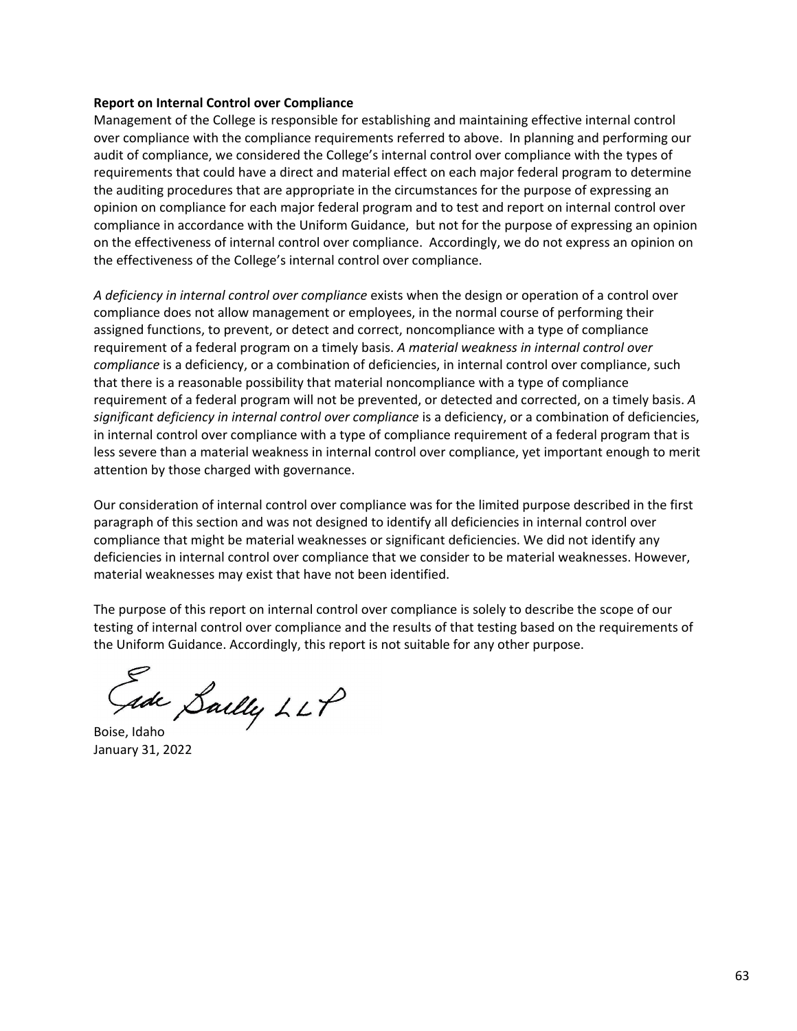**Report on Internal Control over Compliance**

Management of the College is responsible for establishing and maintaining effective internal control over compliance with the compliance requirements referred to above. In planning and performing our audit of compliance, we considered the College's internal control over compliance with the types of requirements that could have a direct and material effect on each major federal program to determine the auditing procedures that are appropriate in the circumstances for the purpose of expressing an opinion on compliance for each major federal program and to test and report on internal control over compliance in accordance with the Uniform Guidance, but not for the purpose of expressing an opinion on the effectiveness of internal control over compliance. Accordingly, we do not express an opinion on the effectiveness of the College's internal control over compliance.

*A deficiency in internal control over compliance* exists when the design or operation of a control over compliance does not allow management or employees, in the normal course of performing their assigned functions, to prevent, or detect and correct, noncompliance with a type of compliance requirement of a federal program on a timely basis. *A material weakness in internal control over compliance* is a deficiency, or a combination of deficiencies, in internal control over compliance, such that there is a reasonable possibility that material noncompliance with a type of compliance requirement of a federal program will not be prevented, or detected and corrected, on a timely basis. *A significant deficiency in internal control over compliance* is a deficiency, or a combination of deficiencies, in internal control over compliance with a type of compliance requirement of a federal program that is less severe than a material weakness in internal control over compliance, yet important enough to merit attention by those charged with governance.

Our consideration of internal control over compliance was for the limited purpose described in the first paragraph of this section and was not designed to identify all deficiencies in internal control over compliance that might be material weaknesses or significant deficiencies. We did not identify any deficiencies in internal control over compliance that we consider to be material weaknesses. However, material weaknesses may exist that have not been identified.

The purpose of this report on internal control over compliance is solely to describe the scope of our testing of internal control over compliance and the results of that testing based on the requirements of the Uniform Guidance. Accordingly, this report is not suitable for any other purpose.

Eide Bailly LLP

Boise, Idaho
January 31, 2022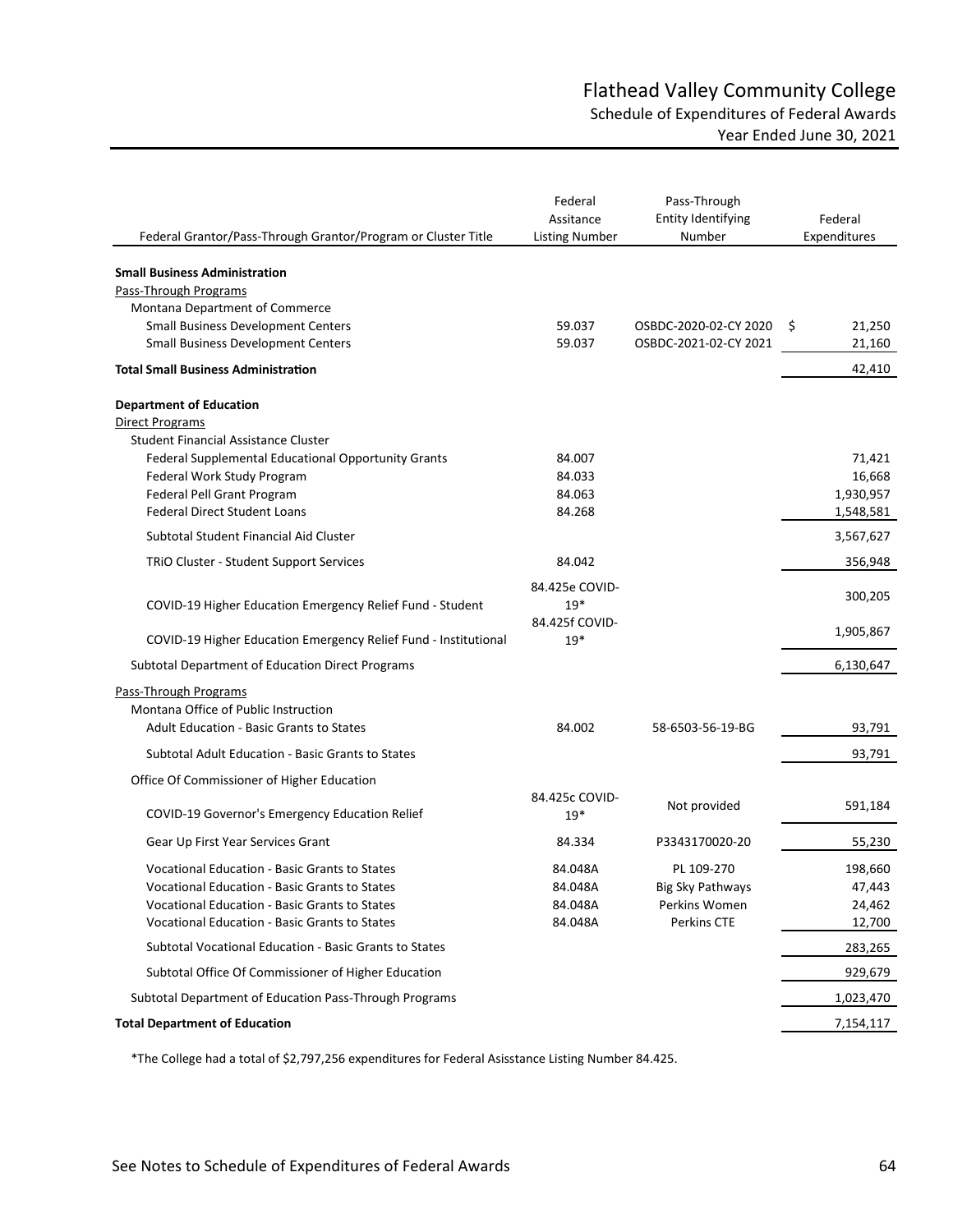# Flathead Valley Community College

## Schedule of Expenditures of Federal Awards

### Year Ended June 30, 2021

| Federal Grantor/Pass-Through Grantor/Program or Cluster Title | Federal Assitance Listing Number | Pass-Through Entity Identifying Number | Federal Expenditures |
|---|---|---|---|
| **Small Business Administration** | | | |
| Pass-Through Programs | | | |
| Montana Department of Commerce | | | |
| Small Business Development Centers | 59.037 | OSBDC-2020-02-CY 2020 | $ 21,250 |
| Small Business Development Centers | 59.037 | OSBDC-2021-02-CY 2021 | 21,160 |
| **Total Small Business Administration** | | | 42,410 |
| **Department of Education** | | | |
| Direct Programs | | | |
| Student Financial Assistance Cluster | | | |
| Federal Supplemental Educational Opportunity Grants | 84.007 | | 71,421 |
| Federal Work Study Program | 84.033 | | 16,668 |
| Federal Pell Grant Program | 84.063 | | 1,930,957 |
| Federal Direct Student Loans | 84.268 | | 1,548,581 |
| Subtotal Student Financial Aid Cluster | | | 3,567,627 |
| TRiO Cluster - Student Support Services | 84.042 | | 356,948 |
| COVID-19 Higher Education Emergency Relief Fund - Student | 84.425e COVID-19* | | 300,205 |
| COVID-19 Higher Education Emergency Relief Fund - Institutional | 84.425f COVID-19* | | 1,905,867 |
| Subtotal Department of Education Direct Programs | | | 6,130,647 |
| Pass-Through Programs | | | |
| Montana Office of Public Instruction | | | |
| Adult Education - Basic Grants to States | 84.002 | 58-6503-56-19-BG | 93,791 |
| Subtotal Adult Education - Basic Grants to States | | | 93,791 |
| Office Of Commissioner of Higher Education | | | |
| COVID-19 Governor's Emergency Education Relief | 84.425c COVID-19* | Not provided | 591,184 |
| Gear Up First Year Services Grant | 84.334 | P3343170020-20 | 55,230 |
| Vocational Education - Basic Grants to States | 84.048A | PL 109-270 | 198,660 |
| Vocational Education - Basic Grants to States | 84.048A | Big Sky Pathways | 47,443 |
| Vocational Education - Basic Grants to States | 84.048A | Perkins Women | 24,462 |
| Vocational Education - Basic Grants to States | 84.048A | Perkins CTE | 12,700 |
| Subtotal Vocational Education - Basic Grants to States | | | 283,265 |
| Subtotal Office Of Commissioner of Higher Education | | | 929,679 |
| Subtotal Department of Education Pass-Through Programs | | | 1,023,470 |
| **Total Department of Education** | | | 7,154,117 |

*The College had a total of $2,797,256 expenditures for Federal Asisstance Listing Number 84.425.

See Notes to Schedule of Expenditures of Federal Awards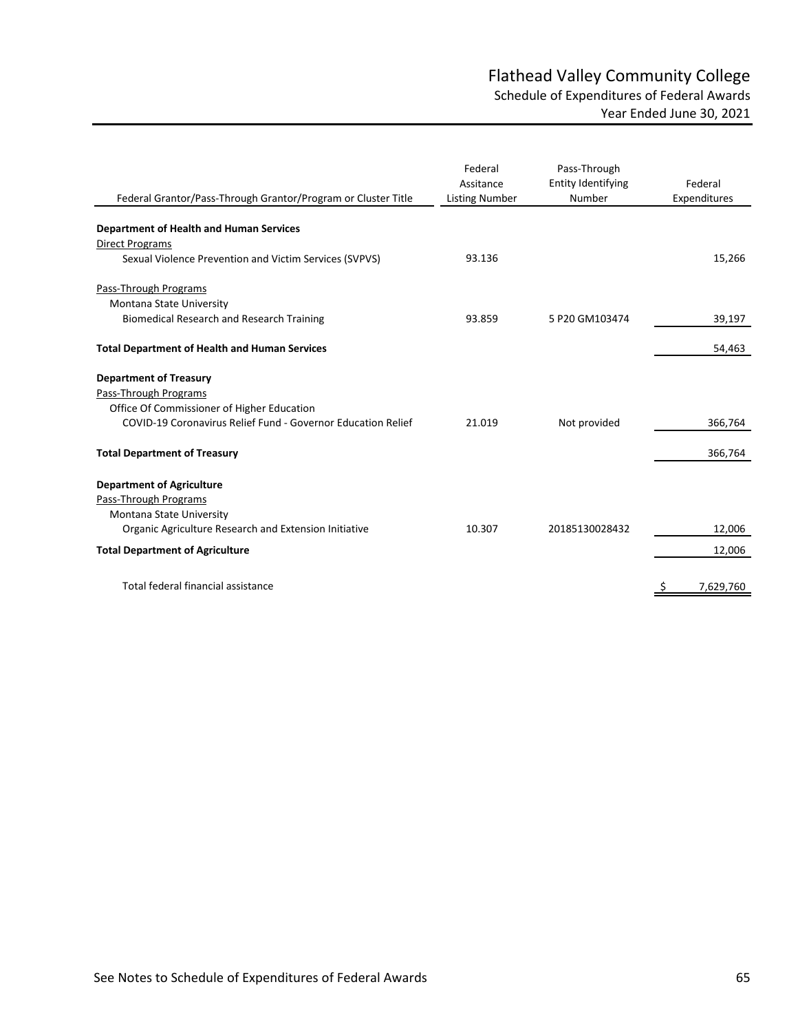# Flathead Valley Community College

## Schedule of Expenditures of Federal Awards

### Year Ended June 30, 2021

| Federal Grantor/Pass-Through Grantor/Program or Cluster Title | Federal Assitance Listing Number | Pass-Through Entity Identifying Number | Federal Expenditures |
|---|---|---|---|
| **Department of Health and Human Services** | | | |
| Direct Programs | | | |
| Sexual Violence Prevention and Victim Services (SVPVS) | 93.136 | | 15,266 |
| Pass-Through Programs | | | |
| Montana State University | | | |
| Biomedical Research and Research Training | 93.859 | 5 P20 GM103474 | 39,197 |
| **Total Department of Health and Human Services** | | | 54,463 |
| **Department of Treasury** | | | |
| Pass-Through Programs | | | |
| Office Of Commissioner of Higher Education | | | |
| COVID-19 Coronavirus Relief Fund - Governor Education Relief | 21.019 | Not provided | 366,764 |
| **Total Department of Treasury** | | | 366,764 |
| **Department of Agriculture** | | | |
| Pass-Through Programs | | | |
| Montana State University | | | |
| Organic Agriculture Research and Extension Initiative | 10.307 | 20185130028432 | 12,006 |
| **Total Department of Agriculture** | | | 12,006 |
| Total federal financial assistance | | | $ 7,629,760 |

See Notes to Schedule of Expenditures of Federal Awards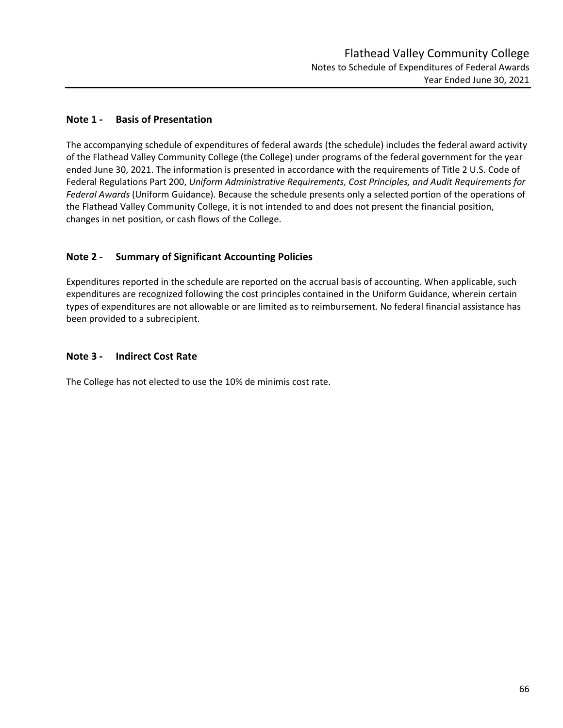# Flathead Valley Community College

Notes to Schedule of Expenditures of Federal Awards
Year Ended June 30, 2021

## Note 1 - Basis of Presentation

The accompanying schedule of expenditures of federal awards (the schedule) includes the federal award activity of the Flathead Valley Community College (the College) under programs of the federal government for the year ended June 30, 2021. The information is presented in accordance with the requirements of Title 2 U.S. Code of Federal Regulations Part 200, *Uniform Administrative Requirements, Cost Principles, and Audit Requirements for Federal Awards* (Uniform Guidance). Because the schedule presents only a selected portion of the operations of the Flathead Valley Community College, it is not intended to and does not present the financial position, changes in net position, or cash flows of the College.

## Note 2 - Summary of Significant Accounting Policies

Expenditures reported in the schedule are reported on the accrual basis of accounting. When applicable, such expenditures are recognized following the cost principles contained in the Uniform Guidance, wherein certain types of expenditures are not allowable or are limited as to reimbursement. No federal financial assistance has been provided to a subrecipient.

## Note 3 - Indirect Cost Rate

The College has not elected to use the 10% de minimis cost rate.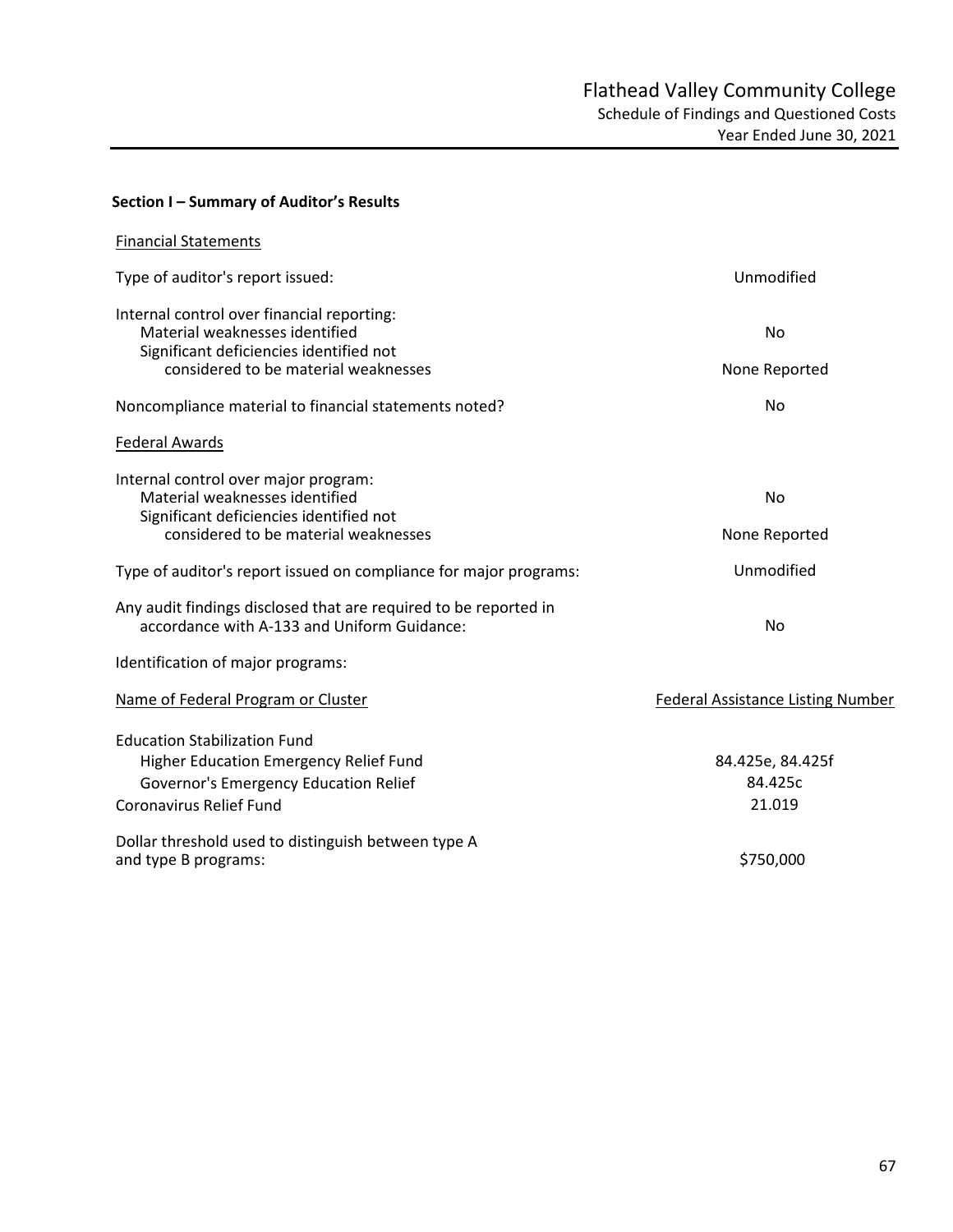# Flathead Valley Community College

## Schedule of Findings and Questioned Costs

### Year Ended June 30, 2021

**Section I – Summary of Auditor's Results**

Financial Statements

| | |
|---|---|
| Type of auditor's report issued: | Unmodified |
| Internal control over financial reporting: | |
| Material weaknesses identified | No |
| Significant deficiencies identified not considered to be material weaknesses | None Reported |
| Noncompliance material to financial statements noted? | No |

Federal Awards

| | |
|---|---|
| Internal control over major program: | |
| Material weaknesses identified | No |
| Significant deficiencies identified not considered to be material weaknesses | None Reported |
| Type of auditor's report issued on compliance for major programs: | Unmodified |
| Any audit findings disclosed that are required to be reported in accordance with A-133 and Uniform Guidance: | No |

Identification of major programs:

| Name of Federal Program or Cluster | Federal Assistance Listing Number |
|---|---|
| Education Stabilization Fund | |
| Higher Education Emergency Relief Fund | 84.425e, 84.425f |
| Governor's Emergency Education Relief | 84.425c |
| Coronavirus Relief Fund | 21.019 |

| | |
|---|---|
| Dollar threshold used to distinguish between type A and type B programs: | $750,000 |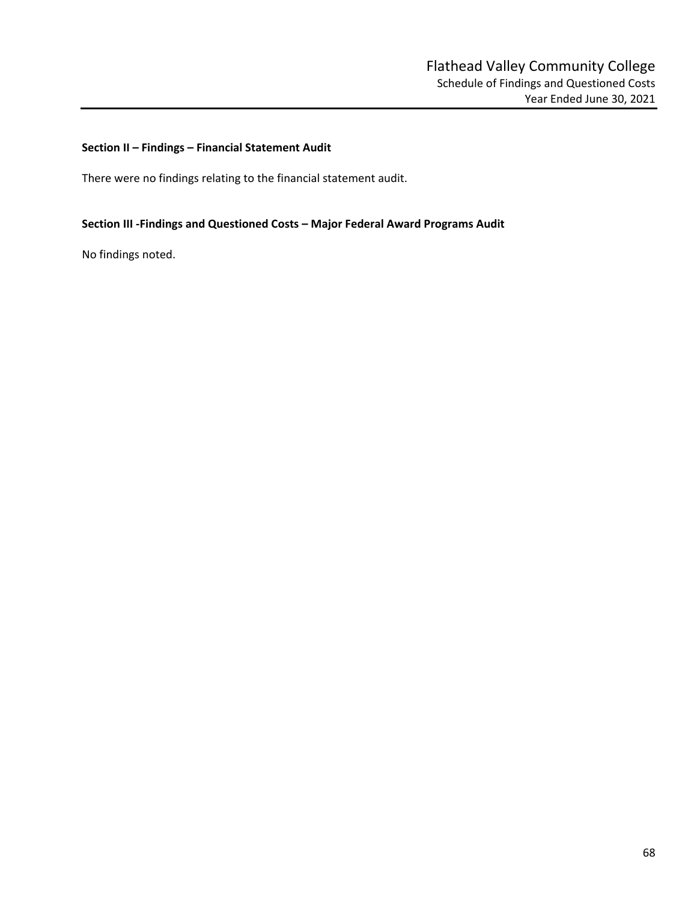# Flathead Valley Community College

Schedule of Findings and Questioned Costs

Year Ended June 30, 2021

**Section II – Findings – Financial Statement Audit**

There were no findings relating to the financial statement audit.

**Section III -Findings and Questioned Costs – Major Federal Award Programs Audit**

No findings noted.